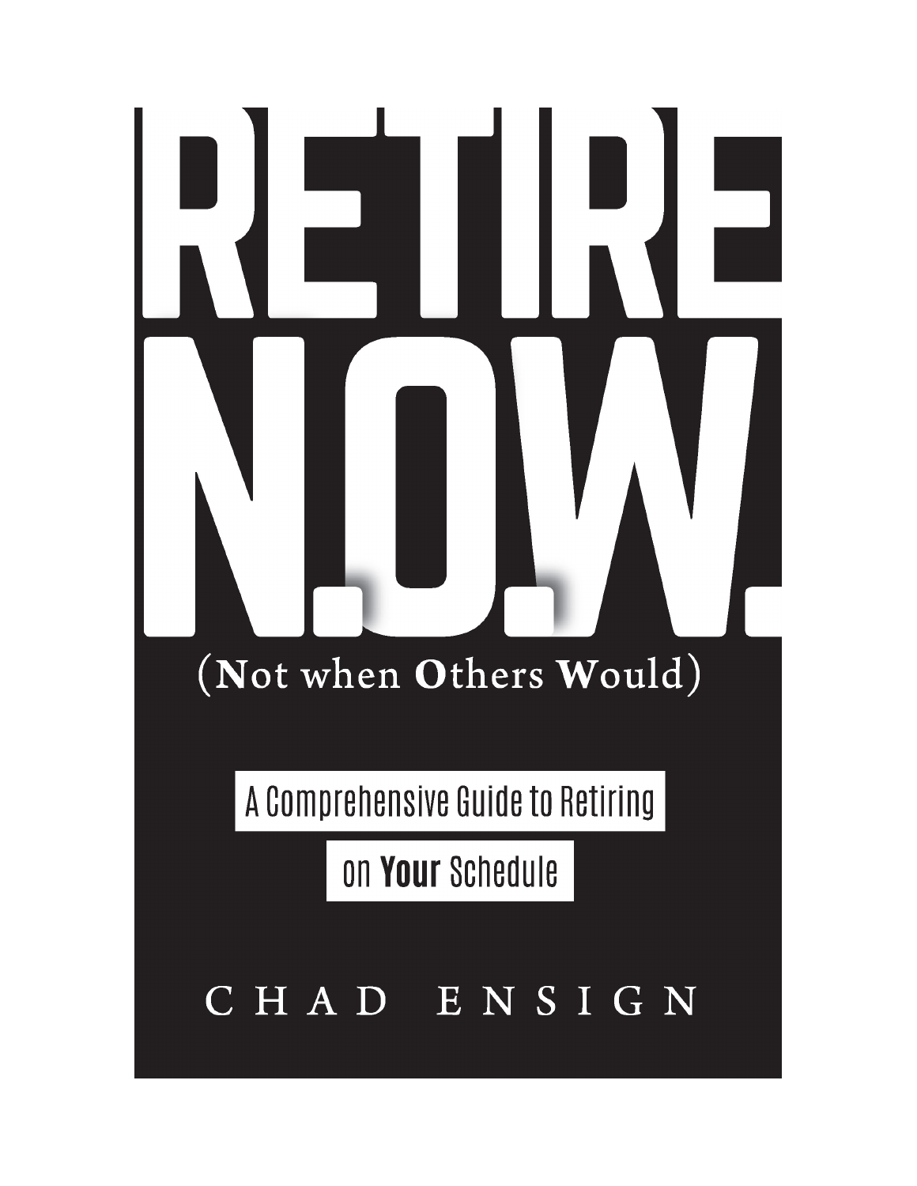# RETIRE N.O.W.

(**N**ot when **O**thers **W**ould)

A Comprehensive Guide to Retiring on **Your** Schedule

CHAD ENSIGN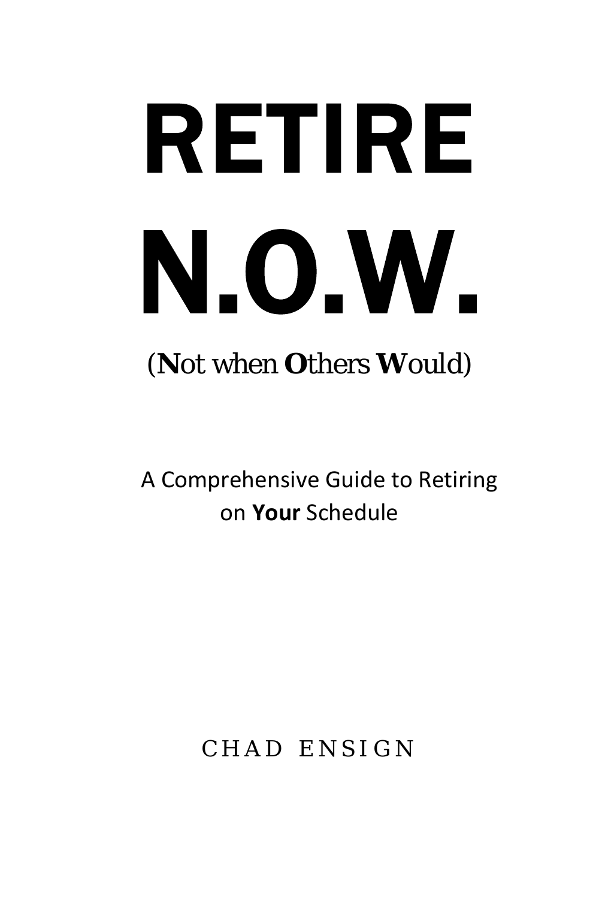# RETIRE N.O.W.

(**N**ot when **O**thers **W**ould)

A Comprehensive Guide to Retiring on **Your** Schedule

CHAD ENSIGN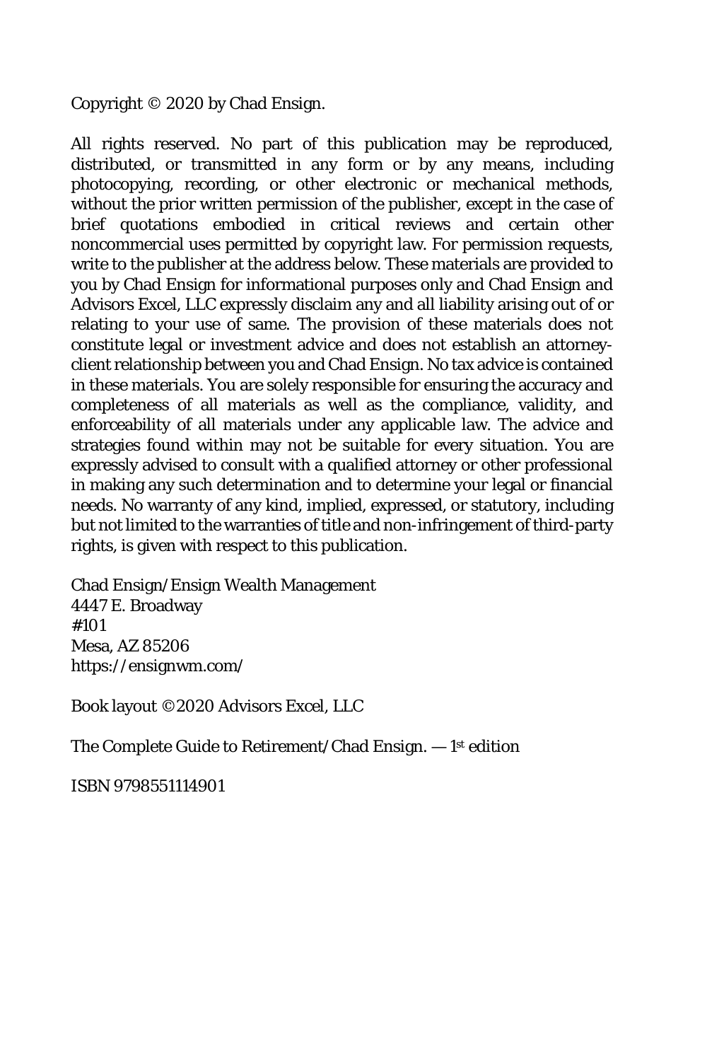Copyright © 2020 by Chad Ensign.

All rights reserved. No part of this publication may be reproduced, distributed, or transmitted in any form or by any means, including photocopying, recording, or other electronic or mechanical methods, without the prior written permission of the publisher, except in the case of brief quotations embodied in critical reviews and certain other noncommercial uses permitted by copyright law. For permission requests, write to the publisher at the address below. These materials are provided to you by Chad Ensign for informational purposes only and Chad Ensign and Advisors Excel, LLC expressly disclaim any and all liability arising out of or relating to your use of same. The provision of these materials does not constitute legal or investment advice and does not establish an attorney-client relationship between you and Chad Ensign. No tax advice is contained in these materials. You are solely responsible for ensuring the accuracy and completeness of all materials as well as the compliance, validity, and enforceability of all materials under any applicable law. The advice and strategies found within may not be suitable for every situation. You are expressly advised to consult with a qualified attorney or other professional in making any such determination and to determine your legal or financial needs. No warranty of any kind, implied, expressed, or statutory, including but not limited to the warranties of title and non-infringement of third-party rights, is given with respect to this publication.

Chad Ensign/Ensign Wealth Management  
4447 E. Broadway  
#101  
Mesa, AZ 85206  
https://ensignwm.com/

Book layout ©2020 Advisors Excel, LLC

The Complete Guide to Retirement/Chad Ensign. — 1st edition

ISBN 9798551114901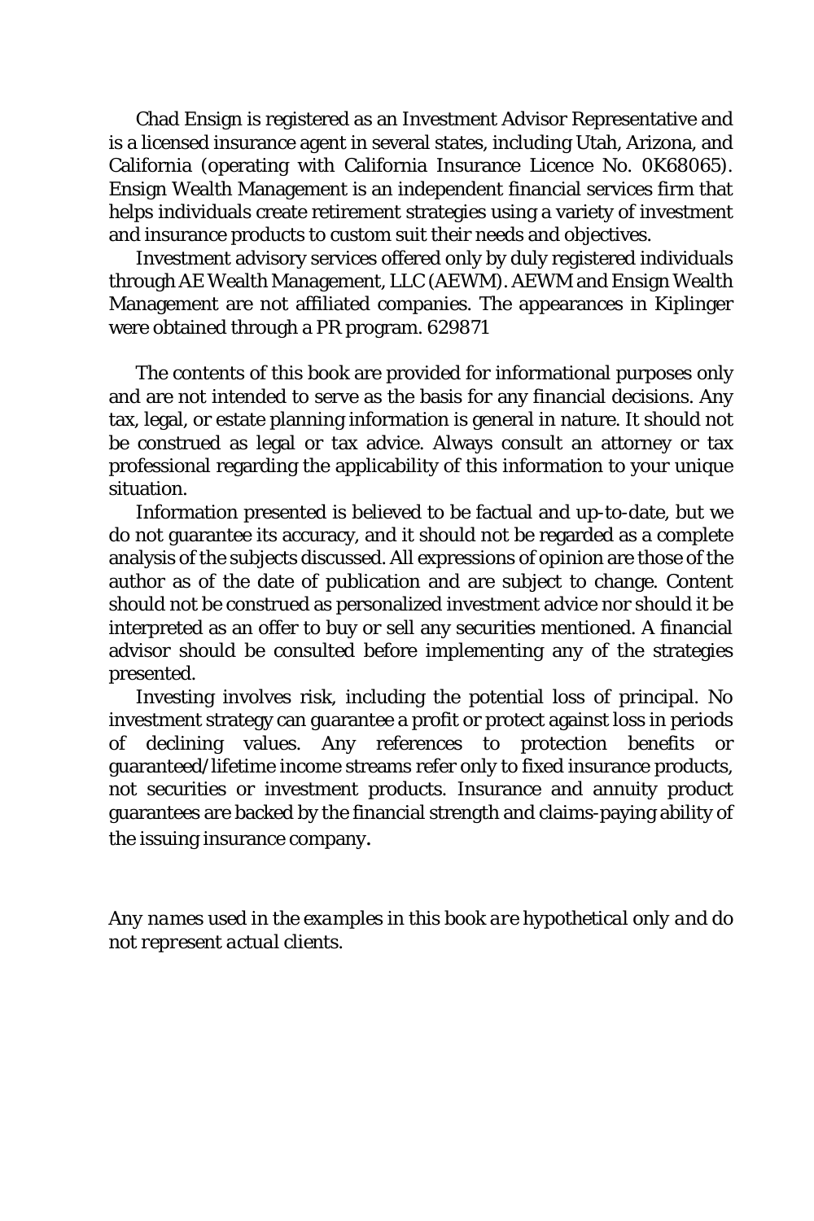Chad Ensign is registered as an Investment Advisor Representative and is a licensed insurance agent in several states, including Utah, Arizona, and California (operating with California Insurance Licence No. 0K68065). Ensign Wealth Management is an independent financial services firm that helps individuals create retirement strategies using a variety of investment and insurance products to custom suit their needs and objectives.

Investment advisory services offered only by duly registered individuals through AE Wealth Management, LLC (AEWM). AEWM and Ensign Wealth Management are not affiliated companies. The appearances in Kiplinger were obtained through a PR program. 629871

The contents of this book are provided for informational purposes only and are not intended to serve as the basis for any financial decisions. Any tax, legal, or estate planning information is general in nature. It should not be construed as legal or tax advice. Always consult an attorney or tax professional regarding the applicability of this information to your unique situation.

Information presented is believed to be factual and up-to-date, but we do not guarantee its accuracy, and it should not be regarded as a complete analysis of the subjects discussed. All expressions of opinion are those of the author as of the date of publication and are subject to change. Content should not be construed as personalized investment advice nor should it be interpreted as an offer to buy or sell any securities mentioned. A financial advisor should be consulted before implementing any of the strategies presented.

Investing involves risk, including the potential loss of principal. No investment strategy can guarantee a profit or protect against loss in periods of declining values. Any references to protection benefits or guaranteed/lifetime income streams refer only to fixed insurance products, not securities or investment products. Insurance and annuity product guarantees are backed by the financial strength and claims-paying ability of the issuing insurance company.

*Any names used in the examples in this book are hypothetical only and do not represent actual clients.*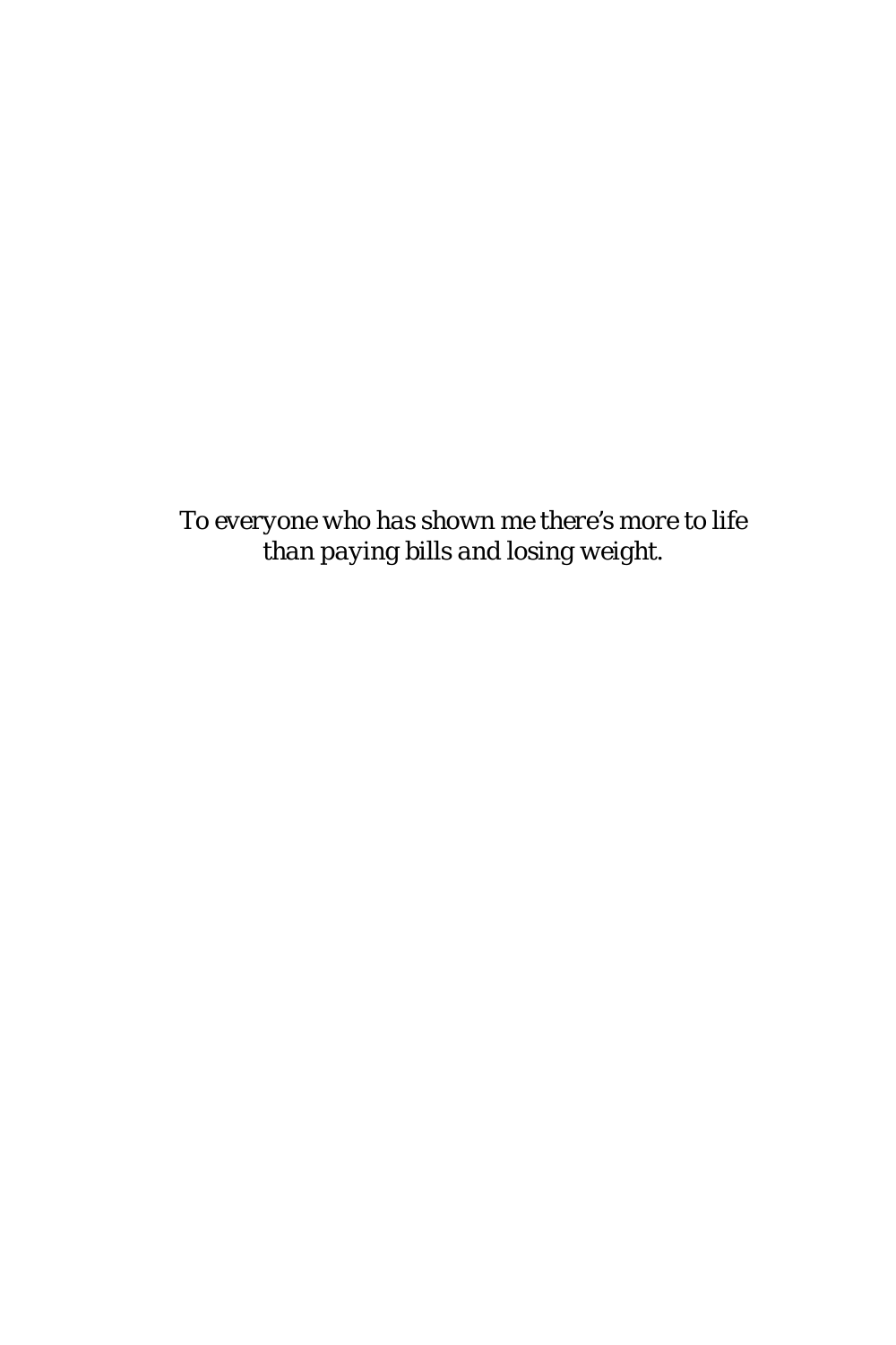*To everyone who has shown me there's more to life than paying bills and losing weight.*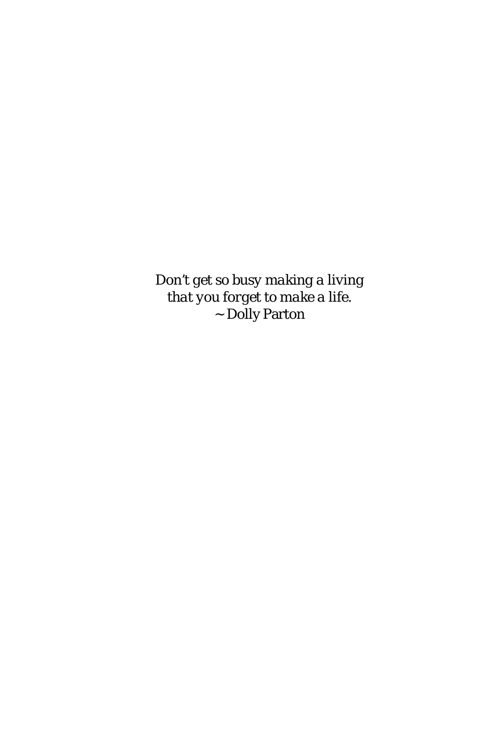*Don't get so busy making a living*
*that you forget to make a life.*
~ Dolly Parton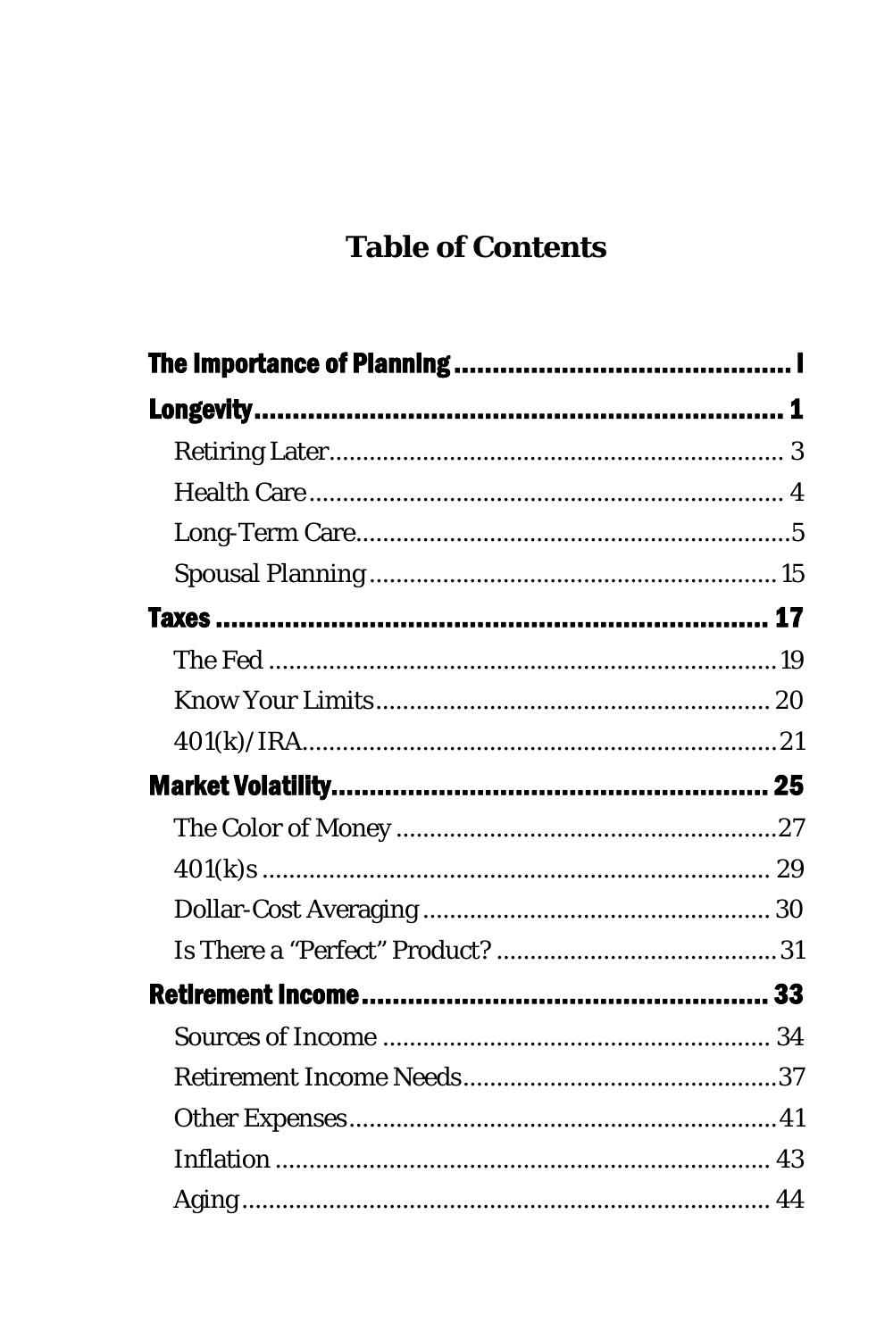# Table of Contents

**The Importance of Planning** ............................................ I

**Longevity** ................................................................... 1

- Retiring Later ................................................................ 3
- Health Care .................................................................. 4
- Long-Term Care .............................................................. 5
- Spousal Planning ............................................................ 15

**Taxes** ........................................................................ 17

- The Fed ....................................................................... 19
- Know Your Limits ............................................................ 20
- 401(k)/IRA .................................................................... 21

**Market Volatility** ......................................................... 25

- The Color of Money ......................................................... 27
- 401(k)s ....................................................................... 29
- Dollar-Cost Averaging ...................................................... 30
- Is There a "Perfect" Product? ............................................. 31

**Retirement Income** ......................................................... 33

- Sources of Income ........................................................... 34
- Retirement Income Needs ................................................... 37
- Other Expenses ............................................................... 41
- Inflation ...................................................................... 43
- Aging .......................................................................... 44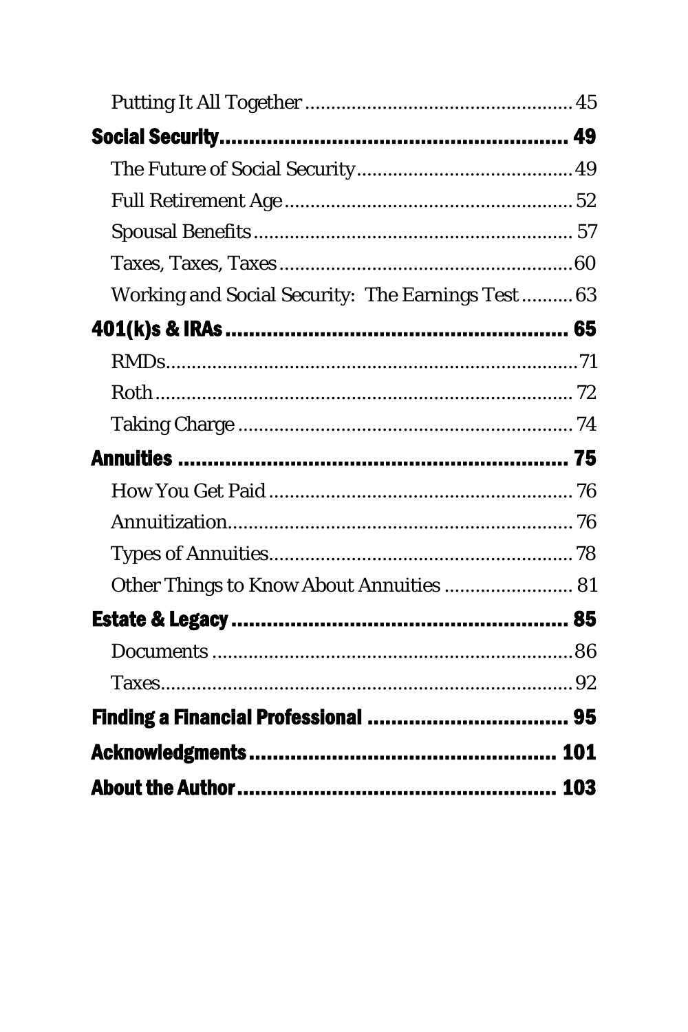Putting It All Together .................................................... 45

**Social Security ........................................................ 49**

The Future of Social Security .......................................... 49

Full Retirement Age ........................................................ 52

Spousal Benefits .............................................................. 57

Taxes, Taxes, Taxes ......................................................... 60

Working and Social Security: The Earnings Test .......... 63

**401(k)s & IRAs ........................................................ 65**

RMDs ................................................................................ 71

Roth .................................................................................. 72

Taking Charge .................................................................. 74

**Annuities ................................................................. 75**

How You Get Paid ............................................................ 76

Annuitization .................................................................... 76

Types of Annuities ............................................................ 78

Other Things to Know About Annuities ......................... 81

**Estate & Legacy ........................................................ 85**

Documents ....................................................................... 86

Taxes ................................................................................. 92

**Finding a Financial Professional .................................. 95**

**Acknowledgments .................................................. 101**

**About the Author .................................................... 103**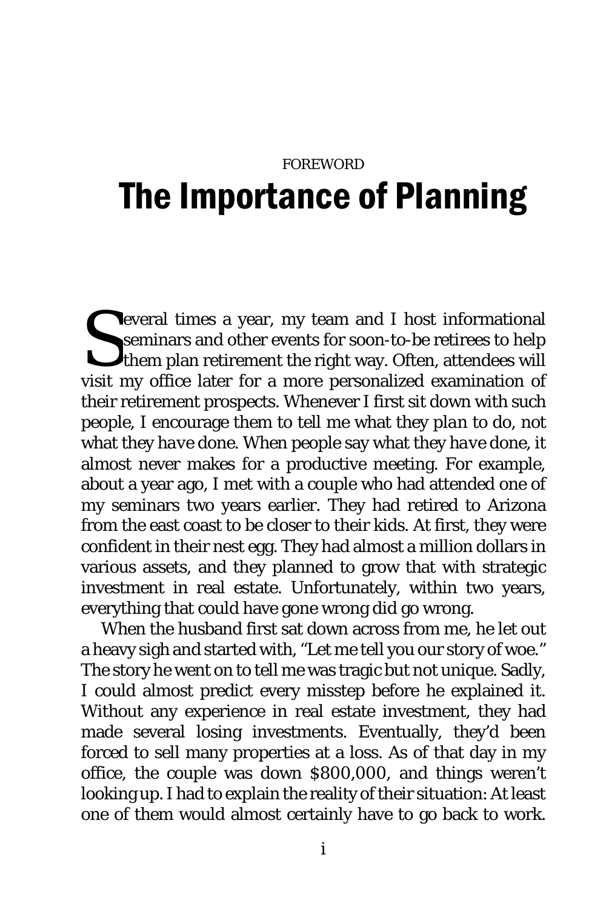FOREWORD

# The Importance of Planning

Several times a year, my team and I host informational seminars and other events for soon-to-be retirees to help them plan retirement the right way. Often, attendees will visit my office later for a more personalized examination of their retirement prospects. Whenever I first sit down with such people, I encourage them to tell me what they *plan* to do, not what they *have* done. When people say what they *have* done, it almost never makes for a productive meeting. For example, about a year ago, I met with a couple who had attended one of my seminars two years earlier. They had retired to Arizona from the east coast to be closer to their kids. At first, they were confident in their nest egg. They had almost a million dollars in various assets, and they planned to grow that with strategic investment in real estate. Unfortunately, within two years, everything that could have gone wrong did go wrong.

When the husband first sat down across from me, he let out a heavy sigh and started with, "Let me tell you our story of woe." The story he went on to tell me was tragic but not unique. Sadly, I could almost predict every misstep before he explained it. Without any experience in real estate investment, they had made several losing investments. Eventually, they'd been forced to sell many properties at a loss. As of that day in my office, the couple was down $800,000, and things weren't looking up. I had to explain the reality of their situation: At least one of them would almost certainly have to go back to work.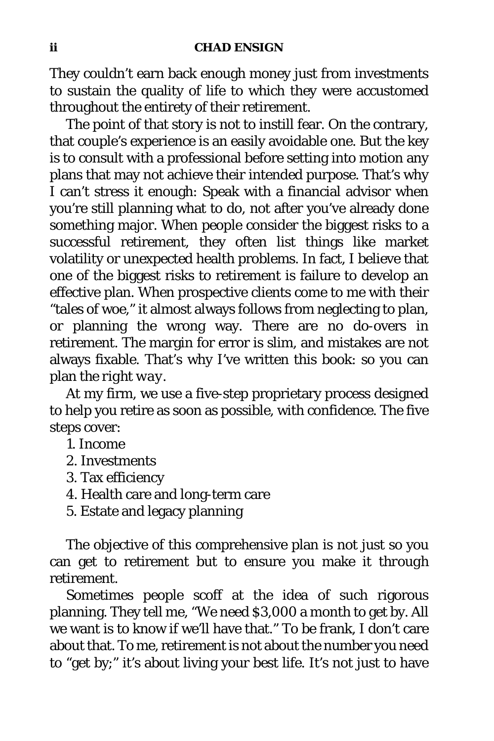They couldn't earn back enough money just from investments to sustain the quality of life to which they were accustomed throughout the entirety of their retirement.

The point of that story is not to instill fear. On the contrary, that couple's experience is an easily avoidable one. But the key is to consult with a professional before setting into motion any plans that may not achieve their intended purpose. That's why I can't stress it enough: Speak with a financial advisor when you're still planning what to do, not after you've already done something major. When people consider the biggest risks to a successful retirement, they often list things like market volatility or unexpected health problems. In fact, I believe that one of the biggest risks to retirement is failure to develop an effective plan. When prospective clients come to me with their "tales of woe," it almost always follows from neglecting to plan, or planning the wrong way. There are no do-overs in retirement. The margin for error is slim, and mistakes are not always fixable. That's why I've written this book: so you can plan the *right way*.

At my firm, we use a five-step proprietary process designed to help you retire as soon as possible, with confidence. The five steps cover:

1. Income
2. Investments
3. Tax efficiency
4. Health care and long-term care
5. Estate and legacy planning

The objective of this comprehensive plan is not just so you can get to retirement but to ensure you make it through retirement.

Sometimes people scoff at the idea of such rigorous planning. They tell me, "We need $3,000 a month to get by. All we want is to know if we'll have that." To be frank, I don't care about that. To me, retirement is not about the number you need to "get by;" it's about living your best life. It's not just to have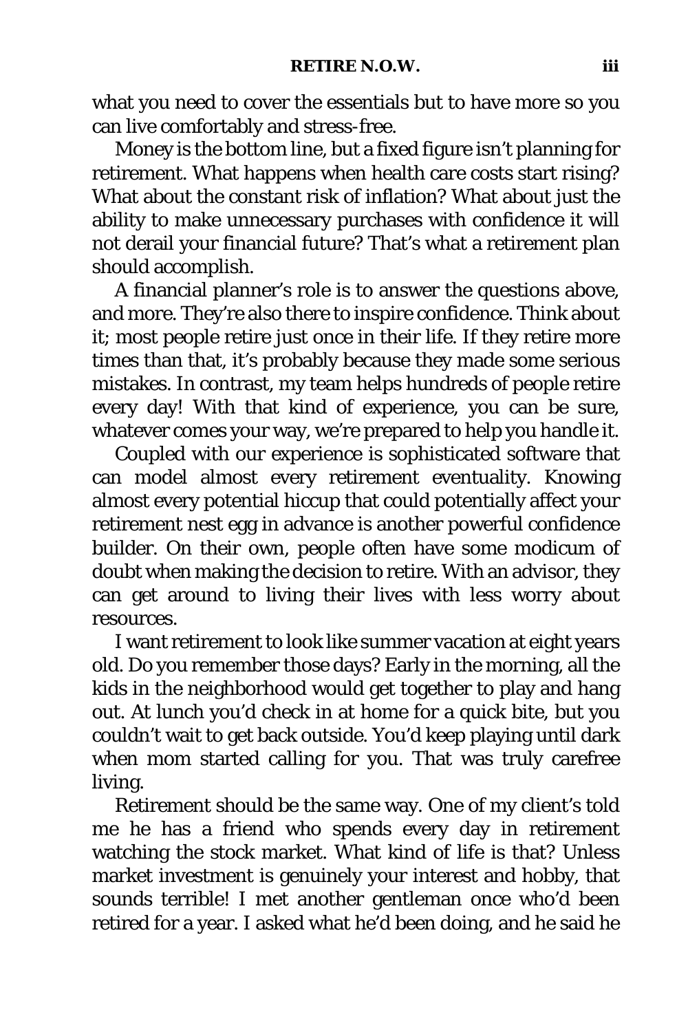what you need to cover the essentials but to have more so you can live comfortably and stress-free.

Money is the bottom line, but a fixed figure isn't planning for retirement. What happens when health care costs start rising? What about the constant risk of inflation? What about just the ability to make unnecessary purchases with confidence it will not derail your financial future? That's what a retirement plan should accomplish.

A financial planner's role is to answer the questions above, and more. They're also there to inspire confidence. Think about it; most people retire just once in their life. If they retire more times than that, it's probably because they made some serious mistakes. In contrast, my team helps hundreds of people retire every day! With that kind of experience, you can be sure, whatever comes your way, we're prepared to help you handle it.

Coupled with our experience is sophisticated software that can model almost every retirement eventuality. Knowing almost every potential hiccup that could potentially affect your retirement nest egg in advance is another powerful confidence builder. On their own, people often have some modicum of doubt when making the decision to retire. With an advisor, they can get around to living their lives with less worry about resources.

I want retirement to look like summer vacation at eight years old. Do you remember those days? Early in the morning, all the kids in the neighborhood would get together to play and hang out. At lunch you'd check in at home for a quick bite, but you couldn't wait to get back outside. You'd keep playing until dark when mom started calling for you. That was truly carefree living.

Retirement should be the same way. One of my client's told me he has a friend who spends every day in retirement watching the stock market. What kind of life is that? Unless market investment is genuinely your interest and hobby, that sounds terrible! I met another gentleman once who'd been retired for a year. I asked what he'd been doing, and he said he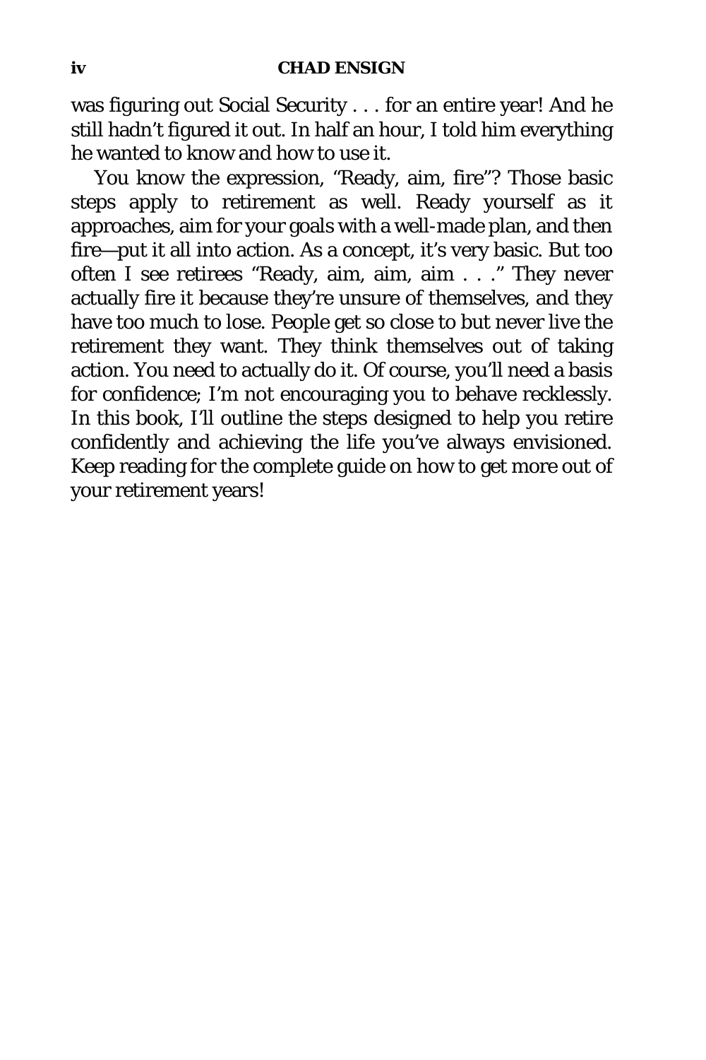was figuring out Social Security . . . for an entire year! And he still hadn't figured it out. In half an hour, I told him everything he wanted to know and how to use it.

You know the expression, "Ready, aim, fire"? Those basic steps apply to retirement as well. Ready yourself as it approaches, aim for your goals with a well-made plan, and then fire—put it all into action. As a concept, it's very basic. But too often I see retirees "Ready, aim, aim, aim . . ." They never actually fire it because they're unsure of themselves, and they have too much to lose. People get so close to but never live the retirement they want. They think themselves out of taking action. You need to actually do it. Of course, you'll need a basis for confidence; I'm not encouraging you to behave recklessly. In this book, I'll outline the steps designed to help you retire confidently and achieving the life you've always envisioned. Keep reading for the complete guide on how to get more out of your retirement years!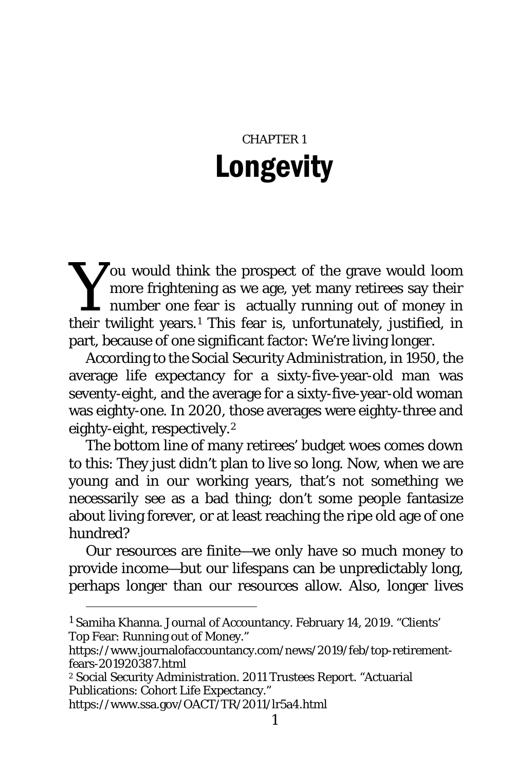CHAPTER 1

# Longevity

You would think the prospect of the grave would loom more frightening as we age, yet many retirees say their number one fear is actually running out of money in their twilight years.[1] This fear is, unfortunately, justified, in part, because of one significant factor: We're living longer.

According to the Social Security Administration, in 1950, the average life expectancy for a sixty-five-year-old man was seventy-eight, and the average for a sixty-five-year-old woman was eighty-one. In 2020, those averages were eighty-three and eighty-eight, respectively.[2]

The bottom line of many retirees' budget woes comes down to this: They just didn't plan to live so long. Now, when we are young and in our working years, that's not something we necessarily see as a bad thing; don't some people fantasize about living forever, or at least reaching the ripe old age of one hundred?

Our resources are finite—we only have so much money to provide income—but our lifespans can be unpredictably long, perhaps longer than our resources allow. Also, longer lives

---

[1] Samiha Khanna. Journal of Accountancy. February 14, 2019. "Clients' Top Fear: Running out of Money." https://www.journalofaccountancy.com/news/2019/feb/top-retirement-fears-201920387.html

[2] Social Security Administration. 2011 Trustees Report. "Actuarial Publications: Cohort Life Expectancy." https://www.ssa.gov/OACT/TR/2011/lr5a4.html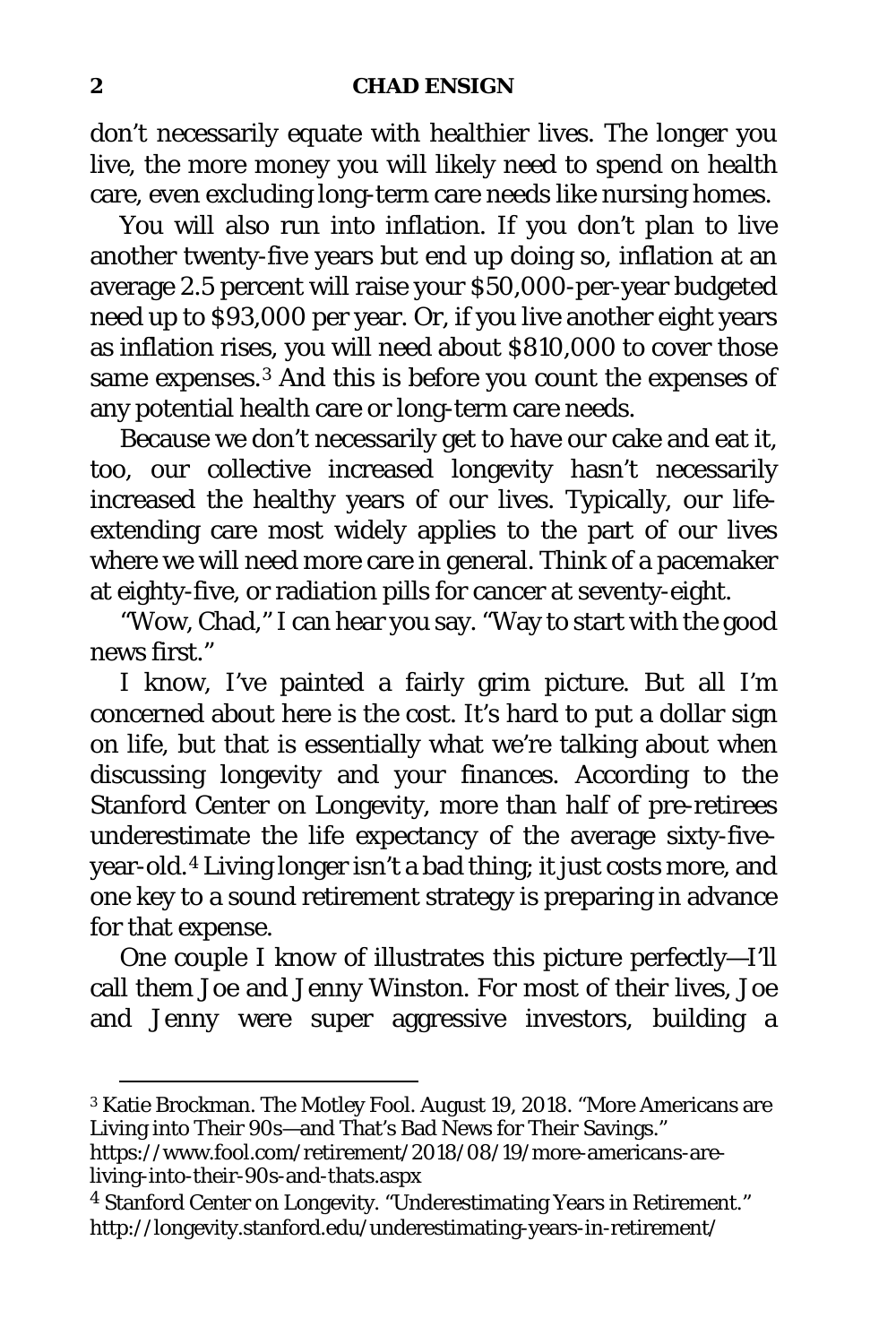don't necessarily equate with healthier lives. The longer you live, the more money you will likely need to spend on health care, even excluding long-term care needs like nursing homes.

You will also run into inflation. If you don't plan to live another twenty-five years but end up doing so, inflation at an average 2.5 percent will raise your $50,000-per-year budgeted need up to $93,000 per year. Or, if you live another eight years as inflation rises, you will need about $810,000 to cover those same expenses.[3] And this is before you count the expenses of any potential health care or long-term care needs.

Because we don't necessarily get to have our cake and eat it, too, our collective increased longevity hasn't necessarily increased the healthy years of our lives. Typically, our life-extending care most widely applies to the part of our lives where we will need more care in general. Think of a pacemaker at eighty-five, or radiation pills for cancer at seventy-eight.

"Wow, Chad," I can hear you say. "Way to start with the good news first."

I know, I've painted a fairly grim picture. But all I'm concerned about here is the cost. It's hard to put a dollar sign on life, but that is essentially what we're talking about when discussing longevity and your finances. According to the Stanford Center on Longevity, more than half of pre-retirees underestimate the life expectancy of the average sixty-five-year-old.[4] Living longer isn't a bad thing; it just costs more, and one key to a sound retirement strategy is preparing in advance for that expense.

One couple I know of illustrates this picture perfectly—I'll call them Joe and Jenny Winston. For most of their lives, Joe and Jenny were super aggressive investors, building a

---

[3] Katie Brockman. The Motley Fool. August 19, 2018. "More Americans are Living into Their 90s—and That's Bad News for Their Savings." https://www.fool.com/retirement/2018/08/19/more-americans-are-living-into-their-90s-and-thats.aspx

[4] Stanford Center on Longevity. "Underestimating Years in Retirement." http://longevity.stanford.edu/underestimating-years-in-retirement/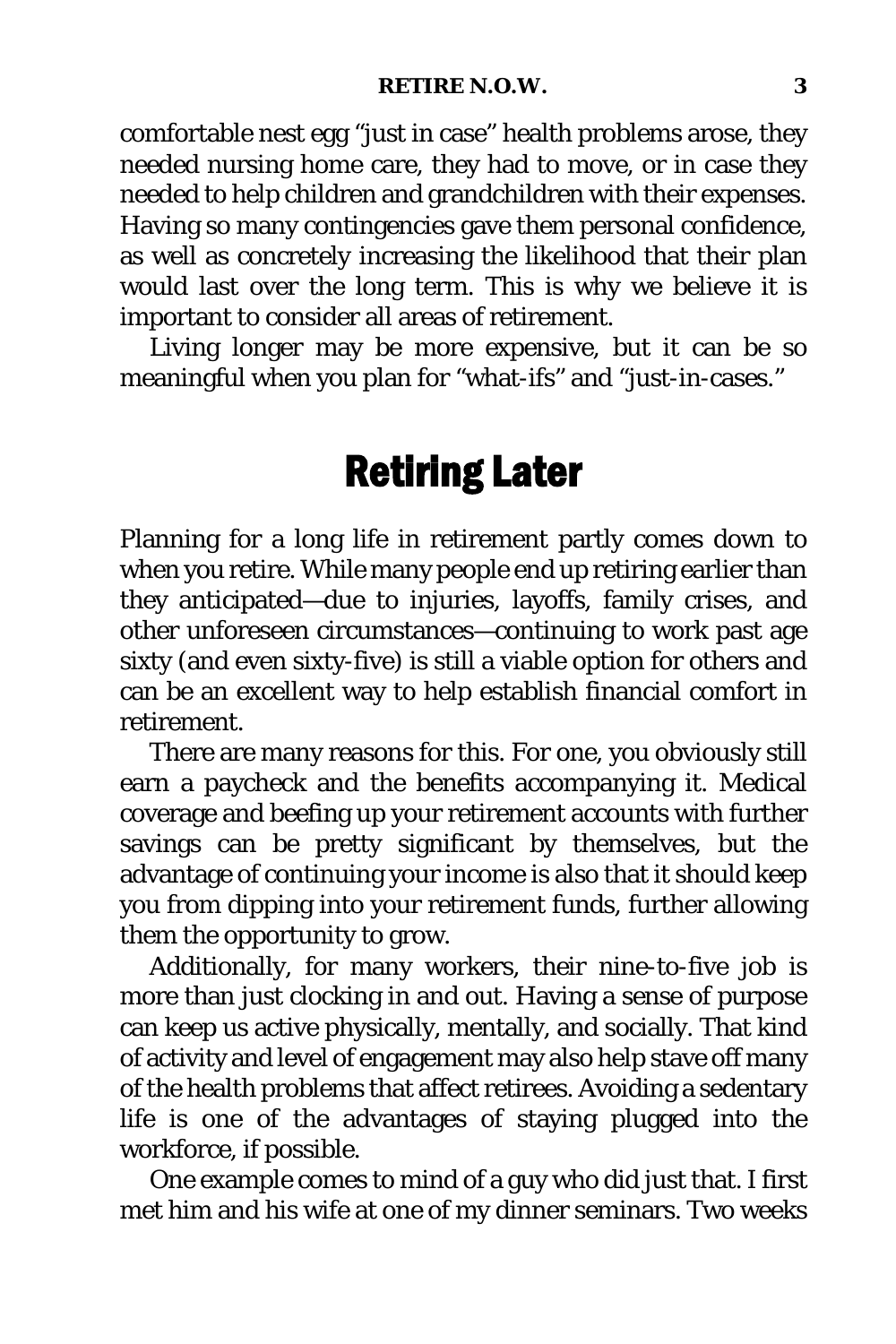comfortable nest egg "just in case" health problems arose, they needed nursing home care, they had to move, or in case they needed to help children and grandchildren with their expenses. Having so many contingencies gave them personal confidence, as well as concretely increasing the likelihood that their plan would last over the long term. This is why we believe it is important to consider all areas of retirement.

Living longer may be more expensive, but it can be so meaningful when you plan for "what-ifs" and "just-in-cases."

## Retiring Later

Planning for a long life in retirement partly comes down to when you retire. While many people end up retiring earlier than they anticipated—due to injuries, layoffs, family crises, and other unforeseen circumstances—continuing to work past age sixty (and even sixty-five) is still a viable option for others and can be an excellent way to help establish financial comfort in retirement.

There are many reasons for this. For one, you obviously still earn a paycheck and the benefits accompanying it. Medical coverage and beefing up your retirement accounts with further savings can be pretty significant by themselves, but the advantage of continuing your income is also that it should keep you from dipping into your retirement funds, further allowing them the opportunity to grow.

Additionally, for many workers, their nine-to-five job is more than just clocking in and out. Having a sense of purpose can keep us active physically, mentally, and socially. That kind of activity and level of engagement may also help stave off many of the health problems that affect retirees. Avoiding a sedentary life is one of the advantages of staying plugged into the workforce, if possible.

One example comes to mind of a guy who did just that. I first met him and his wife at one of my dinner seminars. Two weeks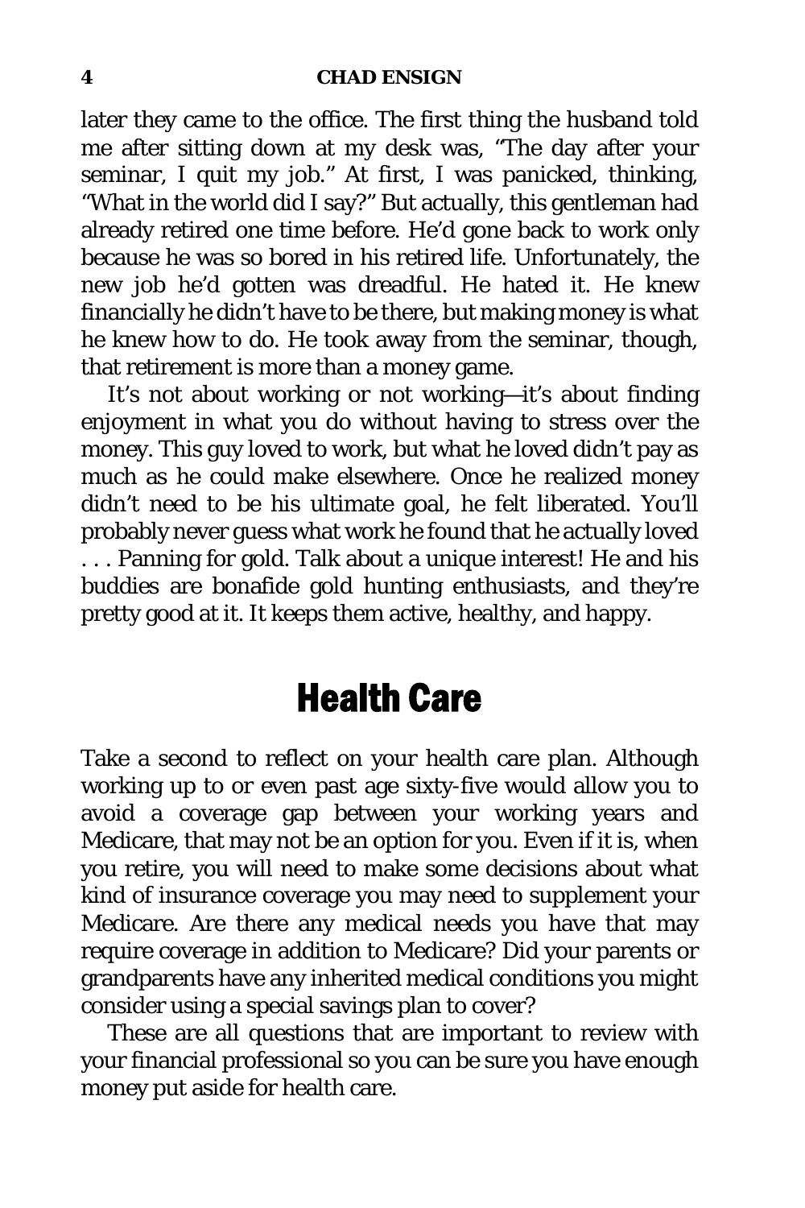later they came to the office. The first thing the husband told me after sitting down at my desk was, "The day after your seminar, I quit my job." At first, I was panicked, thinking, "What in the world did I say?" But actually, this gentleman had already retired one time before. He'd gone back to work only because he was so bored in his retired life. Unfortunately, the new job he'd gotten was dreadful. He hated it. He knew financially he didn't have to be there, but making money is what he knew how to do. He took away from the seminar, though, that retirement is more than a money game.

It's not about working or not working—it's about finding enjoyment in what you do without having to stress over the money. This guy loved to work, but what he loved didn't pay as much as he could make elsewhere. Once he realized money didn't need to be his ultimate goal, he felt liberated. You'll probably never guess what work he found that he actually loved . . . Panning for gold. Talk about a unique interest! He and his buddies are bonafide gold hunting enthusiasts, and they're pretty good at it. It keeps them active, healthy, and happy.

## Health Care

Take a second to reflect on your health care plan. Although working up to or even past age sixty-five would allow you to avoid a coverage gap between your working years and Medicare, that may not be an option for you. Even if it is, when you retire, you will need to make some decisions about what kind of insurance coverage you may need to supplement your Medicare. Are there any medical needs you have that may require coverage in addition to Medicare? Did your parents or grandparents have any inherited medical conditions you might consider using a special savings plan to cover?

These are all questions that are important to review with your financial professional so you can be sure you have enough money put aside for health care.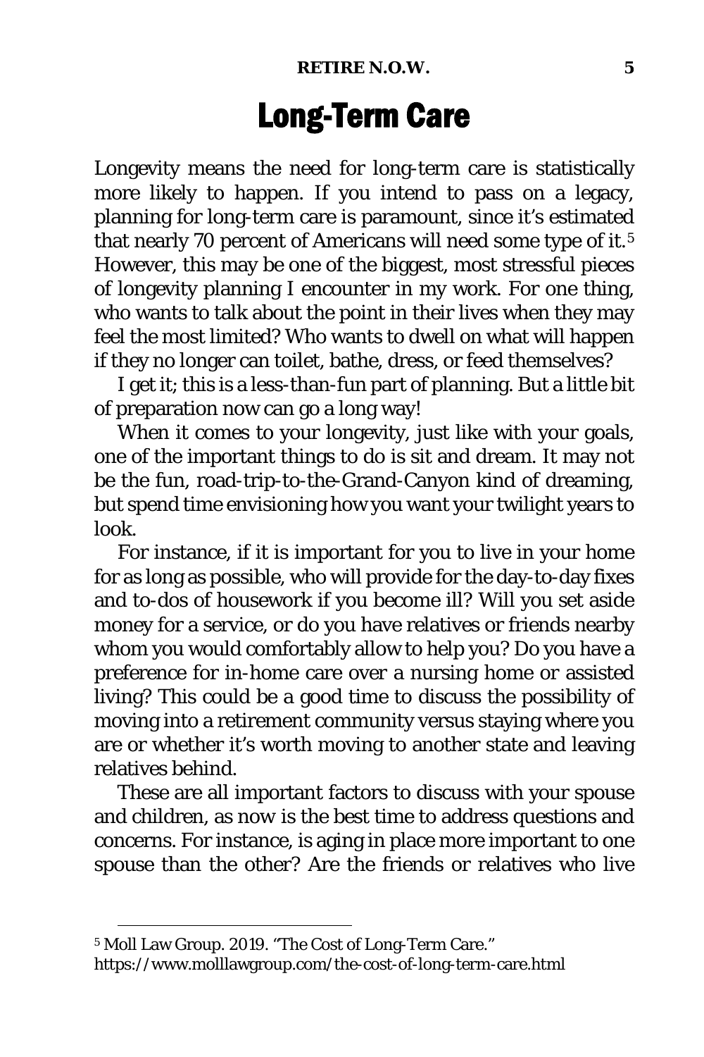# Long-Term Care

Longevity means the need for long-term care is statistically more likely to happen. If you intend to pass on a legacy, planning for long-term care is paramount, since it's estimated that nearly 70 percent of Americans will need some type of it.[5] However, this may be one of the biggest, most stressful pieces of longevity planning I encounter in my work. For one thing, who wants to talk about the point in their lives when they may feel the most limited? Who wants to dwell on what will happen if they no longer can toilet, bathe, dress, or feed themselves?

I get it; this is a less-than-fun part of planning. But a little bit of preparation now can go a long way!

When it comes to your longevity, just like with your goals, one of the important things to do is sit and dream. It may not be the fun, road-trip-to-the-Grand-Canyon kind of dreaming, but spend time envisioning how you want your twilight years to look.

For instance, if it is important for you to live in your home for as long as possible, who will provide for the day-to-day fixes and to-dos of housework if you become ill? Will you set aside money for a service, or do you have relatives or friends nearby whom you would comfortably allow to help you? Do you have a preference for in-home care over a nursing home or assisted living? This could be a good time to discuss the possibility of moving into a retirement community versus staying where you are or whether it's worth moving to another state and leaving relatives behind.

These are all important factors to discuss with your spouse and children, as now is the best time to address questions and concerns. For instance, is aging in place more important to one spouse than the other? Are the friends or relatives who live

---

[5] Moll Law Group. 2019. "The Cost of Long-Term Care." https://www.molllawgroup.com/the-cost-of-long-term-care.html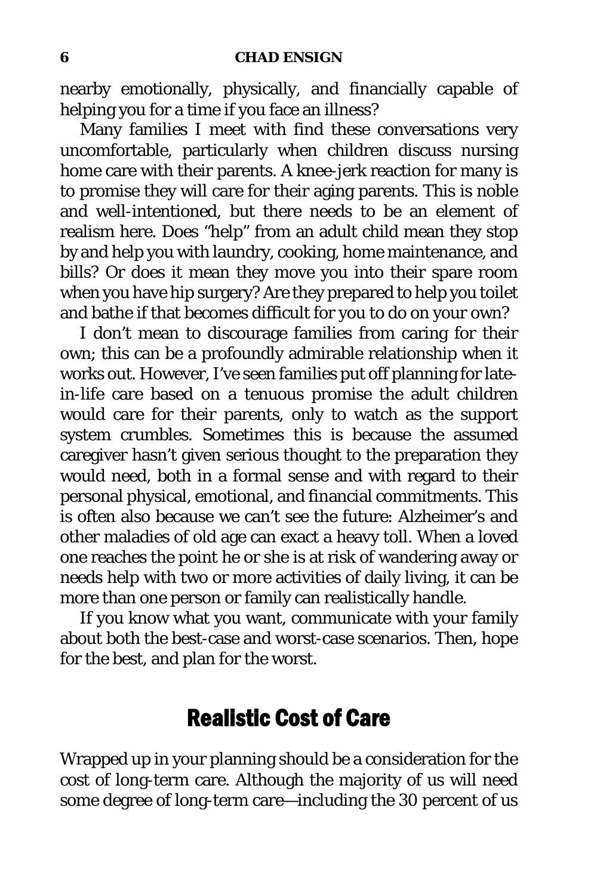nearby emotionally, physically, and financially capable of helping you for a time if you face an illness?

Many families I meet with find these conversations very uncomfortable, particularly when children discuss nursing home care with their parents. A knee-jerk reaction for many is to promise they will care for their aging parents. This is noble and well-intentioned, but there needs to be an element of realism here. Does "help" from an adult child mean they stop by and help you with laundry, cooking, home maintenance, and bills? Or does it mean they move you into their spare room when you have hip surgery? Are they prepared to help you toilet and bathe if that becomes difficult for you to do on your own?

I don't mean to discourage families from caring for their own; this can be a profoundly admirable relationship when it works out. However, I've seen families put off planning for late-in-life care based on a tenuous promise the adult children would care for their parents, only to watch as the support system crumbles. Sometimes this is because the assumed caregiver hasn't given serious thought to the preparation they would need, both in a formal sense and with regard to their personal physical, emotional, and financial commitments. This is often also because we can't see the future: Alzheimer's and other maladies of old age can exact a heavy toll. When a loved one reaches the point he or she is at risk of wandering away or needs help with two or more activities of daily living, it can be more than one person or family can realistically handle.

If you know what you want, communicate with your family about both the best-case and worst-case scenarios. Then, hope for the best, and plan for the worst.

## Realistic Cost of Care

Wrapped up in your planning should be a consideration for the cost of long-term care. Although the majority of us will need some degree of long-term care—including the 30 percent of us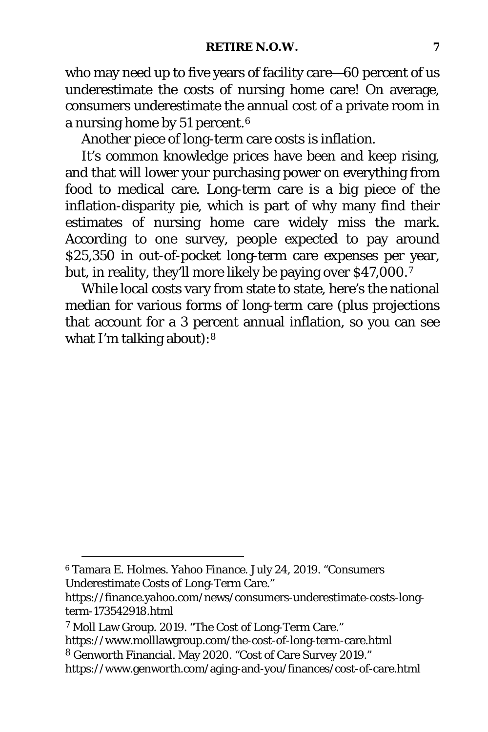who may need up to five years of facility care—60 percent of us underestimate the costs of nursing home care! On average, consumers underestimate the annual cost of a private room in a nursing home by 51 percent.[6]

Another piece of long-term care costs is inflation.

It's common knowledge prices have been and keep rising, and that will lower your purchasing power on everything from food to medical care. Long-term care is a big piece of the inflation-disparity pie, which is part of why many find their estimates of nursing home care widely miss the mark. According to one survey, people expected to pay around $25,350 in out-of-pocket long-term care expenses per year, but, in reality, they'll more likely be paying over $47,000.[7]

While local costs vary from state to state, here's the national median for various forms of long-term care (plus projections that account for a 3 percent annual inflation, so you can see what I'm talking about):[8]

---

[6] Tamara E. Holmes. Yahoo Finance. July 24, 2019. "Consumers Underestimate Costs of Long-Term Care." https://finance.yahoo.com/news/consumers-underestimate-costs-long-term-173542918.html

[7] Moll Law Group. 2019. "The Cost of Long-Term Care." https://www.molllawgroup.com/the-cost-of-long-term-care.html

[8] Genworth Financial. May 2020. "Cost of Care Survey 2019." https://www.genworth.com/aging-and-you/finances/cost-of-care.html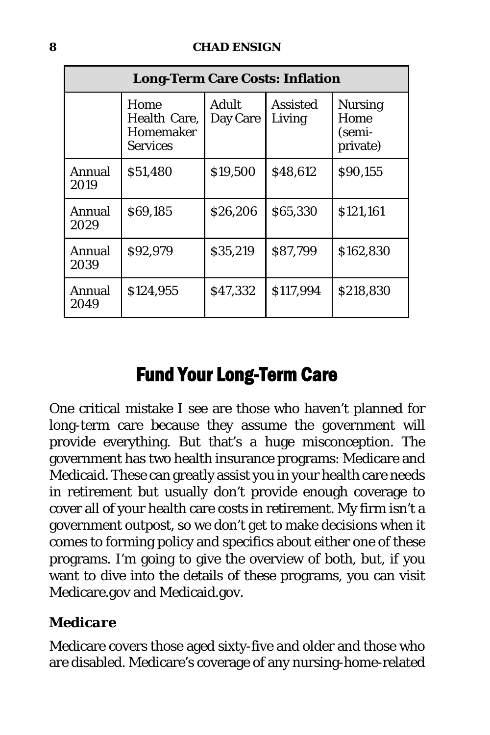| Long-Term Care Costs: Inflation | | | | |
|---|---|---|---|---|
| | Home Health Care, Homemaker Services | Adult Day Care | Assisted Living | Nursing Home (semi-private) |
| Annual 2019 | $51,480 | $19,500 | $48,612 | $90,155 |
| Annual 2029 | $69,185 | $26,206 | $65,330 | $121,161 |
| Annual 2039 | $92,979 | $35,219 | $87,799 | $162,830 |
| Annual 2049 | $124,955 | $47,332 | $117,994 | $218,830 |

## Fund Your Long-Term Care

One critical mistake I see are those who haven't planned for long-term care because they assume the government will provide everything. But that's a huge misconception. The government has two health insurance programs: Medicare and Medicaid. These can greatly assist you in your health care needs in retirement but usually don't provide enough coverage to cover all of your health care costs in retirement. My firm isn't a government outpost, so we don't get to make decisions when it comes to forming policy and specifics about either one of these programs. I'm going to give the overview of both, but, if you want to dive into the details of these programs, you can visit Medicare.gov and Medicaid.gov.

### *Medicare*

Medicare covers those aged sixty-five and older and those who are disabled. Medicare's coverage of any nursing-home-related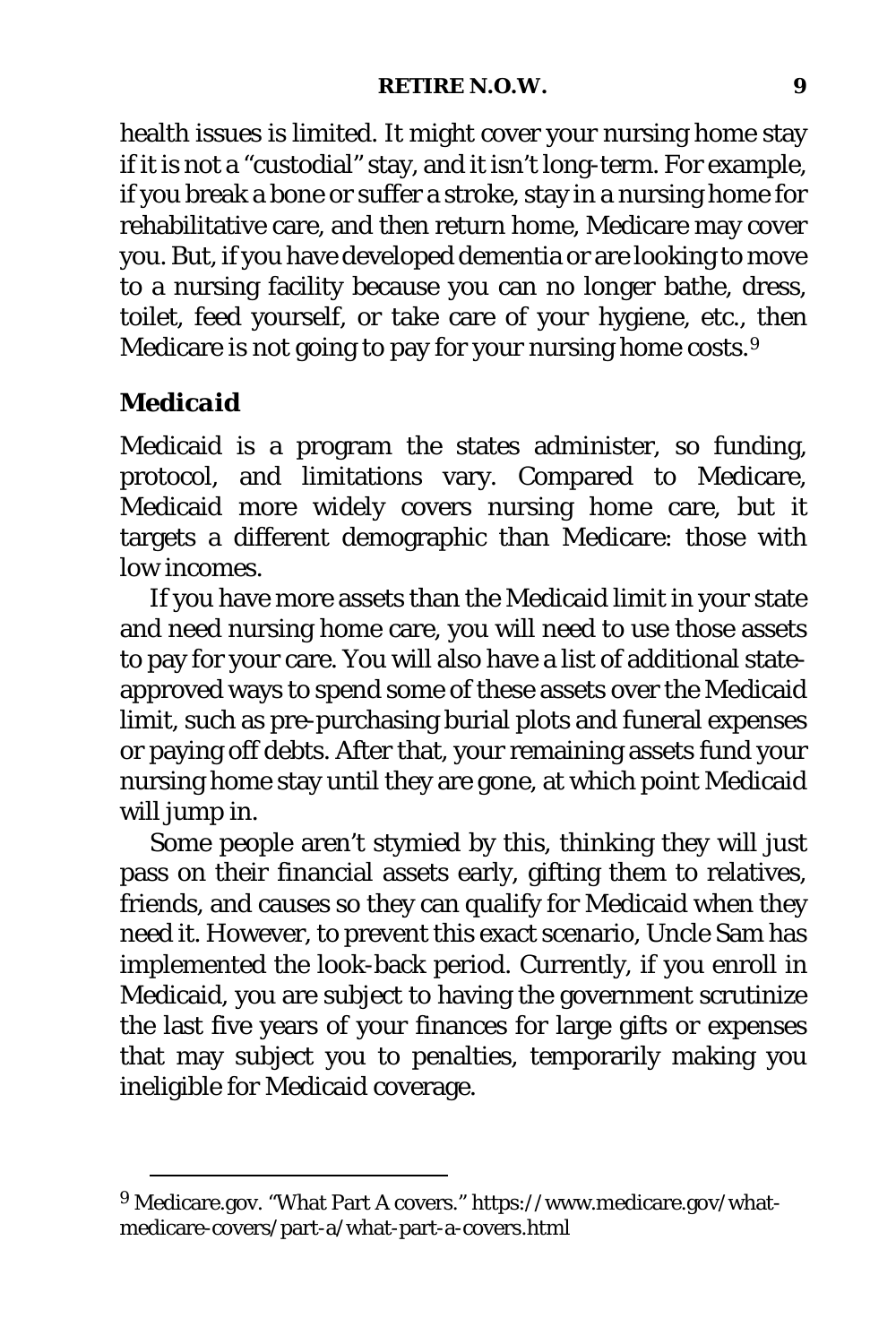health issues is limited. It might cover your nursing home stay if it is not a "custodial" stay, and it isn't long-term. For example, if you break a bone or suffer a stroke, stay in a nursing home for rehabilitative care, and then return home, Medicare may cover you. But, if you have developed dementia or are looking to move to a nursing facility because you can no longer bathe, dress, toilet, feed yourself, or take care of your hygiene, etc., then Medicare is not going to pay for your nursing home costs.[9]

### *Medicaid*

Medicaid is a program the states administer, so funding, protocol, and limitations vary. Compared to Medicare, Medicaid more widely covers nursing home care, but it targets a different demographic than Medicare: those with low incomes.

If you have more assets than the Medicaid limit in your state and need nursing home care, you will need to use those assets to pay for your care. You will also have a list of additional state-approved ways to spend some of these assets over the Medicaid limit, such as pre-purchasing burial plots and funeral expenses or paying off debts. After that, your remaining assets fund your nursing home stay until they are gone, at which point Medicaid will jump in.

Some people aren't stymied by this, thinking they will just pass on their financial assets early, gifting them to relatives, friends, and causes so they can qualify for Medicaid when they need it. However, to prevent this exact scenario, Uncle Sam has implemented the look-back period. Currently, if you enroll in Medicaid, you are subject to having the government scrutinize the last five years of your finances for large gifts or expenses that may subject you to penalties, temporarily making you ineligible for Medicaid coverage.

---

[9] Medicare.gov. "What Part A covers." https://www.medicare.gov/what-medicare-covers/part-a/what-part-a-covers.html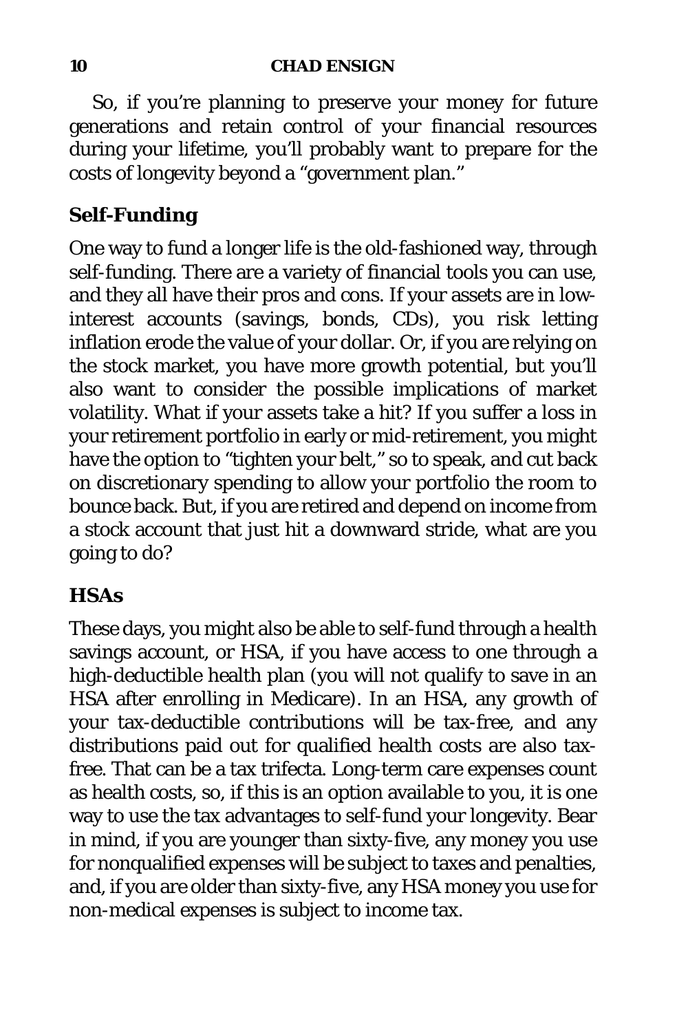So, if you're planning to preserve your money for future generations and retain control of your financial resources during your lifetime, you'll probably want to prepare for the costs of longevity beyond a "government plan."

## Self-Funding

One way to fund a longer life is the old-fashioned way, through self-funding. There are a variety of financial tools you can use, and they all have their pros and cons. If your assets are in low-interest accounts (savings, bonds, CDs), you risk letting inflation erode the value of your dollar. Or, if you are relying on the stock market, you have more growth potential, but you'll also want to consider the possible implications of market volatility. What if your assets take a hit? If you suffer a loss in your retirement portfolio in early or mid-retirement, you might have the option to "tighten your belt," so to speak, and cut back on discretionary spending to allow your portfolio the room to bounce back. But, if you are retired and depend on income from a stock account that just hit a downward stride, what are you going to do?

## HSAs

These days, you might also be able to self-fund through a health savings account, or HSA, if you have access to one through a high-deductible health plan (you will not qualify to save in an HSA after enrolling in Medicare). In an HSA, any growth of your tax-deductible contributions will be tax-free, and any distributions paid out for qualified health costs are also tax-free. That can be a tax trifecta. Long-term care expenses count as health costs, so, if this is an option available to you, it is one way to use the tax advantages to self-fund your longevity. Bear in mind, if you are younger than sixty-five, any money you use for nonqualified expenses will be subject to taxes and penalties, and, if you are older than sixty-five, any HSA money you use for non-medical expenses is subject to income tax.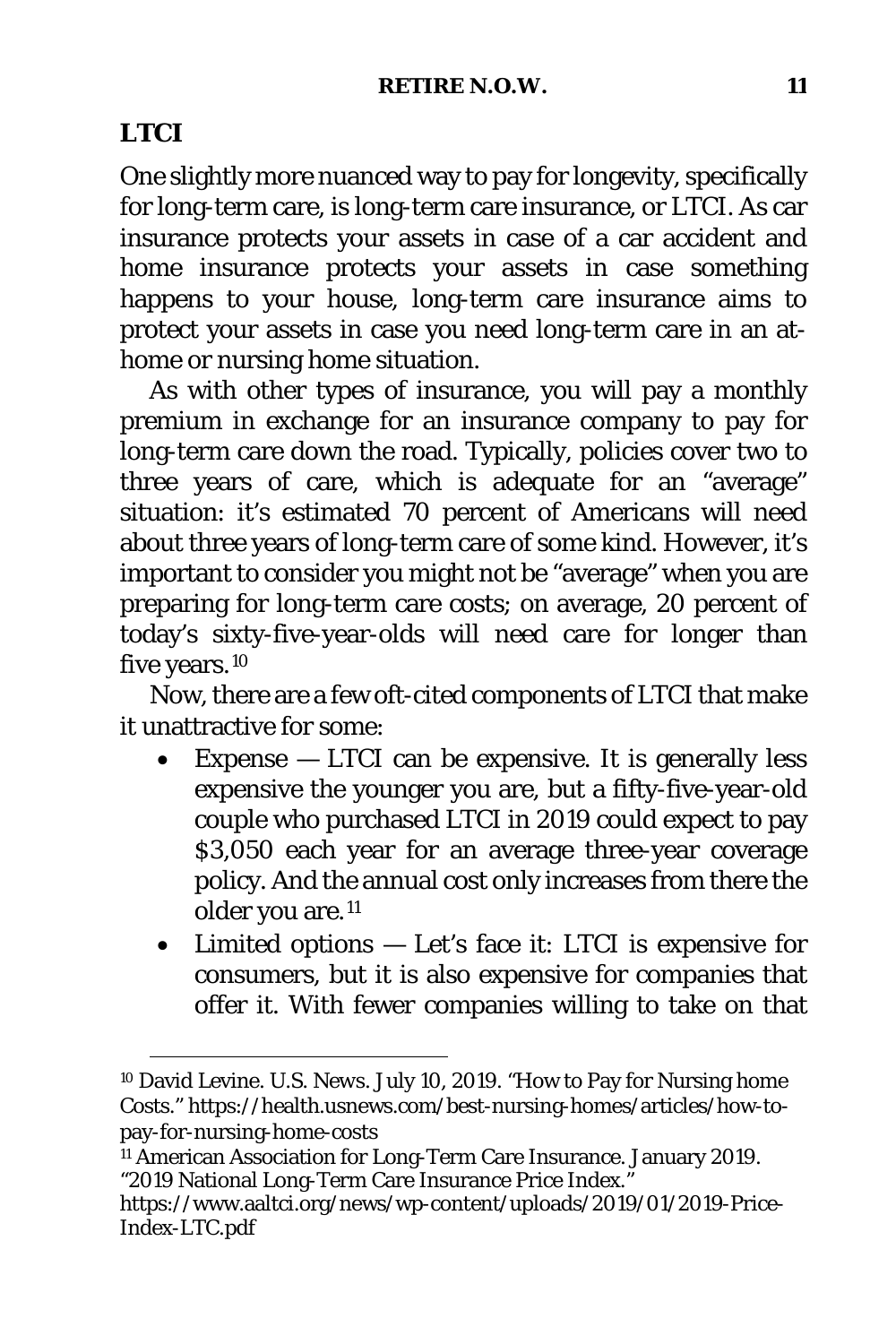## LTCI

One slightly more nuanced way to pay for longevity, specifically for long-term care, is long-term care insurance, or LTCI. As car insurance protects your assets in case of a car accident and home insurance protects your assets in case something happens to your house, long-term care insurance aims to protect your assets in case you need long-term care in an at-home or nursing home situation.

As with other types of insurance, you will pay a monthly premium in exchange for an insurance company to pay for long-term care down the road. Typically, policies cover two to three years of care, which is adequate for an "average" situation: it's estimated 70 percent of Americans will need about three years of long-term care of some kind. However, it's important to consider you might not be "average" when you are preparing for long-term care costs; on average, 20 percent of today's sixty-five-year-olds will need care for longer than five years.[10]

Now, there are a few oft-cited components of LTCI that make it unattractive for some:

- Expense — LTCI can be expensive. It is generally less expensive the younger you are, but a fifty-five-year-old couple who purchased LTCI in 2019 could expect to pay $3,050 each year for an average three-year coverage policy. And the annual cost only increases from there the older you are.[11]
- Limited options — Let's face it: LTCI is expensive for consumers, but it is also expensive for companies that offer it. With fewer companies willing to take on that

---

[10] David Levine. U.S. News. July 10, 2019. "How to Pay for Nursing home Costs." https://health.usnews.com/best-nursing-homes/articles/how-to-pay-for-nursing-home-costs

[11] American Association for Long-Term Care Insurance. January 2019. "2019 National Long-Term Care Insurance Price Index." https://www.aaltci.org/news/wp-content/uploads/2019/01/2019-Price-Index-LTC.pdf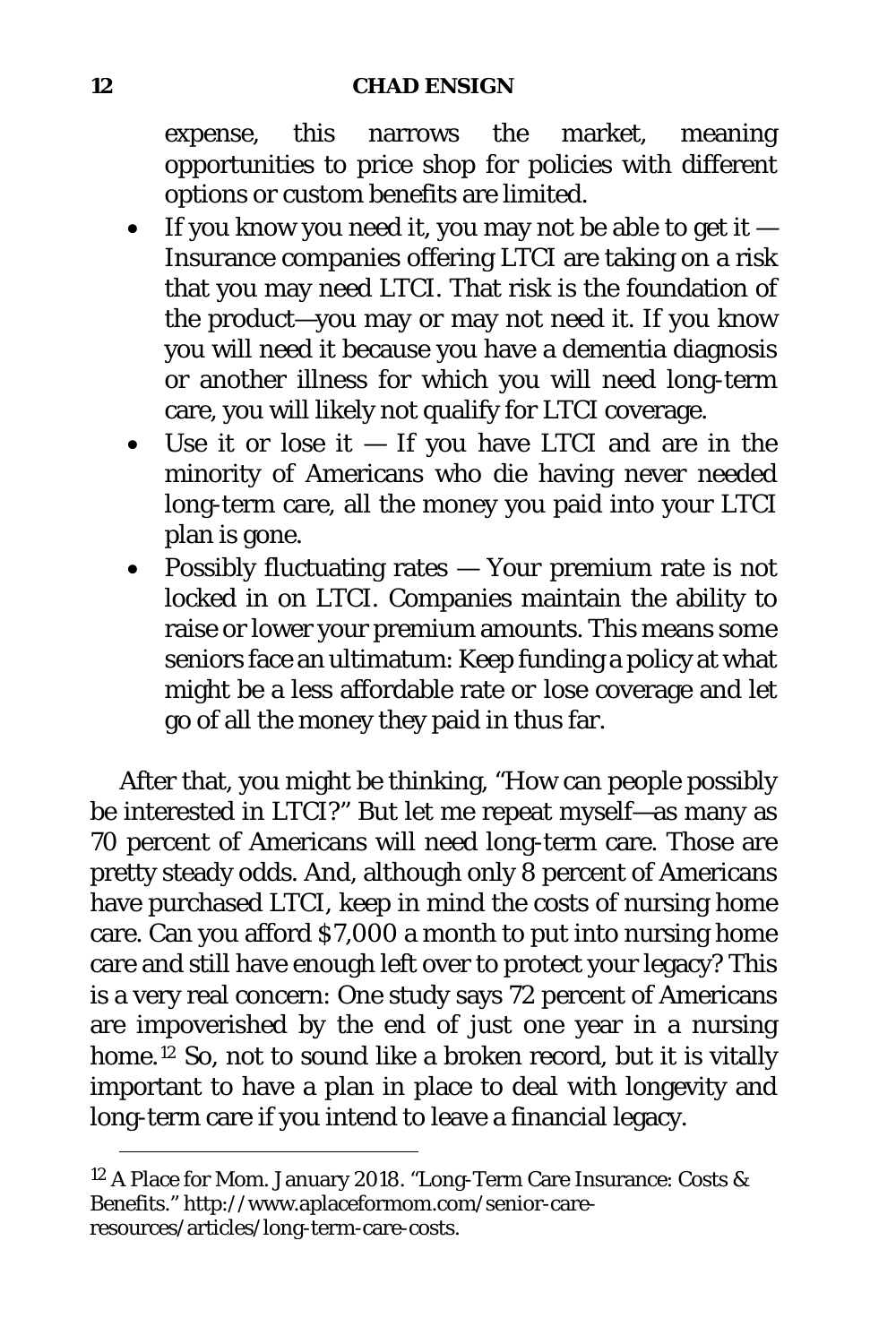expense, this narrows the market, meaning opportunities to price shop for policies with different options or custom benefits are limited.

- If you know you need it, you may not be able to get it — Insurance companies offering LTCI are taking on a risk that you may need LTCI. That risk is the foundation of the product—you may or may not need it. If you know you will need it because you have a dementia diagnosis or another illness for which you will need long-term care, you will likely not qualify for LTCI coverage.
- Use it or lose it — If you have LTCI and are in the minority of Americans who die having never needed long-term care, all the money you paid into your LTCI plan is gone.
- Possibly fluctuating rates — Your premium rate is not locked in on LTCI. Companies maintain the ability to raise or lower your premium amounts. This means some seniors face an ultimatum: Keep funding a policy at what might be a less affordable rate or lose coverage and let go of all the money they paid in thus far.

After that, you might be thinking, "How can people possibly be interested in LTCI?" But let me repeat myself—as many as 70 percent of Americans will need long-term care. Those are pretty steady odds. And, although only 8 percent of Americans have purchased LTCI, keep in mind the costs of nursing home care. Can you afford $7,000 a month to put into nursing home care and still have enough left over to protect your legacy? This is a very real concern: One study says 72 percent of Americans are impoverished by the end of just one year in a nursing home.[12] So, not to sound like a broken record, but it is vitally important to have a plan in place to deal with longevity and long-term care if you intend to leave a financial legacy.

---

[12] A Place for Mom. January 2018. "Long-Term Care Insurance: Costs & Benefits." http://www.aplaceformom.com/senior-care-resources/articles/long-term-care-costs.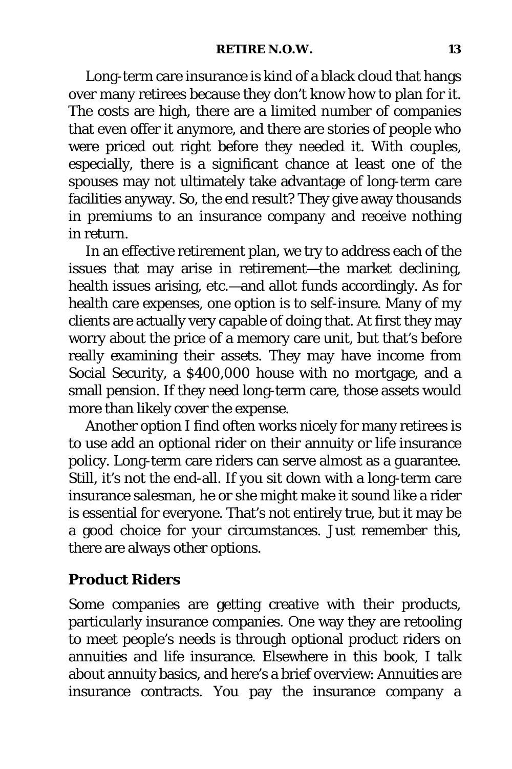Long-term care insurance is kind of a black cloud that hangs over many retirees because they don't know how to plan for it. The costs are high, there are a limited number of companies that even offer it anymore, and there are stories of people who were priced out right before they needed it. With couples, especially, there is a significant chance at least one of the spouses may not ultimately take advantage of long-term care facilities anyway. So, the end result? They give away thousands in premiums to an insurance company and receive nothing in return.

In an effective retirement plan, we try to address each of the issues that may arise in retirement—the market declining, health issues arising, etc.—and allot funds accordingly. As for health care expenses, one option is to self-insure. Many of my clients are actually very capable of doing that. At first they may worry about the price of a memory care unit, but that's before really examining their assets. They may have income from Social Security, a $400,000 house with no mortgage, and a small pension. If they need long-term care, those assets would more than likely cover the expense.

Another option I find often works nicely for many retirees is to use add an optional rider on their annuity or life insurance policy. Long-term care riders can serve almost as a guarantee. Still, it's not the end-all. If you sit down with a long-term care insurance salesman, he or she might make it sound like a rider is essential for everyone. That's not entirely true, but it may be a good choice for your circumstances. Just remember this, there are always other options.

### Product Riders

Some companies are getting creative with their products, particularly insurance companies. One way they are retooling to meet people's needs is through optional product riders on annuities and life insurance. Elsewhere in this book, I talk about annuity basics, and here's a brief overview: Annuities are insurance contracts. You pay the insurance company a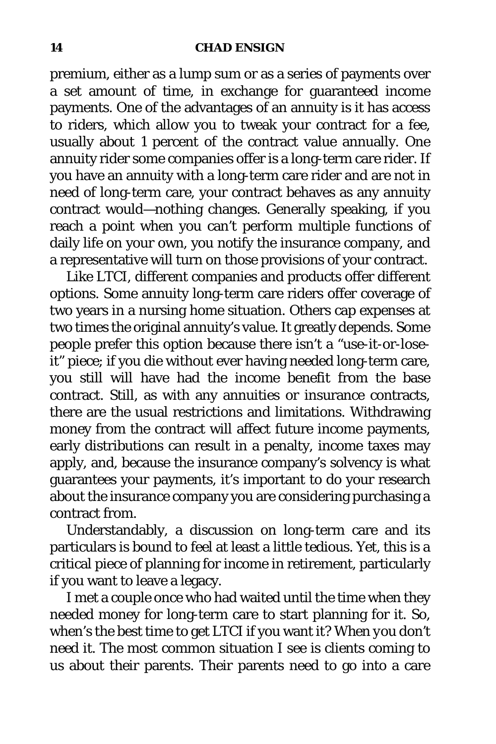premium, either as a lump sum or as a series of payments over a set amount of time, in exchange for guaranteed income payments. One of the advantages of an annuity is it has access to riders, which allow you to tweak your contract for a fee, usually about 1 percent of the contract value annually. One annuity rider some companies offer is a long-term care rider. If you have an annuity with a long-term care rider and are not in need of long-term care, your contract behaves as any annuity contract would—nothing changes. Generally speaking, if you reach a point when you can't perform multiple functions of daily life on your own, you notify the insurance company, and a representative will turn on those provisions of your contract.

Like LTCI, different companies and products offer different options. Some annuity long-term care riders offer coverage of two years in a nursing home situation. Others cap expenses at two times the original annuity's value. It greatly depends. Some people prefer this option because there isn't a "use-it-or-lose-it" piece; if you die without ever having needed long-term care, you still will have had the income benefit from the base contract. Still, as with any annuities or insurance contracts, there are the usual restrictions and limitations. Withdrawing money from the contract will affect future income payments, early distributions can result in a penalty, income taxes may apply, and, because the insurance company's solvency is what guarantees your payments, it's important to do your research about the insurance company you are considering purchasing a contract from.

Understandably, a discussion on long-term care and its particulars is bound to feel at least a little tedious. Yet, this is a critical piece of planning for income in retirement, particularly if you want to leave a legacy.

I met a couple once who had waited until the time when they needed money for long-term care to start planning for it. So, when's the best time to get LTCI if you want it? When you don't need it. The most common situation I see is clients coming to us about their parents. Their parents need to go into a care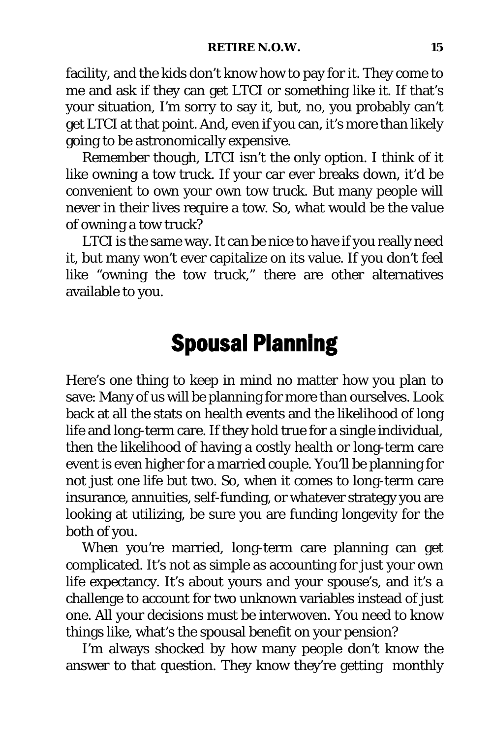facility, and the kids don't know how to pay for it. They come to me and ask if they can get LTCI or something like it. If that's your situation, I'm sorry to say it, but, no, you probably can't get LTCI at that point. And, even if you can, it's more than likely going to be astronomically expensive.

Remember though, LTCI isn't the only option. I think of it like owning a tow truck. If your car ever breaks down, it'd be convenient to own your own tow truck. But many people will never in their lives require a tow. So, what would be the value of owning a tow truck?

LTCI is the same way. It can be nice to have if you really need it, but many won't ever capitalize on its value. If you don't feel like "owning the tow truck," there are other alternatives available to you.

## Spousal Planning

Here's one thing to keep in mind no matter how you plan to save: Many of us will be planning for more than ourselves. Look back at all the stats on health events and the likelihood of long life and long-term care. If they hold true for a single individual, then the likelihood of having a costly health or long-term care event is even higher for a married couple. You'll be planning for not just one life but two. So, when it comes to long-term care insurance, annuities, self-funding, or whatever strategy you are looking at utilizing, be sure you are funding longevity for the both of you.

When you're married, long-term care planning can get complicated. It's not as simple as accounting for just your own life expectancy. It's about yours *and* your spouse's, and it's a challenge to account for two unknown variables instead of just one. All your decisions must be interwoven. You need to know things like, what's the spousal benefit on your pension?

I'm always shocked by how many people don't know the answer to that question. They know they're getting monthly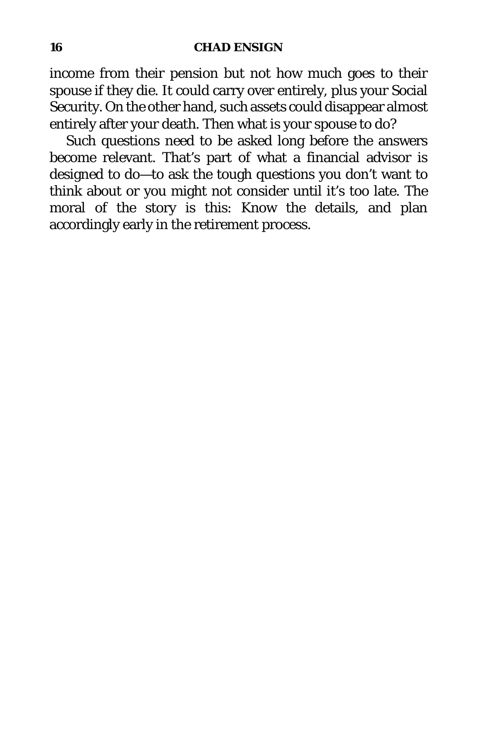income from their pension but not how much goes to their spouse if they die. It could carry over entirely, plus your Social Security. On the other hand, such assets could disappear almost entirely after your death. Then what is your spouse to do?

Such questions need to be asked long before the answers become relevant. That's part of what a financial advisor is designed to do—to ask the tough questions you don't want to think about or you might not consider until it's too late. The moral of the story is this: Know the details, and plan accordingly early in the retirement process.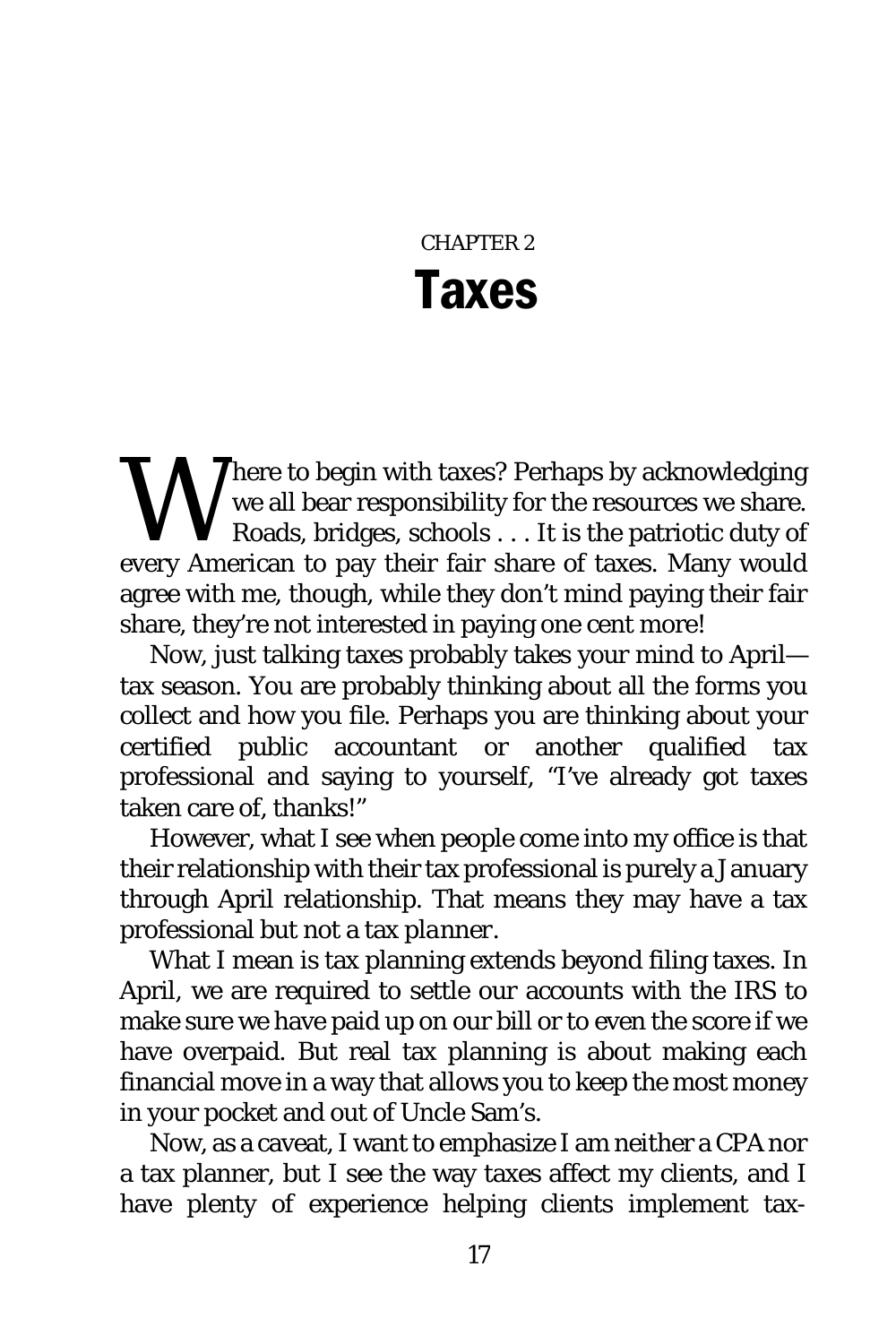CHAPTER 2

# Taxes

Where to begin with taxes? Perhaps by acknowledging we all bear responsibility for the resources we share. Roads, bridges, schools . . . It is the patriotic duty of every American to pay their fair share of taxes. Many would agree with me, though, while they don't mind paying their fair share, they're not interested in paying one cent more!

Now, just talking taxes probably takes your mind to April—tax season. You are probably thinking about all the forms you collect and how you file. Perhaps you are thinking about your certified public accountant or another qualified tax professional and saying to yourself, "I've already got taxes taken care of, thanks!"

However, what I see when people come into my office is that their relationship with their tax professional is purely a January through April relationship. That means they may have a tax professional but not a tax *planner*.

What I mean is tax planning extends beyond filing taxes. In April, we are required to settle our accounts with the IRS to make sure we have paid up on our bill or to even the score if we have overpaid. But real tax planning is about making each financial move in a way that allows you to keep the most money in your pocket and out of Uncle Sam's.

Now, as a caveat, I want to emphasize I am neither a CPA nor a tax planner, but I see the way taxes affect my clients, and I have plenty of experience helping clients implement tax-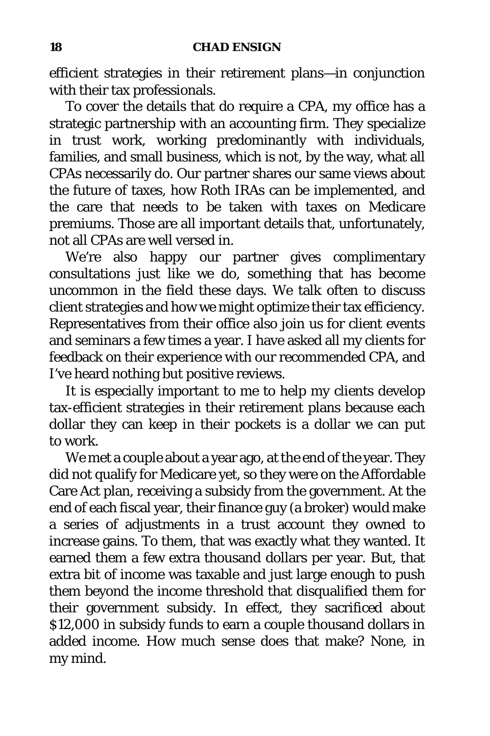efficient strategies in their retirement plans—in conjunction with their tax professionals.

To cover the details that do require a CPA, my office has a strategic partnership with an accounting firm. They specialize in trust work, working predominantly with individuals, families, and small business, which is not, by the way, what all CPAs necessarily do. Our partner shares our same views about the future of taxes, how Roth IRAs can be implemented, and the care that needs to be taken with taxes on Medicare premiums. Those are all important details that, unfortunately, not all CPAs are well versed in.

We're also happy our partner gives complimentary consultations just like we do, something that has become uncommon in the field these days. We talk often to discuss client strategies and how we might optimize their tax efficiency. Representatives from their office also join us for client events and seminars a few times a year. I have asked all my clients for feedback on their experience with our recommended CPA, and I've heard nothing but positive reviews.

It is especially important to me to help my clients develop tax-efficient strategies in their retirement plans because each dollar they can keep in their pockets is a dollar we can put to work.

We met a couple about a year ago, at the end of the year. They did not qualify for Medicare yet, so they were on the Affordable Care Act plan, receiving a subsidy from the government. At the end of each fiscal year, their finance guy (a broker) would make a series of adjustments in a trust account they owned to increase gains. To them, that was exactly what they wanted. It earned them a few extra thousand dollars per year. But, that extra bit of income was taxable and just large enough to push them beyond the income threshold that disqualified them for their government subsidy. In effect, they sacrificed about $12,000 in subsidy funds to earn a couple thousand dollars in added income. How much sense does that make? None, in my mind.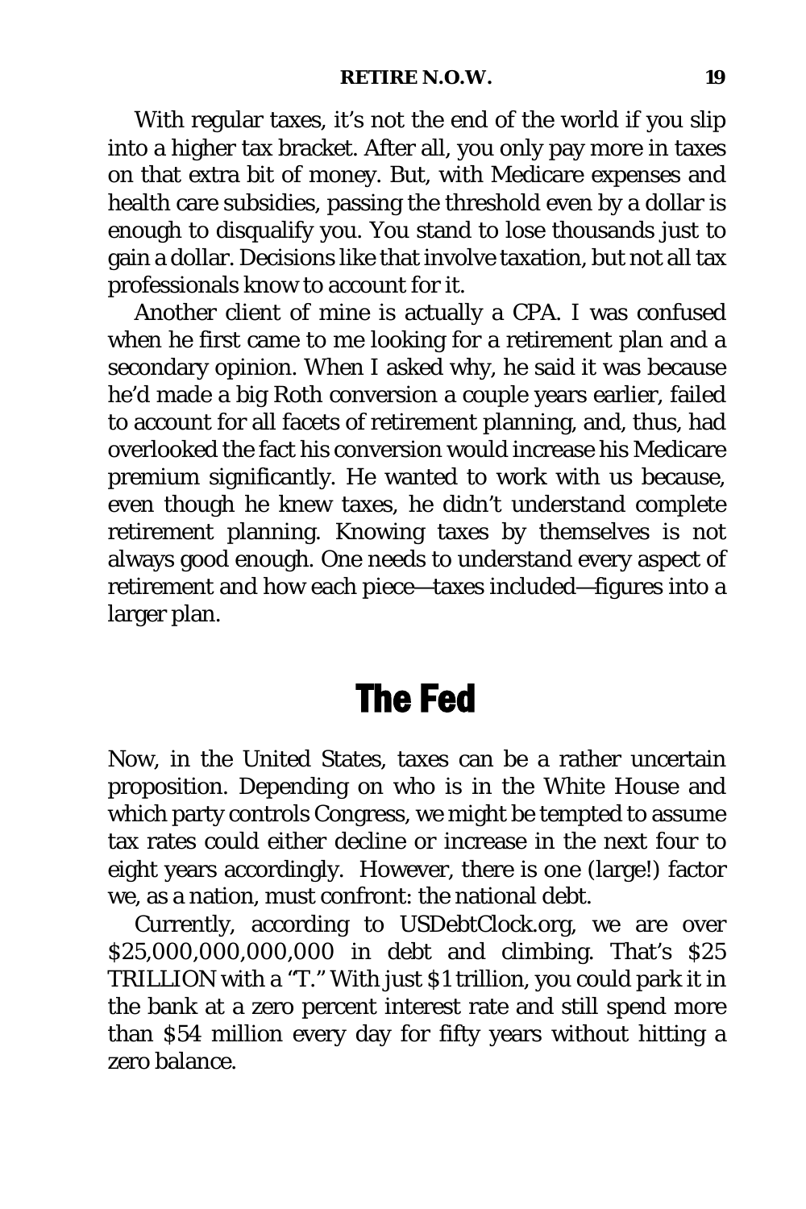With regular taxes, it's not the end of the world if you slip into a higher tax bracket. After all, you only pay more in taxes on that extra bit of money. But, with Medicare expenses and health care subsidies, passing the threshold even by a dollar is enough to disqualify you. You stand to lose thousands just to gain a dollar. Decisions like that involve taxation, but not all tax professionals know to account for it.

Another client of mine is actually a CPA. I was confused when he first came to me looking for a retirement plan and a secondary opinion. When I asked why, he said it was because he'd made a big Roth conversion a couple years earlier, failed to account for all facets of retirement planning, and, thus, had overlooked the fact his conversion would increase his Medicare premium significantly. He wanted to work with us because, even though he knew taxes, he didn't understand complete retirement planning. Knowing taxes by themselves is not always good enough. One needs to understand every aspect of retirement and how each piece—taxes included—figures into a larger plan.

## The Fed

Now, in the United States, taxes can be a rather uncertain proposition. Depending on who is in the White House and which party controls Congress, we might be tempted to assume tax rates could either decline or increase in the next four to eight years accordingly. However, there is one (large!) factor we, as a nation, must confront: the national debt.

Currently, according to USDebtClock.org, we are over $25,000,000,000,000 in debt and climbing. That's $25 TRILLION with a "T." With just $1 trillion, you could park it in the bank at a zero percent interest rate and still spend more than $54 million every day for fifty years without hitting a zero balance.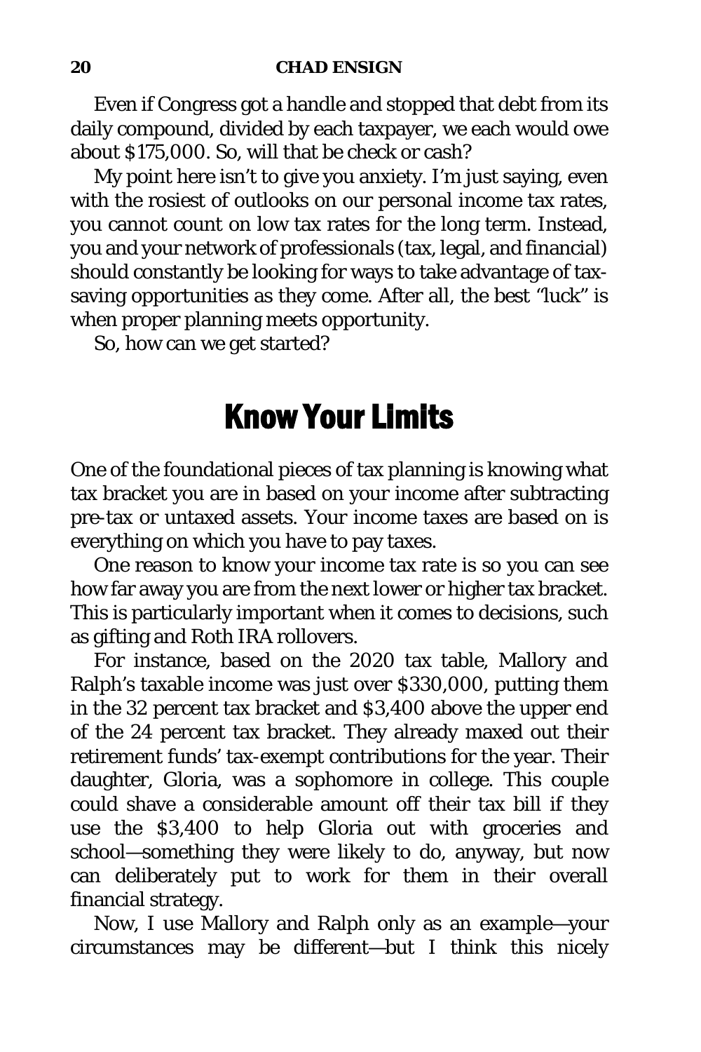Even if Congress got a handle and stopped that debt from its daily compound, divided by each taxpayer, we each would owe about $175,000. So, will that be check or cash?

My point here isn't to give you anxiety. I'm just saying, even with the rosiest of outlooks on our personal income tax rates, you cannot count on low tax rates for the long term. Instead, you and your network of professionals (tax, legal, and financial) should constantly be looking for ways to take advantage of tax-saving opportunities as they come. After all, the best "luck" is when proper planning meets opportunity.

So, how can we get started?

## Know Your Limits

One of the foundational pieces of tax planning is knowing what tax bracket you are in based on your income after subtracting pre-tax or untaxed assets. Your income taxes are based on is everything on which you have to pay taxes.

One reason to know your income tax rate is so you can see how far away you are from the next lower or higher tax bracket. This is particularly important when it comes to decisions, such as gifting and Roth IRA rollovers.

For instance, based on the 2020 tax table, Mallory and Ralph's taxable income was just over $330,000, putting them in the 32 percent tax bracket and $3,400 above the upper end of the 24 percent tax bracket. They already maxed out their retirement funds' tax-exempt contributions for the year. Their daughter, Gloria, was a sophomore in college. This couple could shave a considerable amount off their tax bill if they use the $3,400 to help Gloria out with groceries and school—something they were likely to do, anyway, but now can deliberately put to work for them in their overall financial strategy.

Now, I use Mallory and Ralph only as an example—your circumstances may be different—but I think this nicely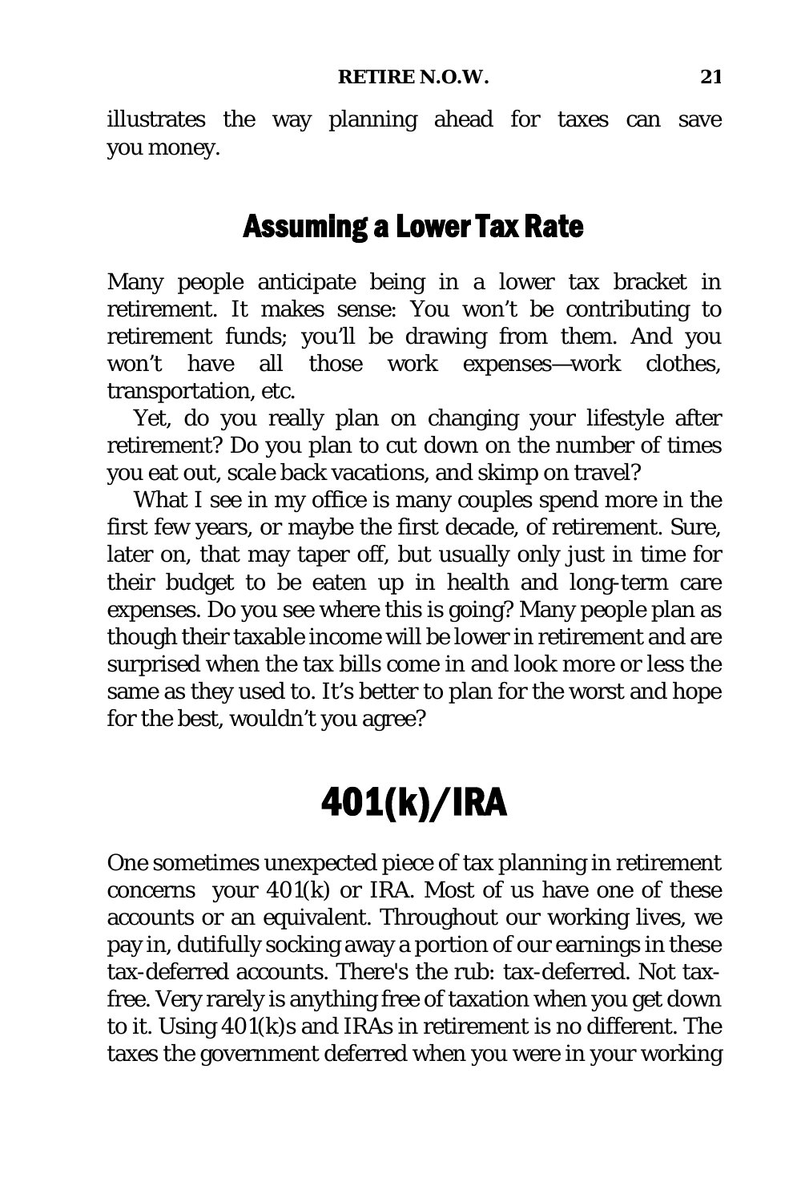illustrates the way planning ahead for taxes can save you money.

## Assuming a Lower Tax Rate

Many people anticipate being in a lower tax bracket in retirement. It makes sense: You won't be contributing to retirement funds; you'll be drawing from them. And you won't have all those work expenses—work clothes, transportation, etc.

Yet, do you really plan on changing your lifestyle after retirement? Do you plan to cut down on the number of times you eat out, scale back vacations, and skimp on travel?

What I see in my office is many couples spend more in the first few years, or maybe the first decade, of retirement. Sure, later on, that may taper off, but usually only just in time for their budget to be eaten up in health and long-term care expenses. Do you see where this is going? Many people plan as though their taxable income will be lower in retirement and are surprised when the tax bills come in and look more or less the same as they used to. It's better to plan for the worst and hope for the best, wouldn't you agree?

# 401(k)/IRA

One sometimes unexpected piece of tax planning in retirement concerns your 401(k) or IRA. Most of us have one of these accounts or an equivalent. Throughout our working lives, we pay in, dutifully socking away a portion of our earnings in these tax-deferred accounts. There's the rub: tax-deferred. Not tax-free. Very rarely is anything free of taxation when you get down to it. Using 401(k)s and IRAs in retirement is no different. The taxes the government deferred when you were in your working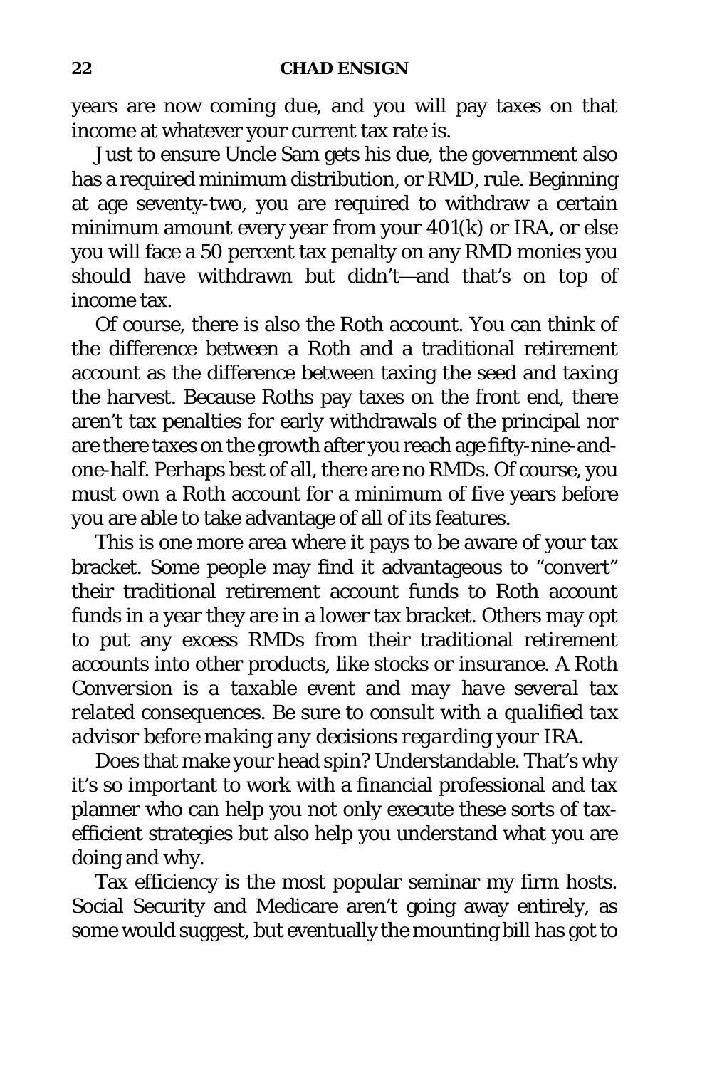years are now coming due, and you will pay taxes on that income at whatever your current tax rate is.

Just to ensure Uncle Sam gets his due, the government also has a required minimum distribution, or RMD, rule. Beginning at age seventy-two, you are required to withdraw a certain minimum amount every year from your 401(k) or IRA, or else you will face a 50 percent tax penalty on any RMD monies you should have withdrawn but didn't—and that's on top of income tax.

Of course, there is also the Roth account. You can think of the difference between a Roth and a traditional retirement account as the difference between taxing the seed and taxing the harvest. Because Roths pay taxes on the front end, there aren't tax penalties for early withdrawals of the principal nor are there taxes on the growth after you reach age fifty-nine-and-one-half. Perhaps best of all, there are no RMDs. Of course, you must own a Roth account for a minimum of five years before you are able to take advantage of all of its features.

This is one more area where it pays to be aware of your tax bracket. Some people may find it advantageous to "convert" their traditional retirement account funds to Roth account funds in a year they are in a lower tax bracket. Others may opt to put any excess RMDs from their traditional retirement accounts into other products, like stocks or insurance. *A Roth Conversion is a taxable event and may have several tax related consequences. Be sure to consult with a qualified tax advisor before making any decisions regarding your IRA.*

Does that make your head spin? Understandable. That's why it's so important to work with a financial professional and tax planner who can help you not only execute these sorts of tax-efficient strategies but also help you understand what you are doing and why.

Tax efficiency is the most popular seminar my firm hosts. Social Security and Medicare aren't going away entirely, as some would suggest, but eventually the mounting bill has got to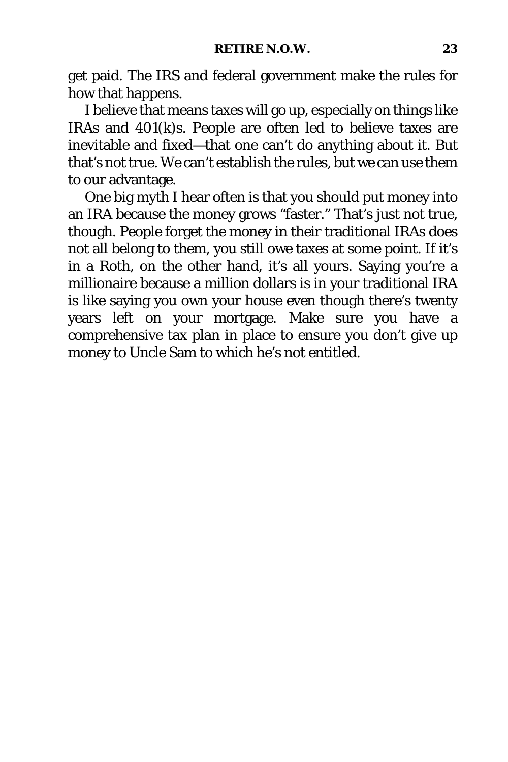get paid. The IRS and federal government make the rules for how that happens.

I believe that means taxes will go up, especially on things like IRAs and 401(k)s. People are often led to believe taxes are inevitable and fixed—that one can't do anything about it. But that's not true. We can't establish the rules, but we can use them to our advantage.

One big myth I hear often is that you should put money into an IRA because the money grows "faster." That's just not true, though. People forget the money in their traditional IRAs does not all belong to them, you still owe taxes at some point. If it's in a Roth, on the other hand, it's all yours. Saying you're a millionaire because a million dollars is in your traditional IRA is like saying you own your house even though there's twenty years left on your mortgage. Make sure you have a comprehensive tax plan in place to ensure you don't give up money to Uncle Sam to which he's not entitled.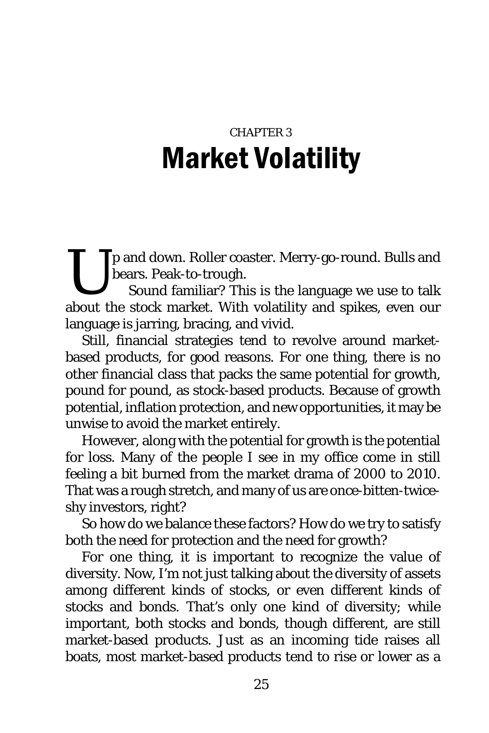CHAPTER 3

# Market Volatility

Up and down. Roller coaster. Merry-go-round. Bulls and bears. Peak-to-trough.

Sound familiar? This is the language we use to talk about the stock market. With volatility and spikes, even our language is jarring, bracing, and vivid.

Still, financial strategies tend to revolve around market-based products, for good reasons. For one thing, there is no other financial class that packs the same potential for growth, pound for pound, as stock-based products. Because of growth potential, inflation protection, and new opportunities, it may be unwise to avoid the market entirely.

However, along with the potential for growth is the potential for loss. Many of the people I see in my office come in still feeling a bit burned from the market drama of 2000 to 2010. That was a rough stretch, and many of us are once-bitten-twice-shy investors, right?

So how do we balance these factors? How do we try to satisfy both the need for protection and the need for growth?

For one thing, it is important to recognize the value of diversity. Now, I'm not just talking about the diversity of assets among different kinds of stocks, or even different kinds of stocks and bonds. That's only one kind of diversity; while important, both stocks and bonds, though different, are still market-based products. Just as an incoming tide raises all boats, most market-based products tend to rise or lower as a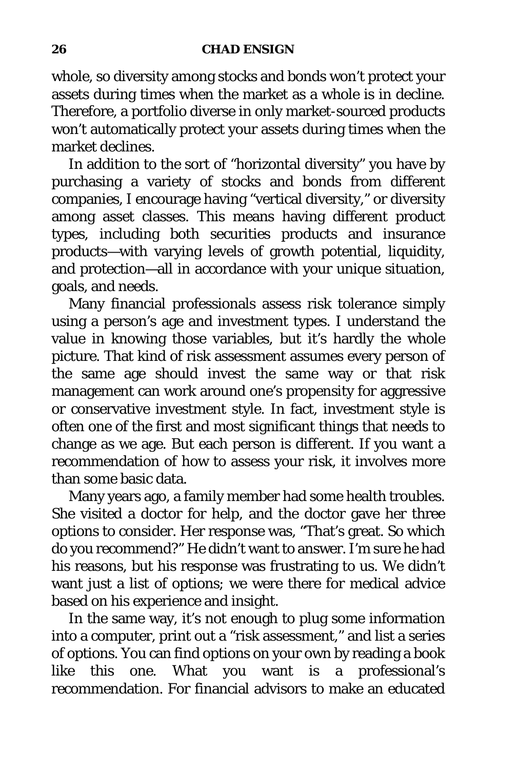whole, so diversity among stocks and bonds won't protect your assets during times when the market as a whole is in decline. Therefore, a portfolio diverse in only market-sourced products won't automatically protect your assets during times when the market declines.

In addition to the sort of "horizontal diversity" you have by purchasing a variety of stocks and bonds from different companies, I encourage having "vertical diversity," or diversity among asset classes. This means having different product types, including both securities products and insurance products—with varying levels of growth potential, liquidity, and protection—all in accordance with your unique situation, goals, and needs.

Many financial professionals assess risk tolerance simply using a person's age and investment types. I understand the value in knowing those variables, but it's hardly the whole picture. That kind of risk assessment assumes every person of the same age should invest the same way or that risk management can work around one's propensity for aggressive or conservative investment style. In fact, investment style is often one of the first and most significant things that needs to change as we age. But each person is different. If you want a recommendation of how to assess your risk, it involves more than some basic data.

Many years ago, a family member had some health troubles. She visited a doctor for help, and the doctor gave her three options to consider. Her response was, "That's great. So which do you recommend?" He didn't want to answer. I'm sure he had his reasons, but his response was frustrating to us. We didn't want just a list of options; we were there for medical advice based on his experience and insight.

In the same way, it's not enough to plug some information into a computer, print out a "risk assessment," and list a series of options. You can find options on your own by reading a book like this one. What you want is a professional's recommendation. For financial advisors to make an educated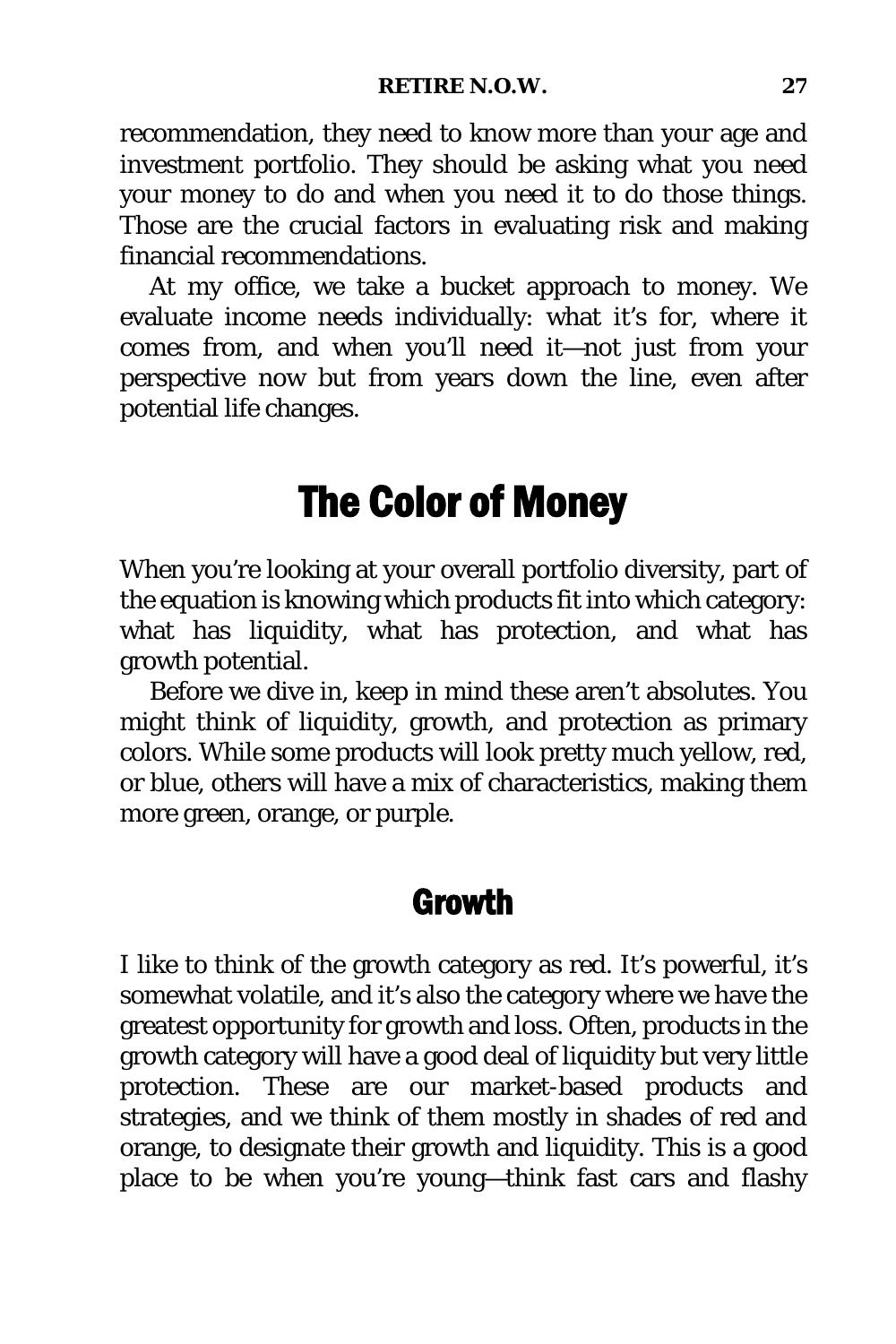recommendation, they need to know more than your age and investment portfolio. They should be asking what you need your money to do and when you need it to do those things. Those are the crucial factors in evaluating risk and making financial recommendations.

At my office, we take a bucket approach to money. We evaluate income needs individually: what it's for, where it comes from, and when you'll need it—not just from your perspective now but from years down the line, even after potential life changes.

## The Color of Money

When you're looking at your overall portfolio diversity, part of the equation is knowing which products fit into which category: what has liquidity, what has protection, and what has growth potential.

Before we dive in, keep in mind these aren't absolutes. You might think of liquidity, growth, and protection as primary colors. While some products will look pretty much yellow, red, or blue, others will have a mix of characteristics, making them more green, orange, or purple.

### Growth

I like to think of the growth category as red. It's powerful, it's somewhat volatile, and it's also the category where we have the greatest opportunity for growth and loss. Often, products in the growth category will have a good deal of liquidity but very little protection. These are our market-based products and strategies, and we think of them mostly in shades of red and orange, to designate their growth and liquidity. This is a good place to be when you're young—think fast cars and flashy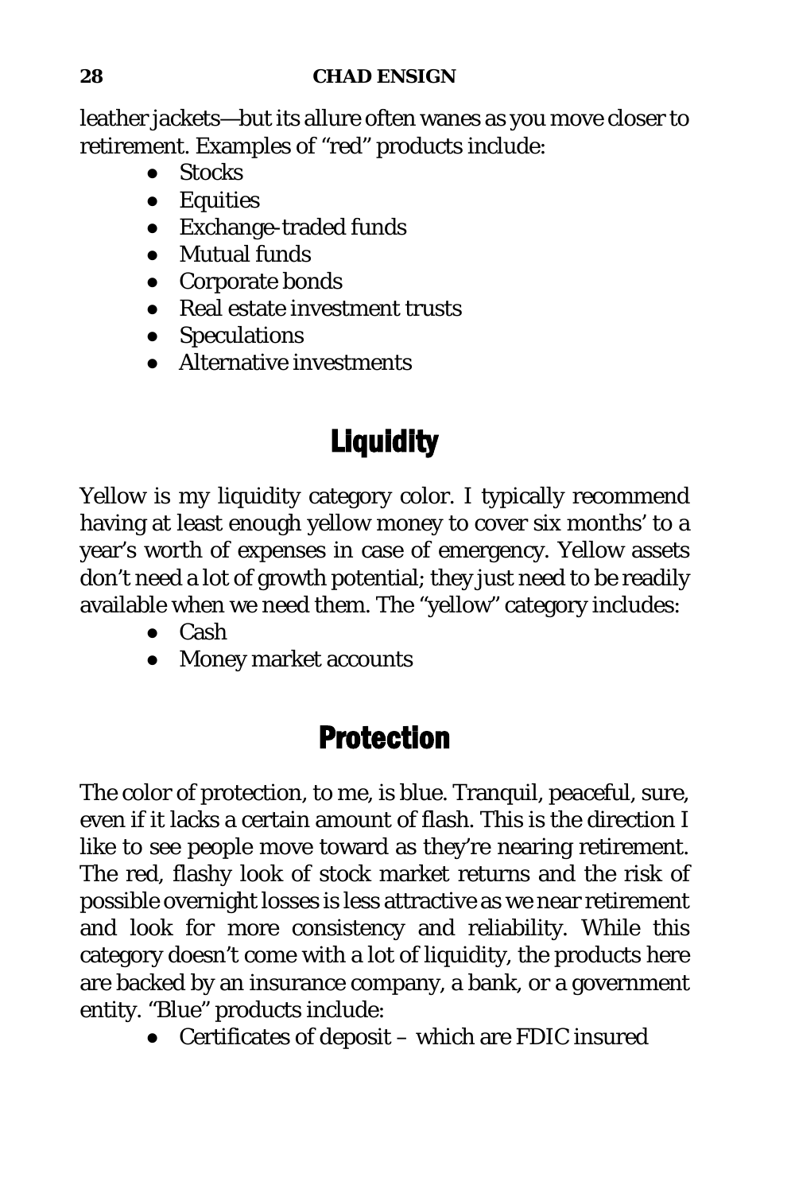leather jackets—but its allure often wanes as you move closer to retirement. Examples of "red" products include:

- Stocks
- Equities
- Exchange-traded funds
- Mutual funds
- Corporate bonds
- Real estate investment trusts
- Speculations
- Alternative investments

## Liquidity

Yellow is my liquidity category color. I typically recommend having at least enough yellow money to cover six months' to a year's worth of expenses in case of emergency. Yellow assets don't need a lot of growth potential; they just need to be readily available when we need them. The "yellow" category includes:

- Cash
- Money market accounts

## Protection

The color of protection, to me, is blue. Tranquil, peaceful, sure, even if it lacks a certain amount of flash. This is the direction I like to see people move toward as they're nearing retirement. The red, flashy look of stock market returns and the risk of possible overnight losses is less attractive as we near retirement and look for more consistency and reliability. While this category doesn't come with a lot of liquidity, the products here are backed by an insurance company, a bank, or a government entity. "Blue" products include:

- Certificates of deposit – which are FDIC insured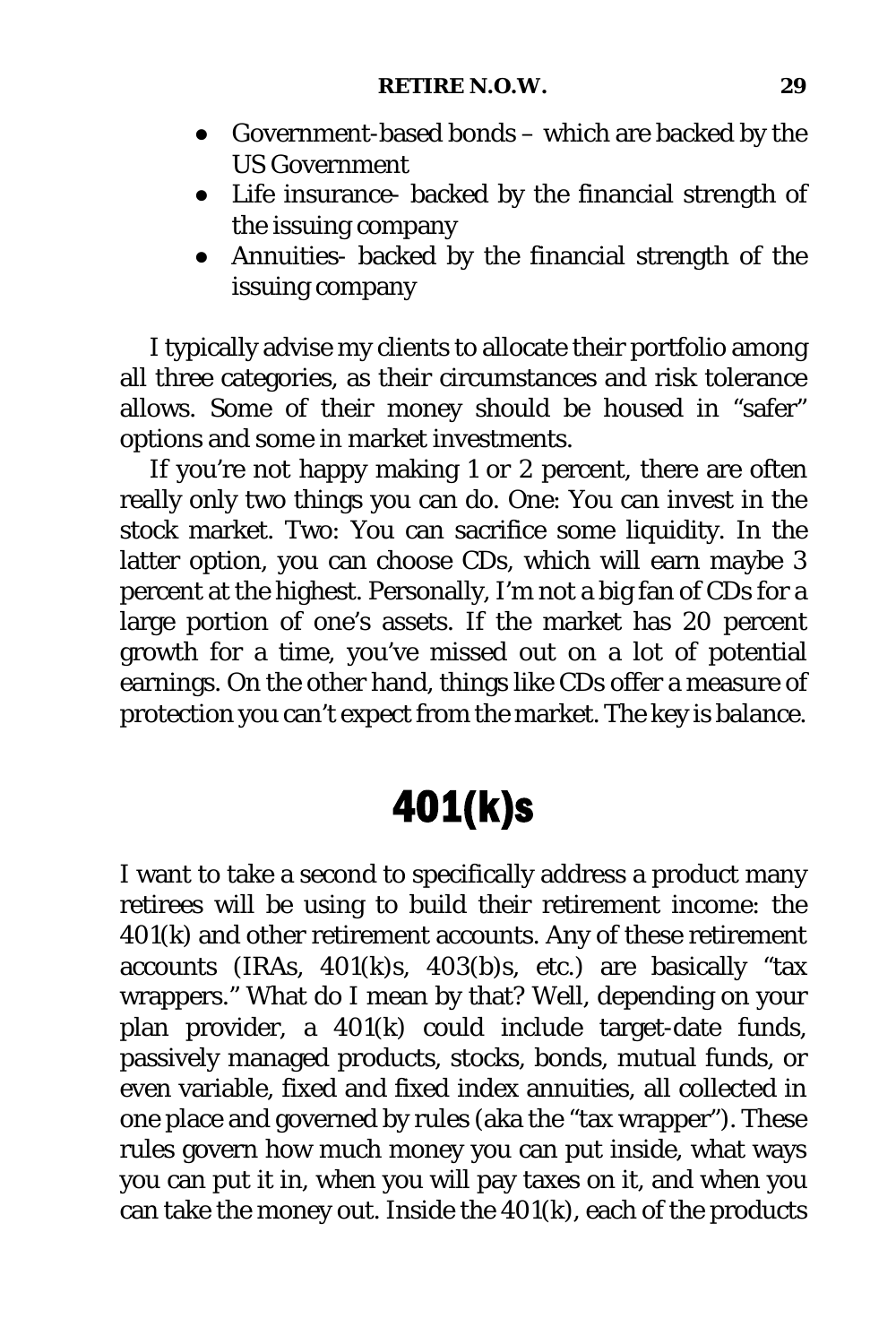- Government-based bonds – which are backed by the US Government
- Life insurance- backed by the financial strength of the issuing company
- Annuities- backed by the financial strength of the issuing company

I typically advise my clients to allocate their portfolio among all three categories, as their circumstances and risk tolerance allows. Some of their money should be housed in "safer" options and some in market investments.

If you're not happy making 1 or 2 percent, there are often really only two things you can do. One: You can invest in the stock market. Two: You can sacrifice some liquidity. In the latter option, you can choose CDs, which will earn maybe 3 percent at the highest. Personally, I'm not a big fan of CDs for a large portion of one's assets. If the market has 20 percent growth for a time, you've missed out on a lot of potential earnings. On the other hand, things like CDs offer a measure of protection you can't expect from the market. The key is balance.

# 401(k)s

I want to take a second to specifically address a product many retirees will be using to build their retirement income: the 401(k) and other retirement accounts. Any of these retirement accounts (IRAs, 401(k)s, 403(b)s, etc.) are basically "tax wrappers." What do I mean by that? Well, depending on your plan provider, a 401(k) could include target-date funds, passively managed products, stocks, bonds, mutual funds, or even variable, fixed and fixed index annuities, all collected in one place and governed by rules (aka the "tax wrapper"). These rules govern how much money you can put inside, what ways you can put it in, when you will pay taxes on it, and when you can take the money out. Inside the 401(k), each of the products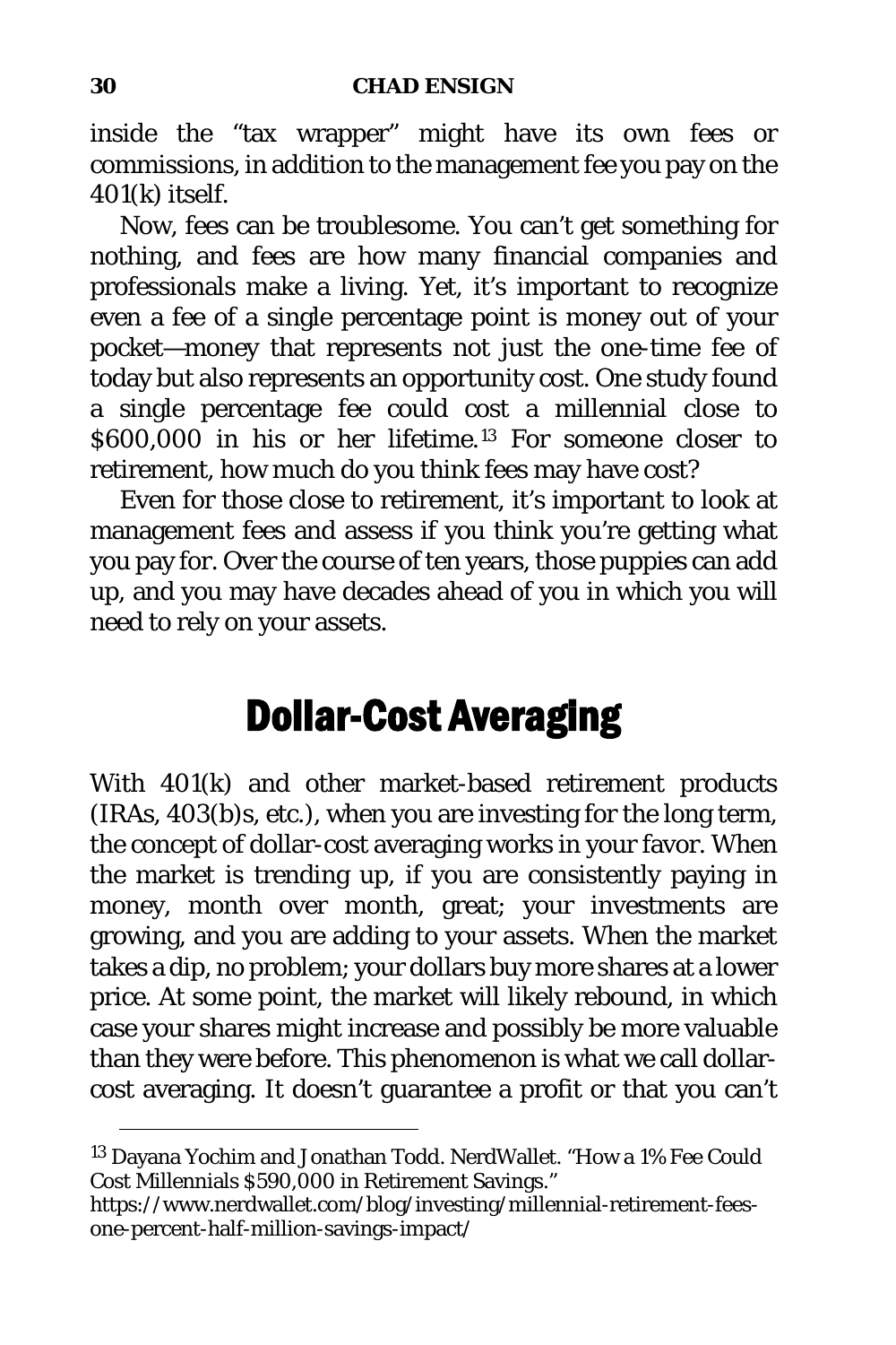inside the "tax wrapper" might have its own fees or commissions, in addition to the management fee you pay on the 401(k) itself.

Now, fees can be troublesome. You can't get something for nothing, and fees are how many financial companies and professionals make a living. Yet, it's important to recognize even a fee of a single percentage point is money out of your pocket—money that represents not just the one-time fee of today but also represents an opportunity cost. One study found a single percentage fee could cost a millennial close to $600,000 in his or her lifetime.[13] For someone closer to retirement, how much do you think fees may have cost?

Even for those close to retirement, it's important to look at management fees and assess if you think you're getting what you pay for. Over the course of ten years, those puppies can add up, and you may have decades ahead of you in which you will need to rely on your assets.

## Dollar-Cost Averaging

With 401(k) and other market-based retirement products (IRAs, 403(b)s, etc.), when you are investing for the long term, the concept of dollar-cost averaging works in your favor. When the market is trending up, if you are consistently paying in money, month over month, great; your investments are growing, and you are adding to your assets. When the market takes a dip, no problem; your dollars buy more shares at a lower price. At some point, the market will likely rebound, in which case your shares might increase and possibly be more valuable than they were before. This phenomenon is what we call dollar-cost averaging. It doesn't guarantee a profit or that you can't

---

[13] Dayana Yochim and Jonathan Todd. NerdWallet. "How a 1% Fee Could Cost Millennials $590,000 in Retirement Savings." https://www.nerdwallet.com/blog/investing/millennial-retirement-fees-one-percent-half-million-savings-impact/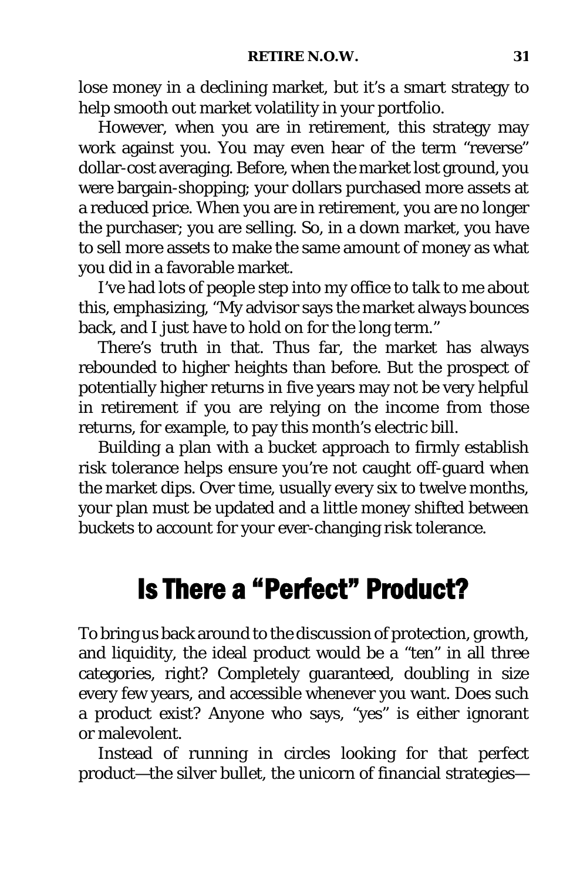lose money in a declining market, but it's a smart strategy to help smooth out market volatility in your portfolio.

However, when you are in retirement, this strategy may work against you. You may even hear of the term "reverse" dollar-cost averaging. Before, when the market lost ground, you were bargain-shopping; your dollars purchased more assets at a reduced price. When you are in retirement, you are no longer the purchaser; you are selling. So, in a down market, you have to sell more assets to make the same amount of money as what you did in a favorable market.

I've had lots of people step into my office to talk to me about this, emphasizing, "My advisor says the market always bounces back, and I just have to hold on for the long term."

There's truth in that. Thus far, the market has always rebounded to higher heights than before. But the prospect of potentially higher returns in five years may not be very helpful in retirement if you are relying on the income from those returns, for example, to pay this month's electric bill.

Building a plan with a bucket approach to firmly establish risk tolerance helps ensure you're not caught off-guard when the market dips. Over time, usually every six to twelve months, your plan must be updated and a little money shifted between buckets to account for your ever-changing risk tolerance.

## Is There a "Perfect" Product?

To bring us back around to the discussion of protection, growth, and liquidity, the ideal product would be a "ten" in all three categories, right? Completely guaranteed, doubling in size every few years, and accessible whenever you want. Does such a product exist? Anyone who says, "yes" is either ignorant or malevolent.

Instead of running in circles looking for that perfect product—the silver bullet, the unicorn of financial strategies—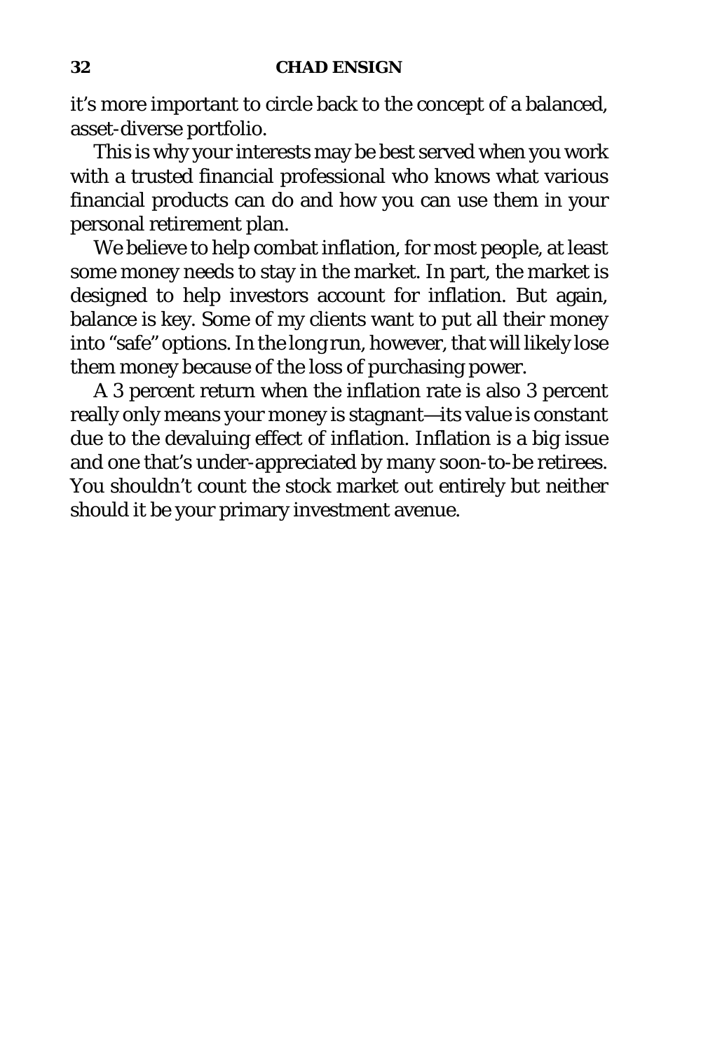it’s more important to circle back to the concept of a balanced, asset-diverse portfolio.

This is why your interests may be best served when you work with a trusted financial professional who knows what various financial products can do and how you can use them in your personal retirement plan.

We believe to help combat inflation, for most people, at least some money needs to stay in the market. In part, the market is designed to help investors account for inflation. But again, balance is key. Some of my clients want to put all their money into “safe” options. In the long run, however, that will likely lose them money because of the loss of purchasing power.

A 3 percent return when the inflation rate is also 3 percent really only means your money is stagnant—its value is constant due to the devaluing effect of inflation. Inflation is a big issue and one that’s under-appreciated by many soon-to-be retirees. You shouldn’t count the stock market out entirely but neither should it be your primary investment avenue.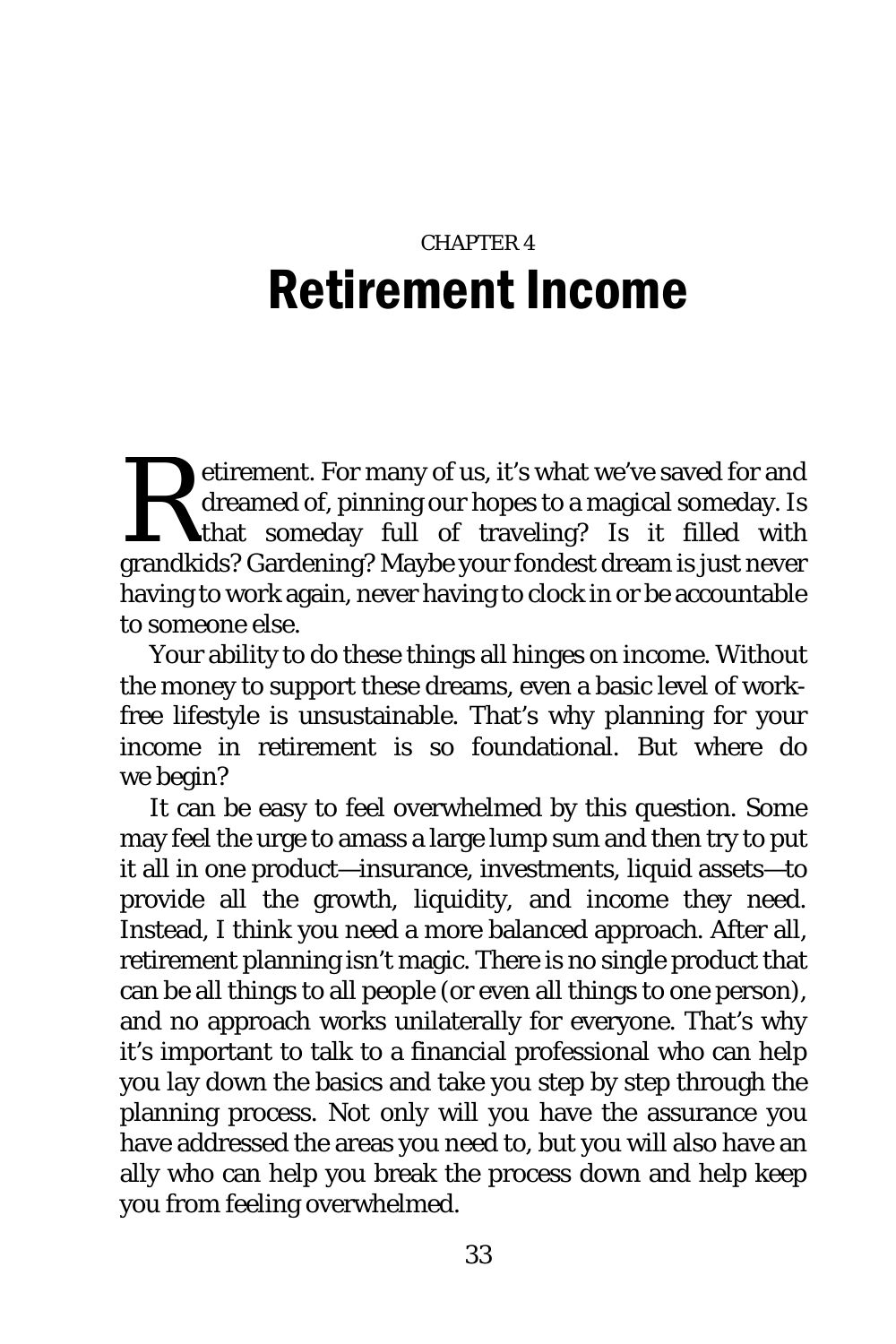CHAPTER 4

# Retirement Income

Retirement. For many of us, it's what we've saved for and dreamed of, pinning our hopes to a magical someday. Is that someday full of traveling? Is it filled with grandkids? Gardening? Maybe your fondest dream is just never having to work again, never having to clock in or be accountable to someone else.

Your ability to do these things all hinges on income. Without the money to support these dreams, even a basic level of work-free lifestyle is unsustainable. That's why planning for your income in retirement is so foundational. But where do we begin?

It can be easy to feel overwhelmed by this question. Some may feel the urge to amass a large lump sum and then try to put it all in one product—insurance, investments, liquid assets—to provide all the growth, liquidity, and income they need. Instead, I think you need a more balanced approach. After all, retirement planning isn't magic. There is no single product that can be all things to all people (or even all things to one person), and no approach works unilaterally for everyone. That's why it's important to talk to a financial professional who can help you lay down the basics and take you step by step through the planning process. Not only will you have the assurance you have addressed the areas you need to, but you will also have an ally who can help you break the process down and help keep you from feeling overwhelmed.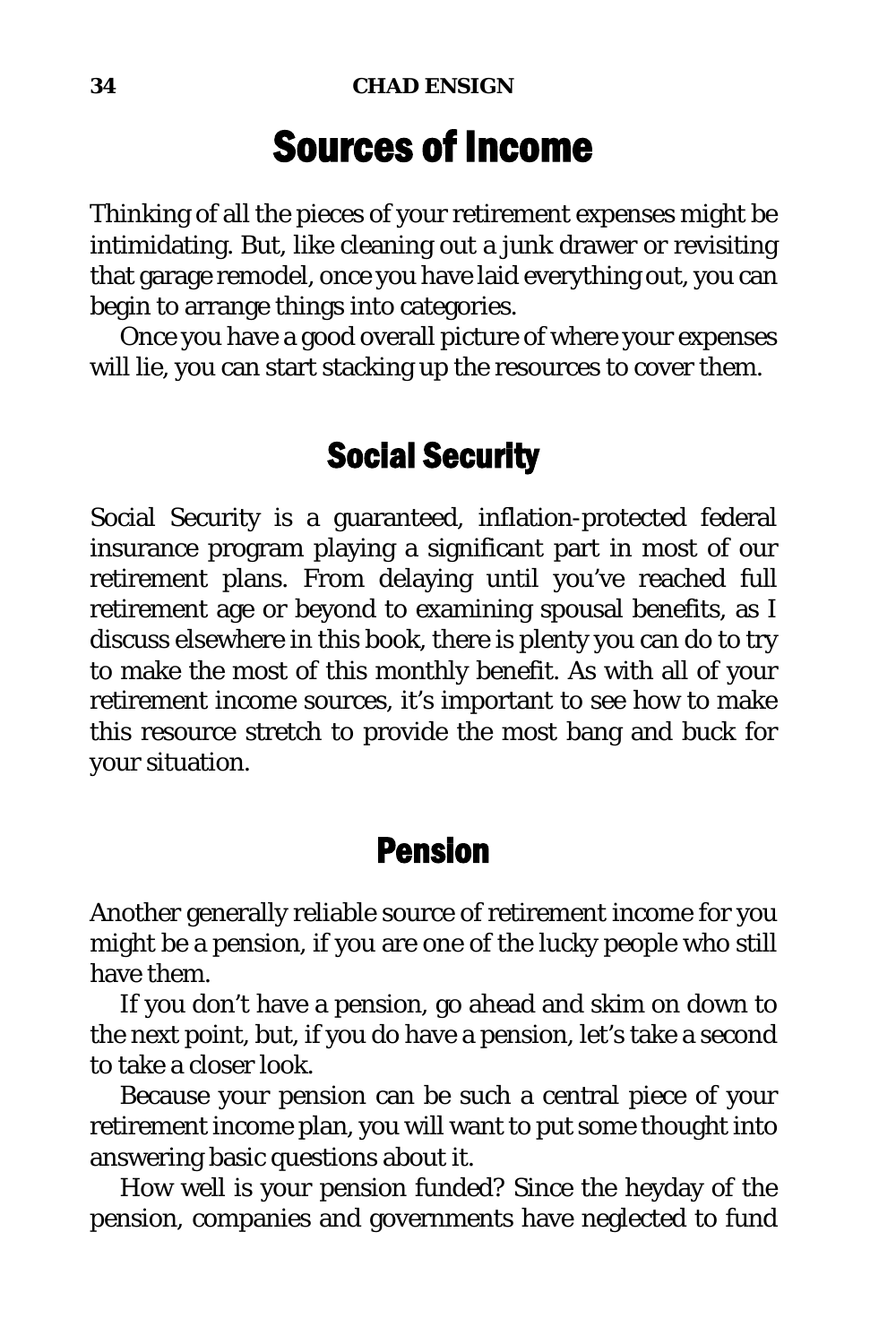# Sources of Income

Thinking of all the pieces of your retirement expenses might be intimidating. But, like cleaning out a junk drawer or revisiting that garage remodel, once you have laid everything out, you can begin to arrange things into categories.

Once you have a good overall picture of where your expenses will lie, you can start stacking up the resources to cover them.

## Social Security

Social Security is a guaranteed, inflation-protected federal insurance program playing a significant part in most of our retirement plans. From delaying until you've reached full retirement age or beyond to examining spousal benefits, as I discuss elsewhere in this book, there is plenty you can do to try to make the most of this monthly benefit. As with all of your retirement income sources, it's important to see how to make this resource stretch to provide the most bang and buck for your situation.

## Pension

Another generally reliable source of retirement income for you might be a pension, if you are one of the lucky people who still have them.

If you don't have a pension, go ahead and skim on down to the next point, but, if you do have a pension, let's take a second to take a closer look.

Because your pension can be such a central piece of your retirement income plan, you will want to put some thought into answering basic questions about it.

How well is your pension funded? Since the heyday of the pension, companies and governments have neglected to fund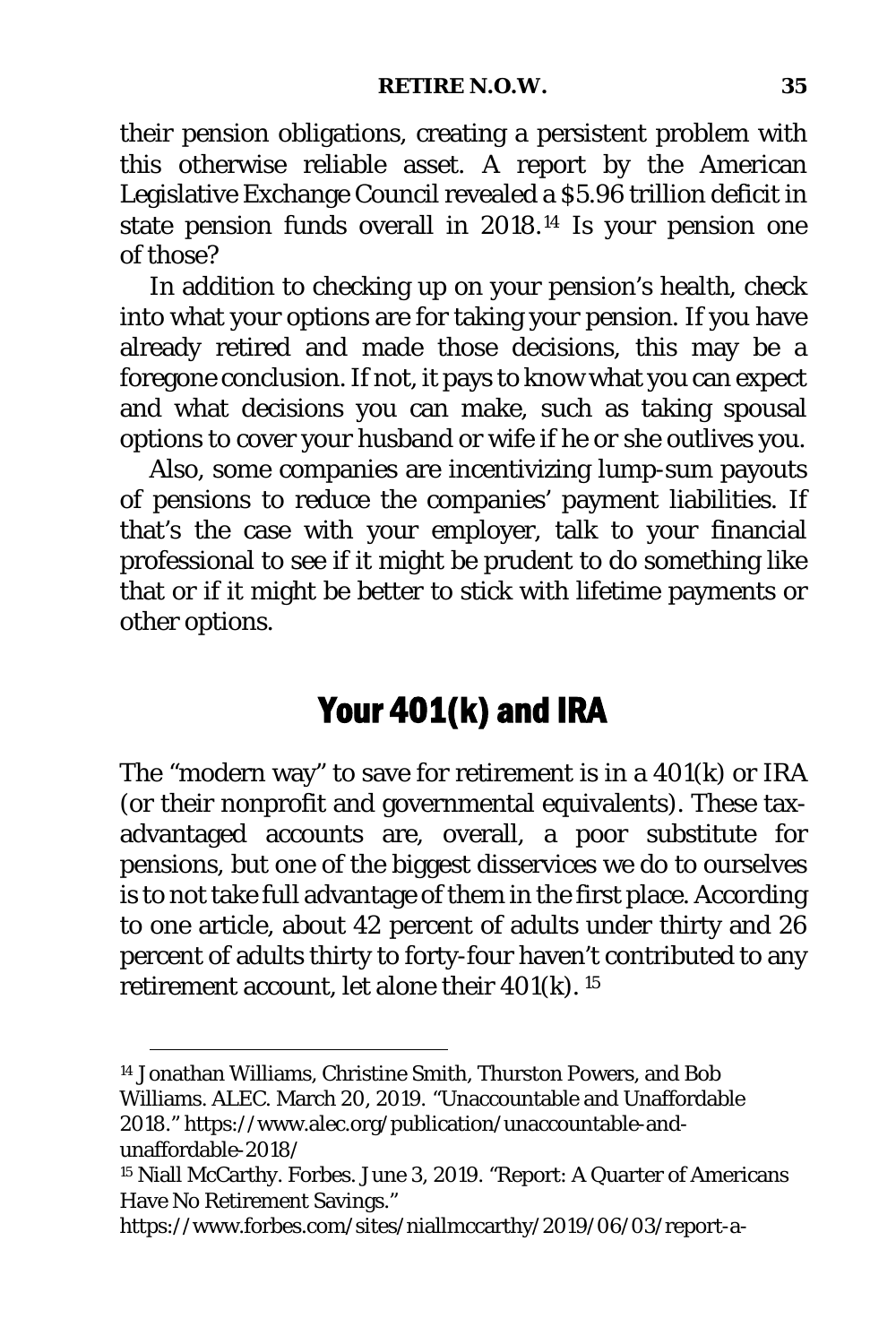their pension obligations, creating a persistent problem with this otherwise reliable asset. A report by the American Legislative Exchange Council revealed a $5.96 trillion deficit in state pension funds overall in 2018.[14] Is your pension one of those?

In addition to checking up on your pension's health, check into what your options are for taking your pension. If you have already retired and made those decisions, this may be a foregone conclusion. If not, it pays to know what you can expect and what decisions you can make, such as taking spousal options to cover your husband or wife if he or she outlives you.

Also, some companies are incentivizing lump-sum payouts of pensions to reduce the companies' payment liabilities. If that's the case with your employer, talk to your financial professional to see if it might be prudent to do something like that or if it might be better to stick with lifetime payments or other options.

## Your 401(k) and IRA

The "modern way" to save for retirement is in a 401(k) or IRA (or their nonprofit and governmental equivalents). These tax-advantaged accounts are, overall, a poor substitute for pensions, but one of the biggest disservices we do to ourselves is to not take full advantage of them in the first place. According to one article, about 42 percent of adults under thirty and 26 percent of adults thirty to forty-four haven't contributed to any retirement account, let alone their 401(k). [15]

---

[14] Jonathan Williams, Christine Smith, Thurston Powers, and Bob Williams. ALEC. March 20, 2019. "Unaccountable and Unaffordable 2018." https://www.alec.org/publication/unaccountable-and-unaffordable-2018/

[15] Niall McCarthy. Forbes. June 3, 2019. "Report: A Quarter of Americans Have No Retirement Savings." https://www.forbes.com/sites/niallmccarthy/2019/06/03/report-a-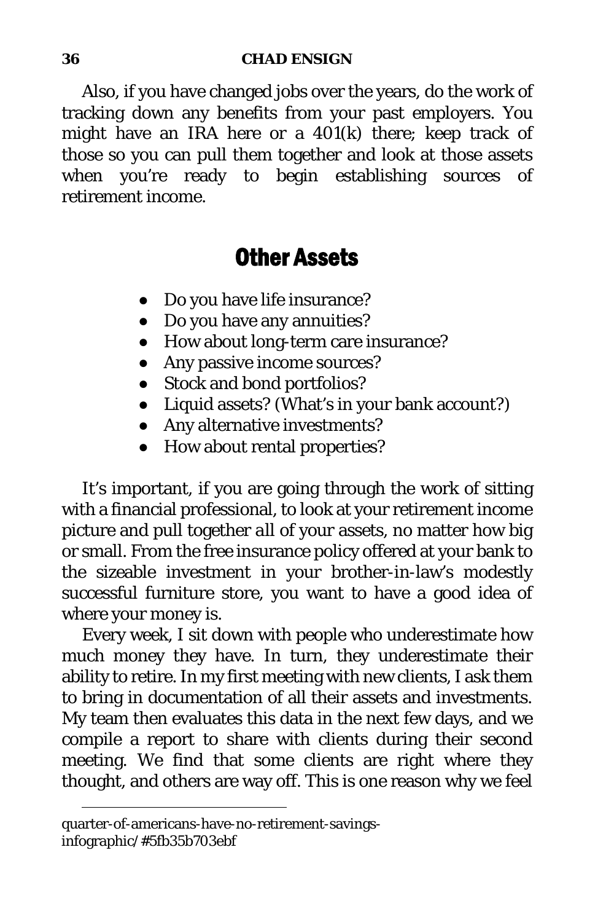Also, if you have changed jobs over the years, do the work of tracking down any benefits from your past employers. You might have an IRA here or a 401(k) there; keep track of those so you can pull them together and look at those assets when you're ready to begin establishing sources of retirement income.

## Other Assets

- Do you have life insurance?
- Do you have any annuities?
- How about long-term care insurance?
- Any passive income sources?
- Stock and bond portfolios?
- Liquid assets? (What's in your bank account?)
- Any alternative investments?
- How about rental properties?

It's important, if you are going through the work of sitting with a financial professional, to look at your retirement income picture and pull together all of your assets, no matter how big or small. From the free insurance policy offered at your bank to the sizeable investment in your brother-in-law's modestly successful furniture store, you want to have a good idea of where your money is.

Every week, I sit down with people who underestimate how much money they have. In turn, they underestimate their ability to retire. In my first meeting with new clients, I ask them to bring in documentation of all their assets and investments. My team then evaluates this data in the next few days, and we compile a report to share with clients during their second meeting. We find that some clients are right where they thought, and others are way off. This is one reason why we feel

---

quarter-of-americans-have-no-retirement-savings-infographic/#5fb35b703ebf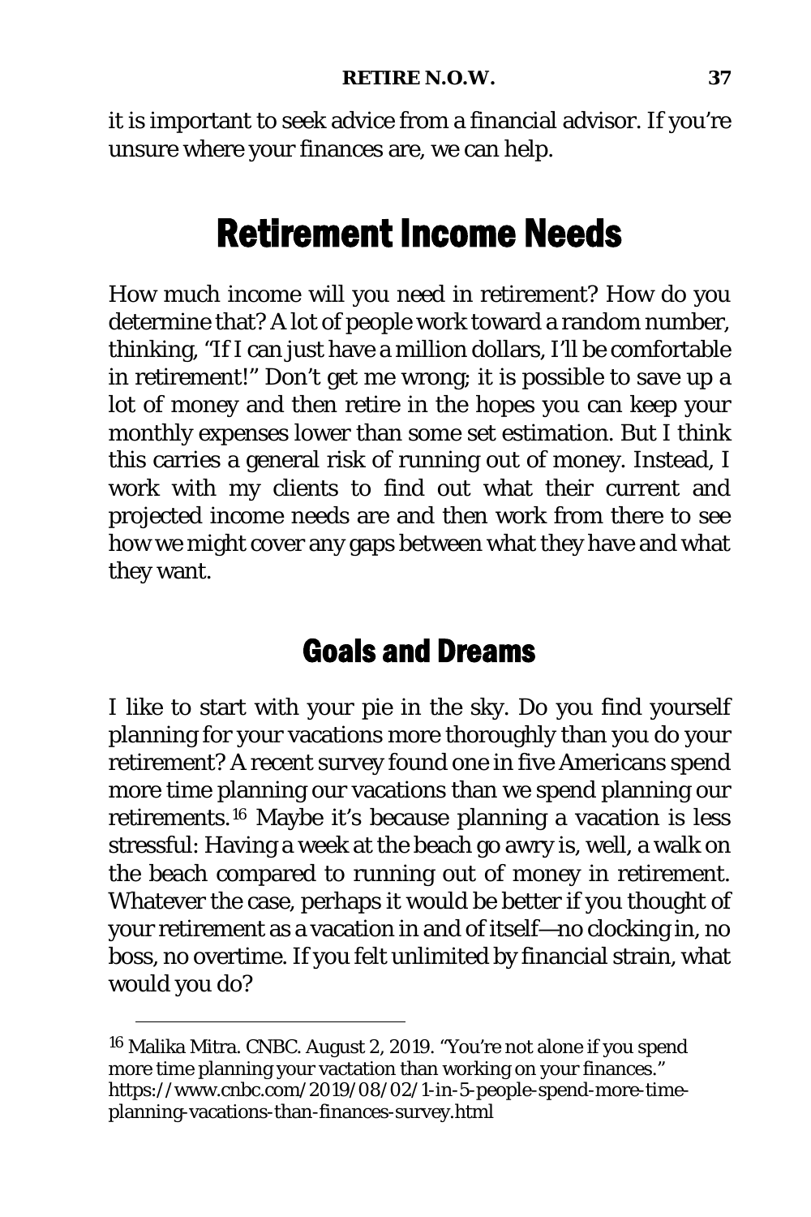it is important to seek advice from a financial advisor. If you're unsure where your finances are, we can help.

## Retirement Income Needs

How much income will you need in retirement? How do you determine that? A lot of people work toward a random number, thinking, "If I can just have a million dollars, I'll be comfortable in retirement!" Don't get me wrong; it is possible to save up a lot of money and then retire in the hopes you can keep your monthly expenses lower than some set estimation. But I think this carries a general risk of running out of money. Instead, I work with my clients to find out what their current and projected income needs are and then work from there to see how we might cover any gaps between what they have and what they want.

### Goals and Dreams

I like to start with your pie in the sky. Do you find yourself planning for your vacations more thoroughly than you do your retirement? A recent survey found one in five Americans spend more time planning our vacations than we spend planning our retirements.[16] Maybe it's because planning a vacation is less stressful: Having a week at the beach go awry is, well, a walk on the beach compared to running out of money in retirement. Whatever the case, perhaps it would be better if you thought of your retirement as a vacation in and of itself—no clocking in, no boss, no overtime. If you felt unlimited by financial strain, what would you do?

---

[16] Malika Mitra. CNBC. August 2, 2019. "You're not alone if you spend more time planning your vactation than working on your finances." https://www.cnbc.com/2019/08/02/1-in-5-people-spend-more-time-planning-vacations-than-finances-survey.html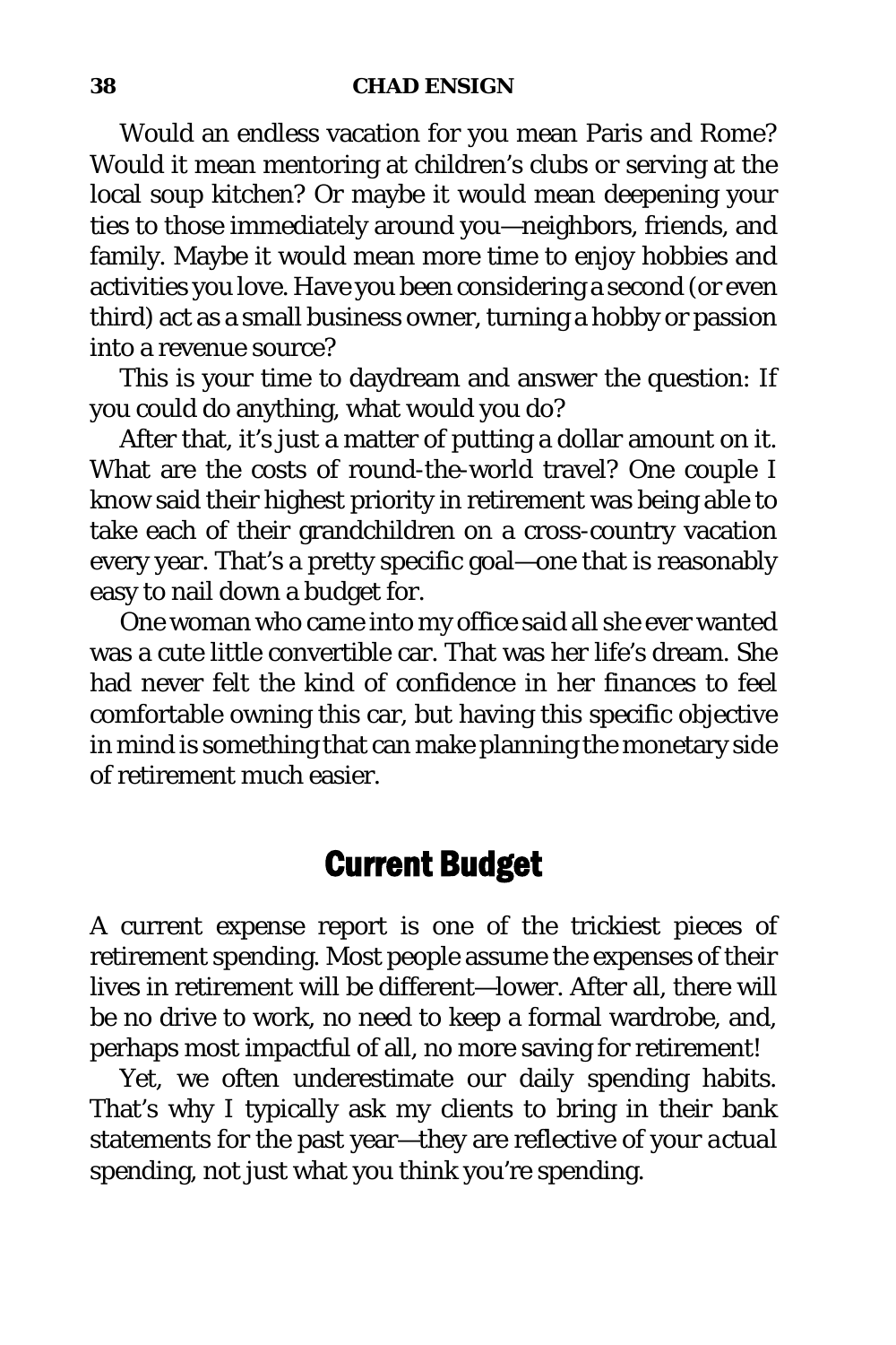Would an endless vacation for you mean Paris and Rome? Would it mean mentoring at children's clubs or serving at the local soup kitchen? Or maybe it would mean deepening your ties to those immediately around you—neighbors, friends, and family. Maybe it would mean more time to enjoy hobbies and activities you love. Have you been considering a second (or even third) act as a small business owner, turning a hobby or passion into a revenue source?

This is your time to daydream and answer the question: If you could do anything, what would you do?

After that, it's just a matter of putting a dollar amount on it. What are the costs of round-the-world travel? One couple I know said their highest priority in retirement was being able to take each of their grandchildren on a cross-country vacation every year. That's a pretty specific goal—one that is reasonably easy to nail down a budget for.

One woman who came into my office said all she ever wanted was a cute little convertible car. That was her life's dream. She had never felt the kind of confidence in her finances to feel comfortable owning this car, but having this specific objective in mind is something that can make planning the monetary side of retirement much easier.

## Current Budget

A current expense report is one of the trickiest pieces of retirement spending. Most people assume the expenses of their lives in retirement will be different—lower. After all, there will be no drive to work, no need to keep a formal wardrobe, and, perhaps most impactful of all, no more saving for retirement!

Yet, we often underestimate our daily spending habits. That's why I typically ask my clients to bring in their bank statements for the past year—they are reflective of your *actual* spending, not just what you think you're spending.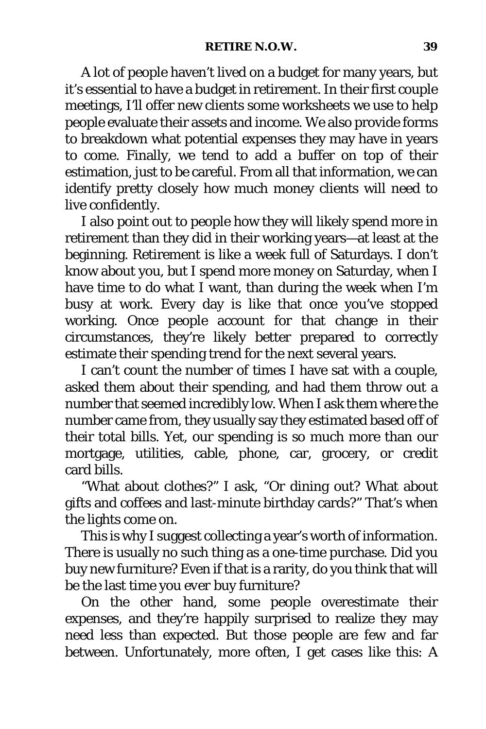A lot of people haven't lived on a budget for many years, but it's essential to have a budget in retirement. In their first couple meetings, I'll offer new clients some worksheets we use to help people evaluate their assets and income. We also provide forms to breakdown what potential expenses they may have in years to come. Finally, we tend to add a buffer on top of their estimation, just to be careful. From all that information, we can identify pretty closely how much money clients will need to live confidently.

I also point out to people how they will likely spend more in retirement than they did in their working years—at least at the beginning. Retirement is like a week full of Saturdays. I don't know about you, but I spend more money on Saturday, when I have time to do what I want, than during the week when I'm busy at work. Every day is like that once you've stopped working. Once people account for that change in their circumstances, they're likely better prepared to correctly estimate their spending trend for the next several years.

I can't count the number of times I have sat with a couple, asked them about their spending, and had them throw out a number that seemed incredibly low. When I ask them where the number came from, they usually say they estimated based off of their total bills. Yet, our spending is so much more than our mortgage, utilities, cable, phone, car, grocery, or credit card bills.

"What about clothes?" I ask, "Or dining out? What about gifts and coffees and last-minute birthday cards?" That's when the lights come on.

This is why I suggest collecting a year's worth of information. There is usually no such thing as a one-time purchase. Did you buy new furniture? Even if that is a rarity, do you think that will be the last time you ever buy furniture?

On the other hand, some people overestimate their expenses, and they're happily surprised to realize they may need less than expected. But those people are few and far between. Unfortunately, more often, I get cases like this: A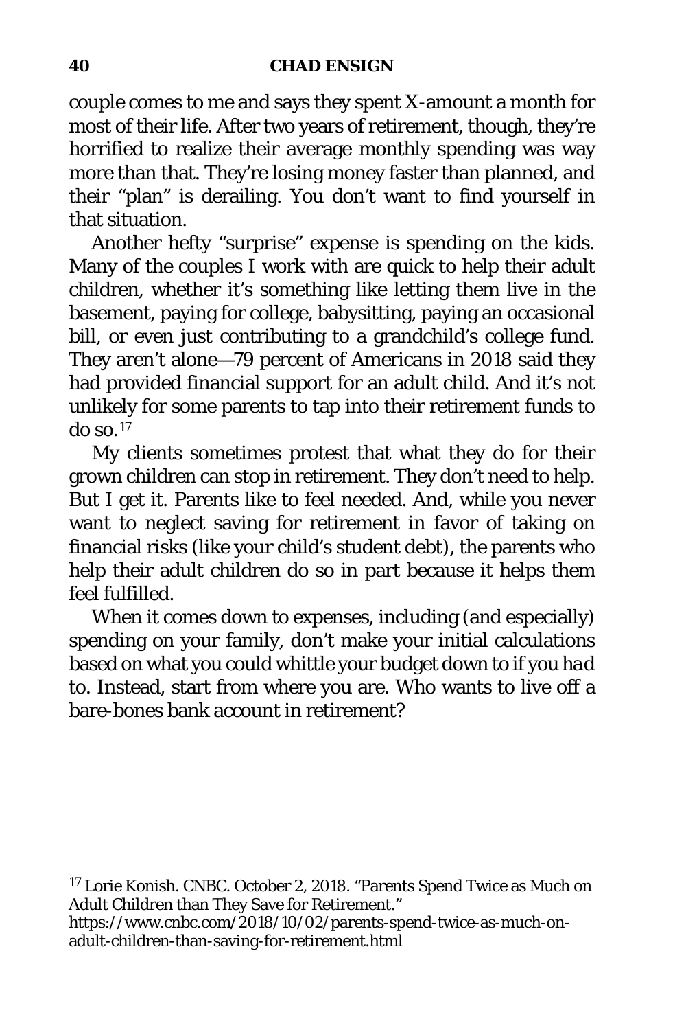couple comes to me and says they spent X-amount a month for most of their life. After two years of retirement, though, they're horrified to realize their average monthly spending was way more than that. They're losing money faster than planned, and their "plan" is derailing. You don't want to find yourself in that situation.

Another hefty "surprise" expense is spending on the kids. Many of the couples I work with are quick to help their adult children, whether it's something like letting them live in the basement, paying for college, babysitting, paying an occasional bill, or even just contributing to a grandchild's college fund. They aren't alone—79 percent of Americans in 2018 said they had provided financial support for an adult child. And it's not unlikely for some parents to tap into their retirement funds to do so.[17]

My clients sometimes protest that what they do for their grown children can stop in retirement. They don't need to help. But I get it. Parents like to feel needed. And, while you never want to neglect saving for retirement in favor of taking on financial risks (like your child's student debt), the parents who help their adult children do so in part because it helps them feel fulfilled.

When it comes down to expenses, including (and especially) spending on your family, don't make your initial calculations based on what you could whittle your budget down to if you *had* to. Instead, start from where you are. Who wants to live off a bare-bones bank account in retirement?

---

[17] Lorie Konish. CNBC. October 2, 2018. "Parents Spend Twice as Much on Adult Children than They Save for Retirement." https://www.cnbc.com/2018/10/02/parents-spend-twice-as-much-on-adult-children-than-saving-for-retirement.html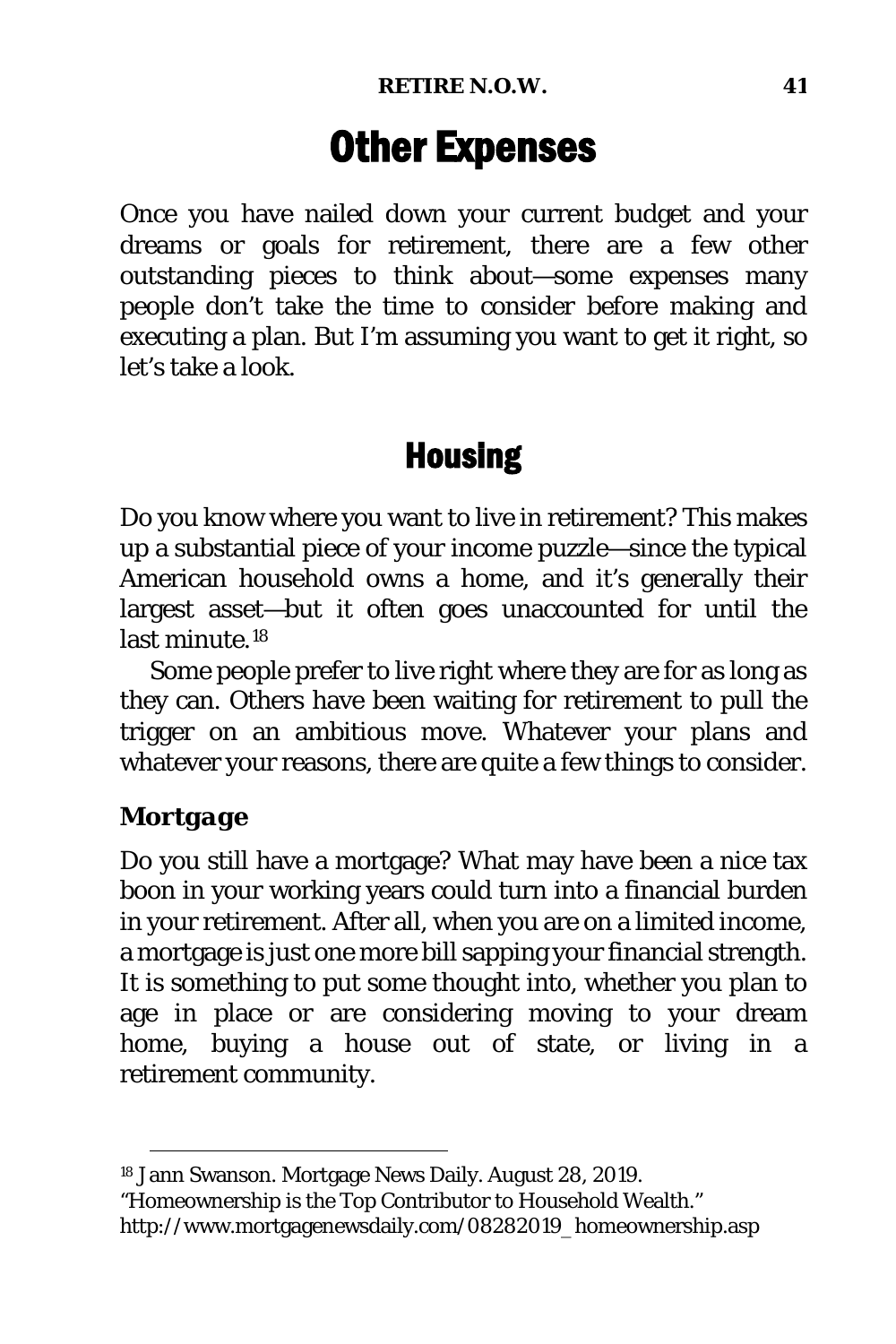# Other Expenses

Once you have nailed down your current budget and your dreams or goals for retirement, there are a few other outstanding pieces to think about—some expenses many people don't take the time to consider before making and executing a plan. But I'm assuming you want to get it right, so let's take a look.

## Housing

Do you know where you want to live in retirement? This makes up a substantial piece of your income puzzle—since the typical American household owns a home, and it's generally their largest asset—but it often goes unaccounted for until the last minute.[18]

Some people prefer to live right where they are for as long as they can. Others have been waiting for retirement to pull the trigger on an ambitious move. Whatever your plans and whatever your reasons, there are quite a few things to consider.

### *Mortgage*

Do you still have a mortgage? What may have been a nice tax boon in your working years could turn into a financial burden in your retirement. After all, when you are on a limited income, a mortgage is just one more bill sapping your financial strength. It is something to put some thought into, whether you plan to age in place or are considering moving to your dream home, buying a house out of state, or living in a retirement community.

---

[18] Jann Swanson. Mortgage News Daily. August 28, 2019. "Homeownership is the Top Contributor to Household Wealth." http://www.mortgagenewsdaily.com/08282019_homeownership.asp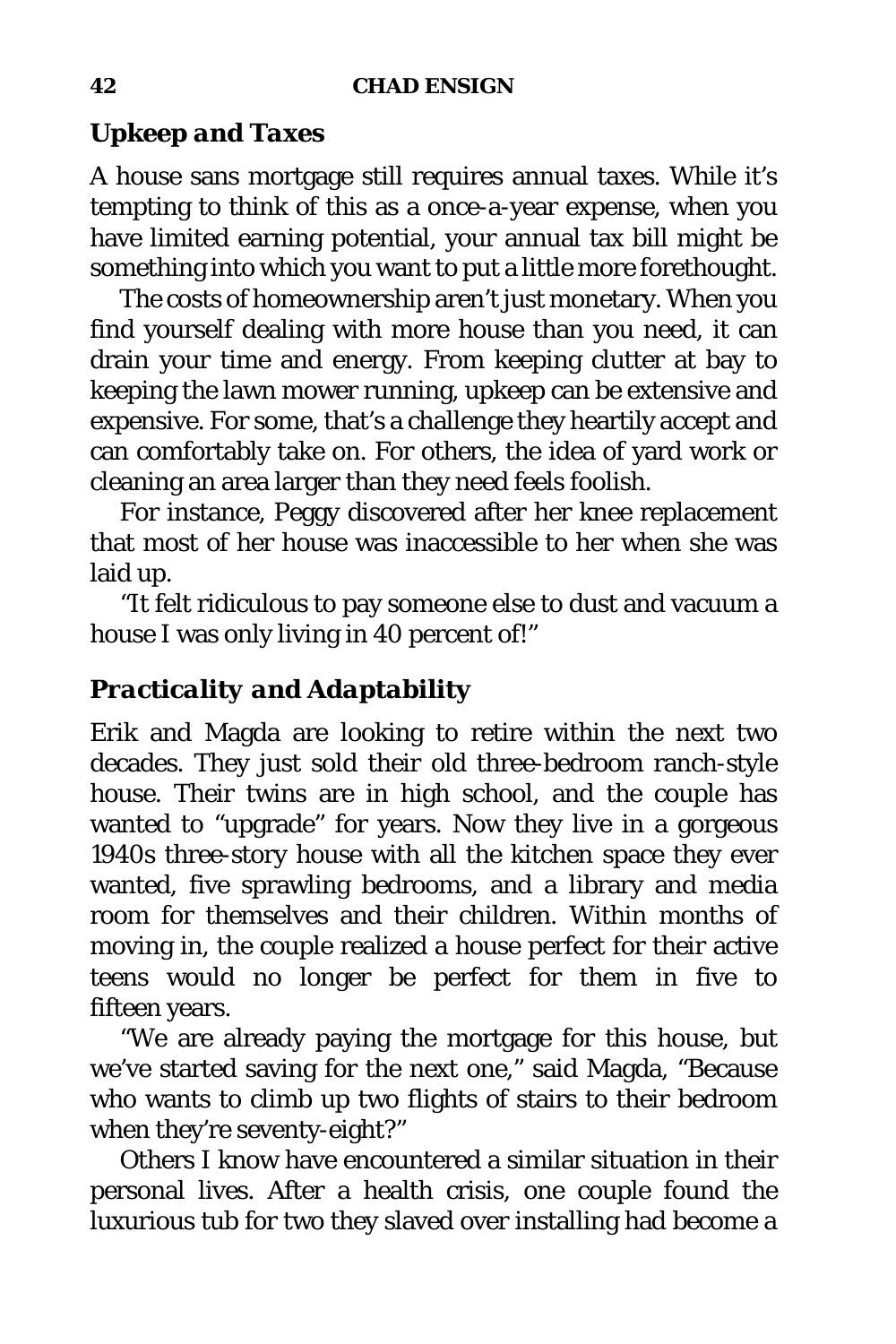### *Upkeep and Taxes*

A house sans mortgage still requires annual taxes. While it's tempting to think of this as a once-a-year expense, when you have limited earning potential, your annual tax bill might be something into which you want to put a little more forethought.

The costs of homeownership aren't just monetary. When you find yourself dealing with more house than you need, it can drain your time and energy. From keeping clutter at bay to keeping the lawn mower running, upkeep can be extensive and expensive. For some, that's a challenge they heartily accept and can comfortably take on. For others, the idea of yard work or cleaning an area larger than they need feels foolish.

For instance, Peggy discovered after her knee replacement that most of her house was inaccessible to her when she was laid up.

"It felt ridiculous to pay someone else to dust and vacuum a house I was only living in 40 percent of!"

### *Practicality and Adaptability*

Erik and Magda are looking to retire within the next two decades. They just sold their old three-bedroom ranch-style house. Their twins are in high school, and the couple has wanted to "upgrade" for years. Now they live in a gorgeous 1940s three-story house with all the kitchen space they ever wanted, five sprawling bedrooms, and a library and media room for themselves and their children. Within months of moving in, the couple realized a house perfect for their active teens would no longer be perfect for them in five to fifteen years.

"We are already paying the mortgage for this house, but we've started saving for the next one," said Magda, "Because who wants to climb up two flights of stairs to their bedroom when they're seventy-eight?"

Others I know have encountered a similar situation in their personal lives. After a health crisis, one couple found the luxurious tub for two they slaved over installing had become a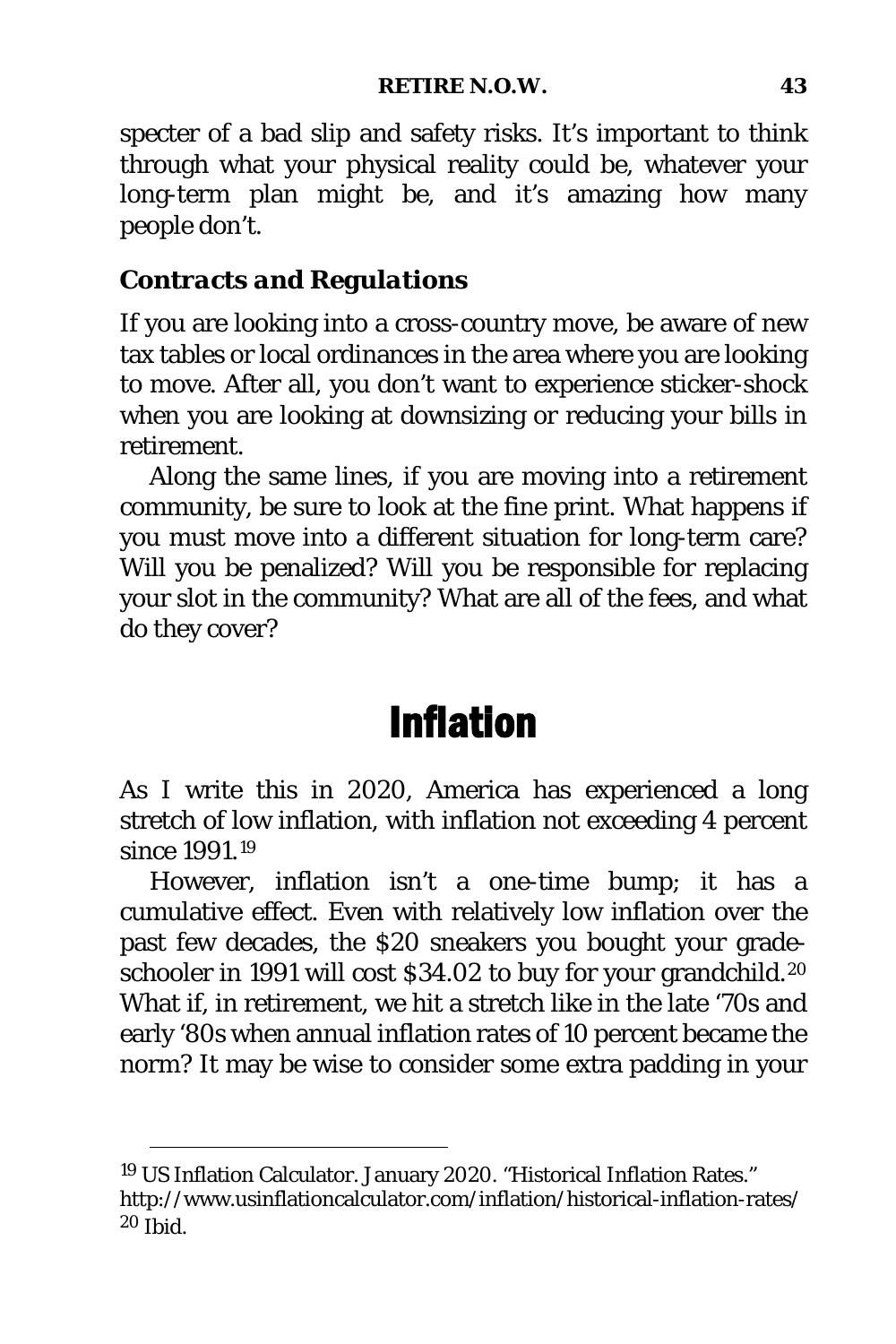specter of a bad slip and safety risks. It's important to think through what your physical reality could be, whatever your long-term plan might be, and it's amazing how many people don't.

### *Contracts and Regulations*

If you are looking into a cross-country move, be aware of new tax tables or local ordinances in the area where you are looking to move. After all, you don't want to experience sticker-shock when you are looking at downsizing or reducing your bills in retirement.

Along the same lines, if you are moving into a retirement community, be sure to look at the fine print. What happens if you must move into a different situation for long-term care? Will you be penalized? Will you be responsible for replacing your slot in the community? What are all of the fees, and what do they cover?

## Inflation

As I write this in 2020, America has experienced a long stretch of low inflation, with inflation not exceeding 4 percent since 1991.[19]

However, inflation isn't a one-time bump; it has a cumulative effect. Even with relatively low inflation over the past few decades, the $20 sneakers you bought your grade-schooler in 1991 will cost $34.02 to buy for your grandchild.[20] What if, in retirement, we hit a stretch like in the late '70s and early '80s when annual inflation rates of 10 percent became the norm? It may be wise to consider some extra padding in your

---

[19] US Inflation Calculator. January 2020. "Historical Inflation Rates." http://www.usinflationcalculator.com/inflation/historical-inflation-rates/

[20] Ibid.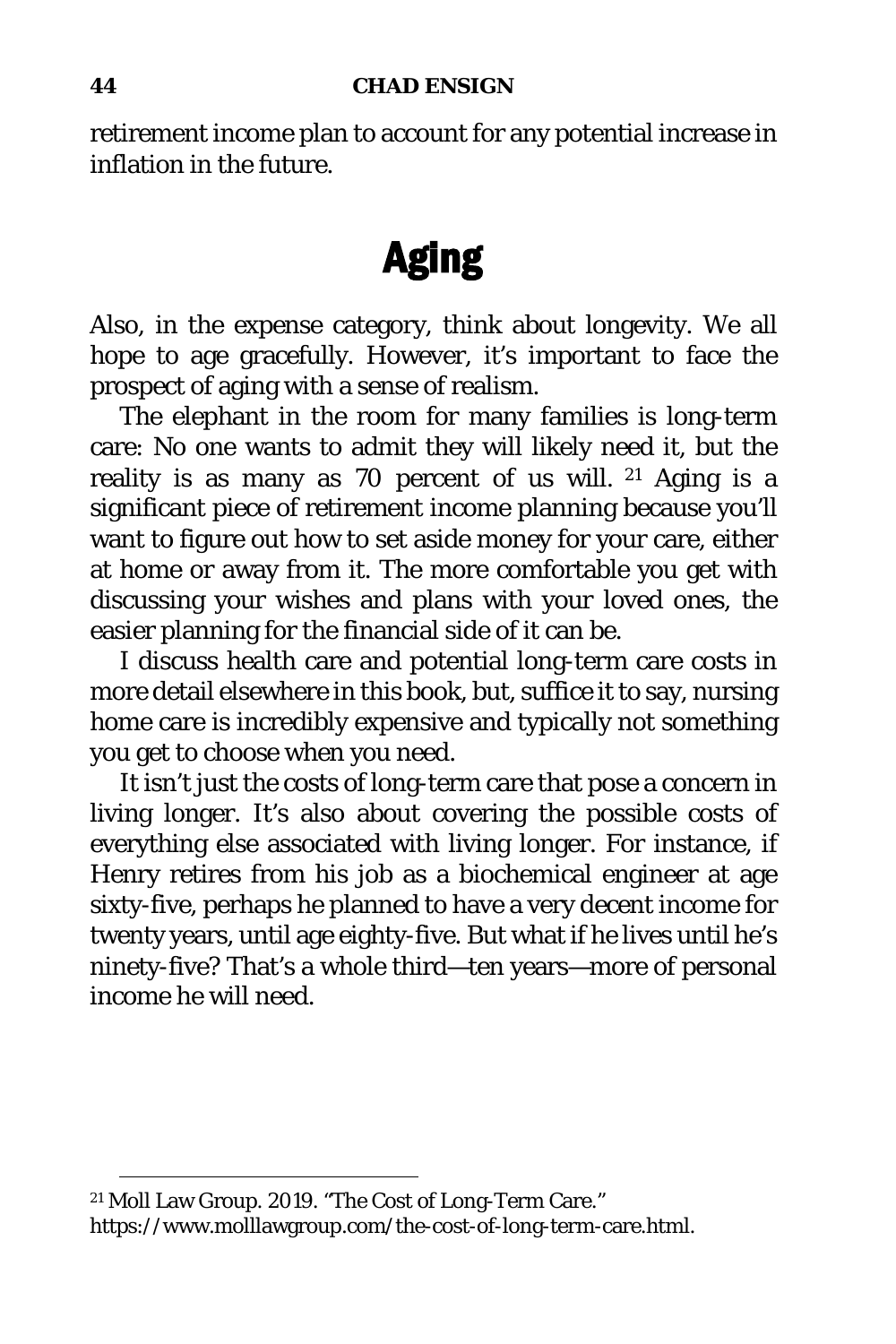retirement income plan to account for any potential increase in inflation in the future.

## Aging

Also, in the expense category, think about longevity. We all hope to age gracefully. However, it's important to face the prospect of aging with a sense of realism.

The elephant in the room for many families is long-term care: No one wants to admit they will likely need it, but the reality is as many as 70 percent of us will. [21] Aging is a significant piece of retirement income planning because you'll want to figure out how to set aside money for your care, either at home or away from it. The more comfortable you get with discussing your wishes and plans with your loved ones, the easier planning for the financial side of it can be.

I discuss health care and potential long-term care costs in more detail elsewhere in this book, but, suffice it to say, nursing home care is incredibly expensive and typically not something you get to choose when you need.

It isn't just the costs of long-term care that pose a concern in living longer. It's also about covering the possible costs of everything else associated with living longer. For instance, if Henry retires from his job as a biochemical engineer at age sixty-five, perhaps he planned to have a very decent income for twenty years, until age eighty-five. But what if he lives until he's ninety-five? That's a whole third—ten years—more of personal income he will need.

---

[21] Moll Law Group. 2019. "The Cost of Long-Term Care." https://www.molllawgroup.com/the-cost-of-long-term-care.html.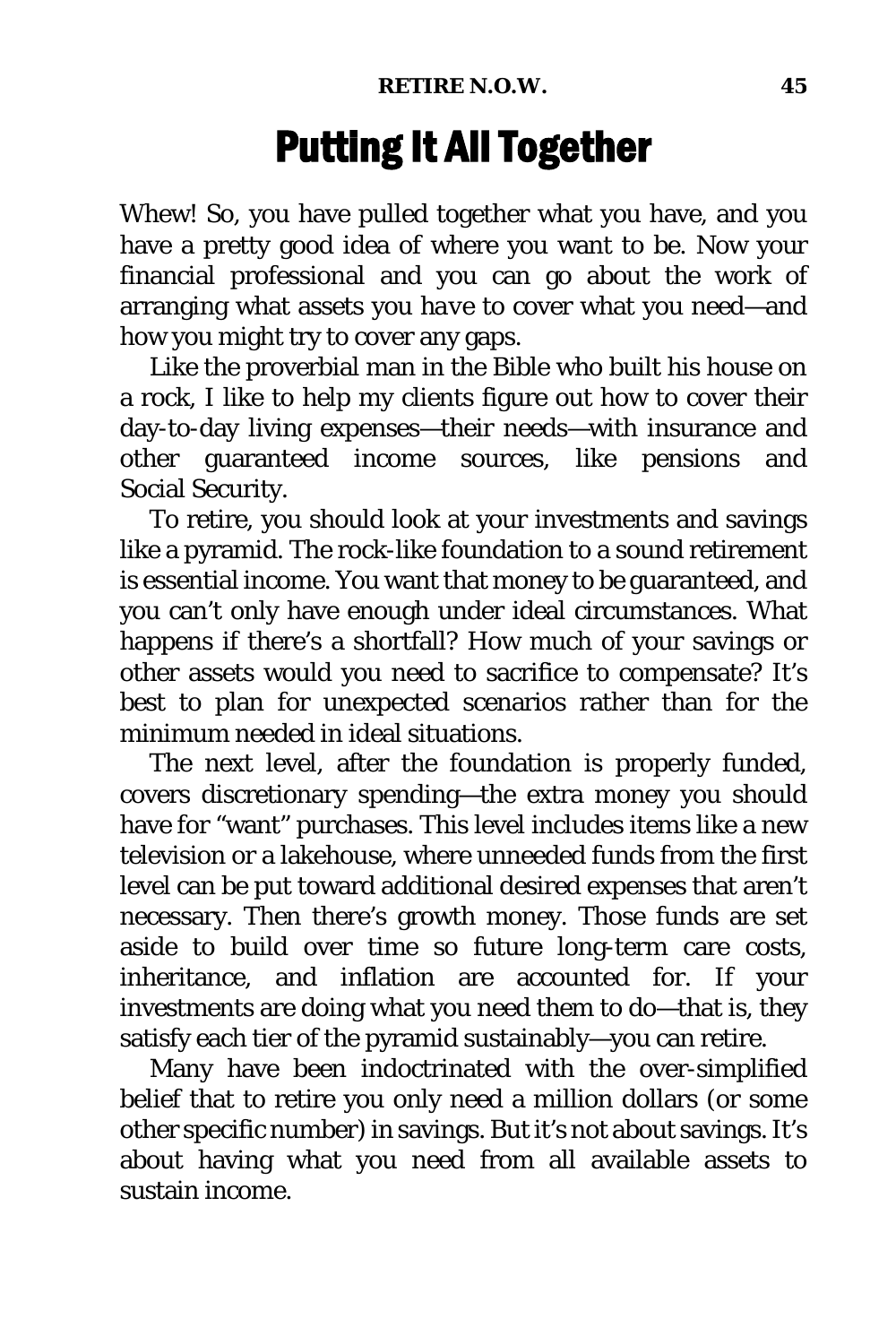# Putting It All Together

Whew! So, you have pulled together what you have, and you have a pretty good idea of where you want to be. Now your financial professional and you can go about the work of arranging what assets you *have* to cover what you *need*—and how you might try to cover any gaps.

Like the proverbial man in the Bible who built his house on a rock, I like to help my clients figure out how to cover their day-to-day living expenses—their needs—with insurance and other guaranteed income sources, like pensions and Social Security.

To retire, you should look at your investments and savings like a pyramid. The rock-like foundation to a sound retirement is essential income. You want that money to be guaranteed, and you can't only have enough under ideal circumstances. What happens if there's a shortfall? How much of your savings or other assets would you need to sacrifice to compensate? It's best to plan for unexpected scenarios rather than for the minimum needed in ideal situations.

The next level, after the foundation is properly funded, covers discretionary spending—the extra money you should have for "want" purchases. This level includes items like a new television or a lakehouse, where unneeded funds from the first level can be put toward additional desired expenses that aren't necessary. Then there's growth money. Those funds are set aside to build over time so future long-term care costs, inheritance, and inflation are accounted for. If your investments are doing what you need them to do—that is, they satisfy each tier of the pyramid sustainably—you can retire.

Many have been indoctrinated with the over-simplified belief that to retire you only need a million dollars (or some other specific number) in savings. But it's not about savings. It's about having what you need from all available assets to sustain income.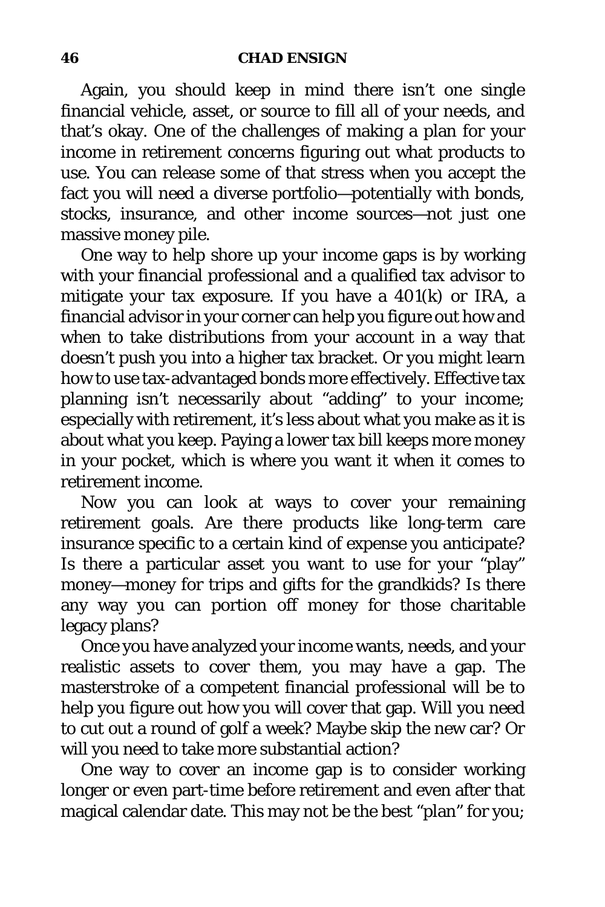Again, you should keep in mind there isn't one single financial vehicle, asset, or source to fill all of your needs, and that's okay. One of the challenges of making a plan for your income in retirement concerns figuring out what products to use. You can release some of that stress when you accept the fact you will need a diverse portfolio—potentially with bonds, stocks, insurance, and other income sources—not just one massive money pile.

One way to help shore up your income gaps is by working with your financial professional and a qualified tax advisor to mitigate your tax exposure. If you have a 401(k) or IRA, a financial advisor in your corner can help you figure out how and when to take distributions from your account in a way that doesn't push you into a higher tax bracket. Or you might learn how to use tax-advantaged bonds more effectively. Effective tax planning isn't necessarily about "adding" to your income; especially with retirement, it's less about what you make as it is about what you keep. Paying a lower tax bill keeps more money in your pocket, which is where you want it when it comes to retirement income.

Now you can look at ways to cover your remaining retirement goals. Are there products like long-term care insurance specific to a certain kind of expense you anticipate? Is there a particular asset you want to use for your "play" money—money for trips and gifts for the grandkids? Is there any way you can portion off money for those charitable legacy plans?

Once you have analyzed your income wants, needs, and your realistic assets to cover them, you may have a gap. The masterstroke of a competent financial professional will be to help you figure out how you will cover that gap. Will you need to cut out a round of golf a week? Maybe skip the new car? Or will you need to take more substantial action?

One way to cover an income gap is to consider working longer or even part-time before retirement and even after that magical calendar date. This may not be the best "plan" for you;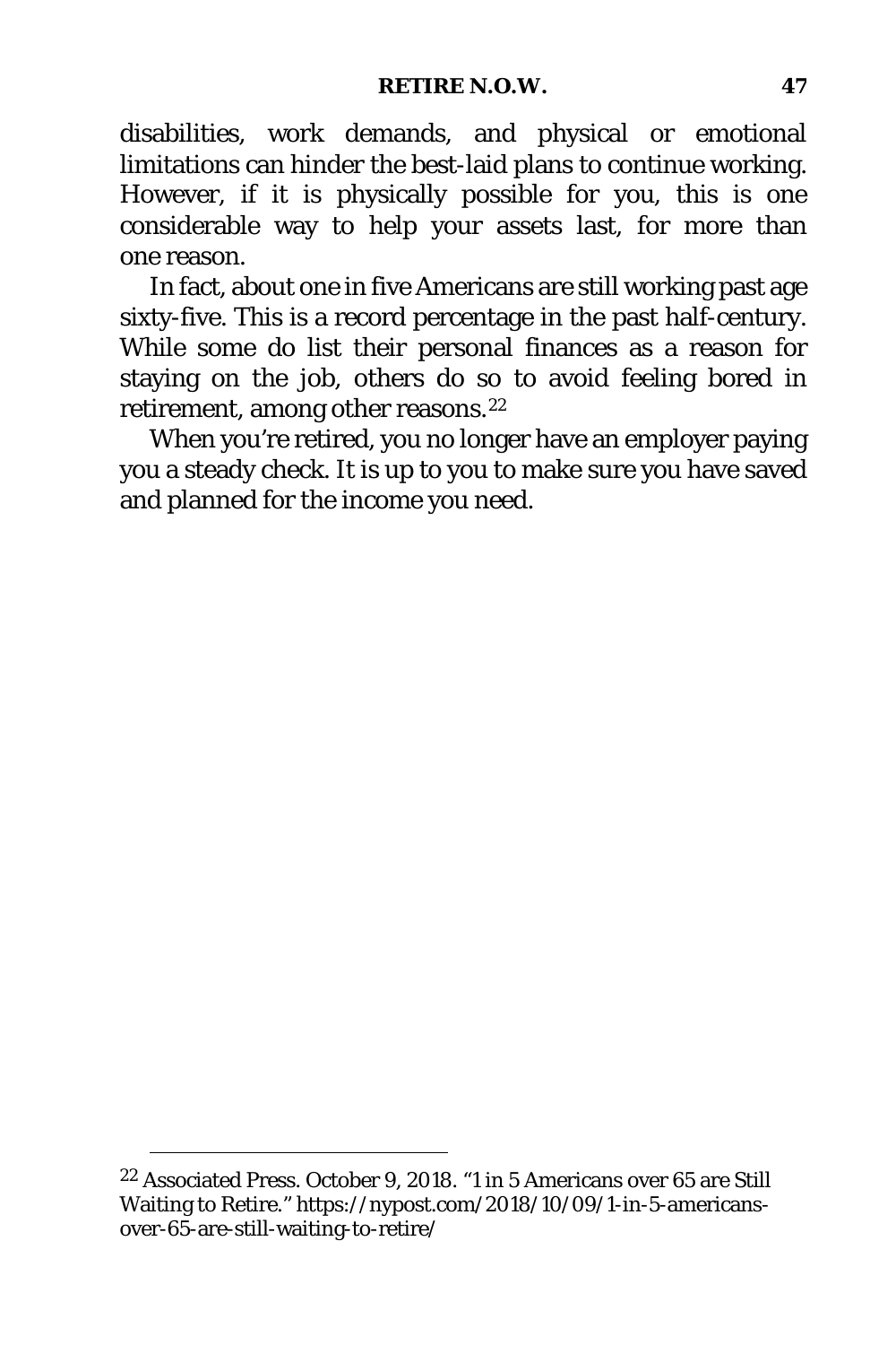disabilities, work demands, and physical or emotional limitations can hinder the best-laid plans to continue working. However, if it is physically possible for you, this is one considerable way to help your assets last, for more than one reason.

In fact, about one in five Americans are still working past age sixty-five. This is a record percentage in the past half-century. While some do list their personal finances as a reason for staying on the job, others do so to avoid feeling bored in retirement, among other reasons.[22]

When you're retired, you no longer have an employer paying you a steady check. It is up to you to make sure you have saved and planned for the income you need.

---

[22] Associated Press. October 9, 2018. "1 in 5 Americans over 65 are Still Waiting to Retire." https://nypost.com/2018/10/09/1-in-5-americans-over-65-are-still-waiting-to-retire/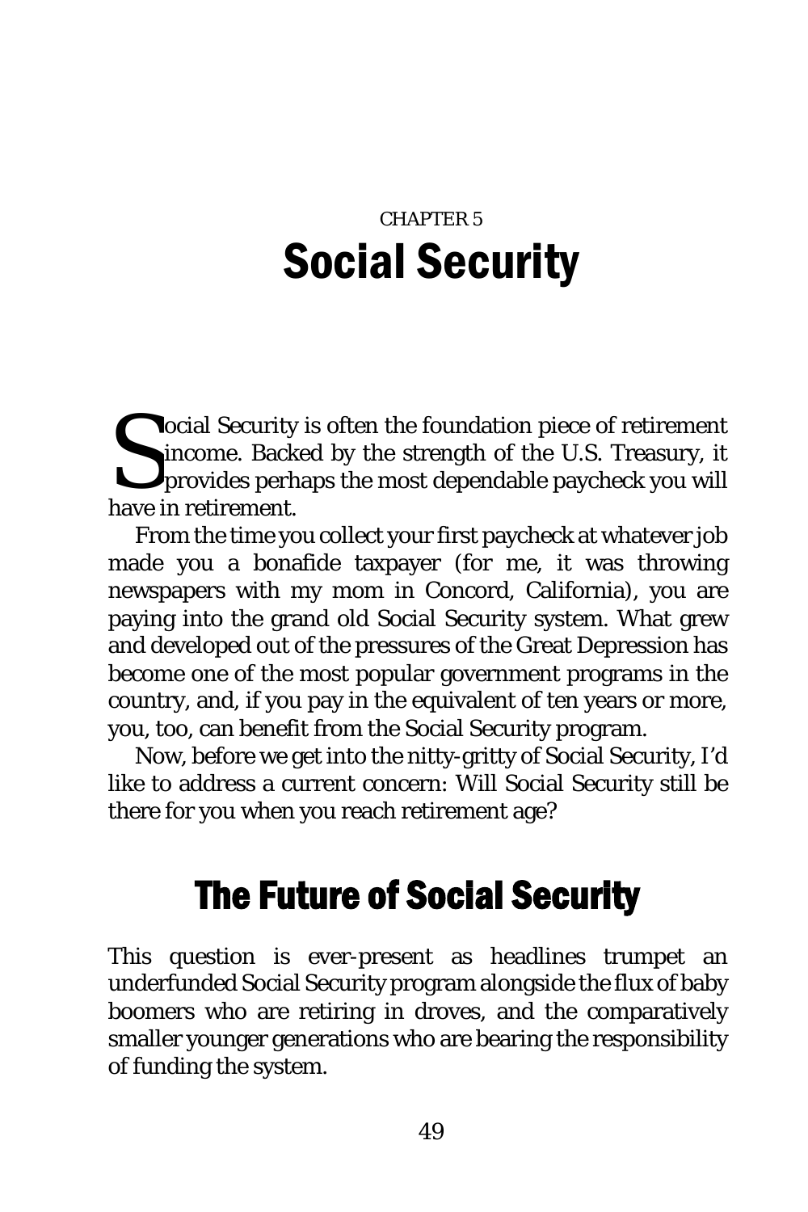CHAPTER 5

# Social Security

Social Security is often the foundation piece of retirement income. Backed by the strength of the U.S. Treasury, it provides perhaps the most dependable paycheck you will have in retirement.

From the time you collect your first paycheck at whatever job made you a bonafide taxpayer (for me, it was throwing newspapers with my mom in Concord, California), you are paying into the grand old Social Security system. What grew and developed out of the pressures of the Great Depression has become one of the most popular government programs in the country, and, if you pay in the equivalent of ten years or more, you, too, can benefit from the Social Security program.

Now, before we get into the nitty-gritty of Social Security, I'd like to address a current concern: Will Social Security still be there for you when you reach retirement age?

## The Future of Social Security

This question is ever-present as headlines trumpet an underfunded Social Security program alongside the flux of baby boomers who are retiring in droves, and the comparatively smaller younger generations who are bearing the responsibility of funding the system.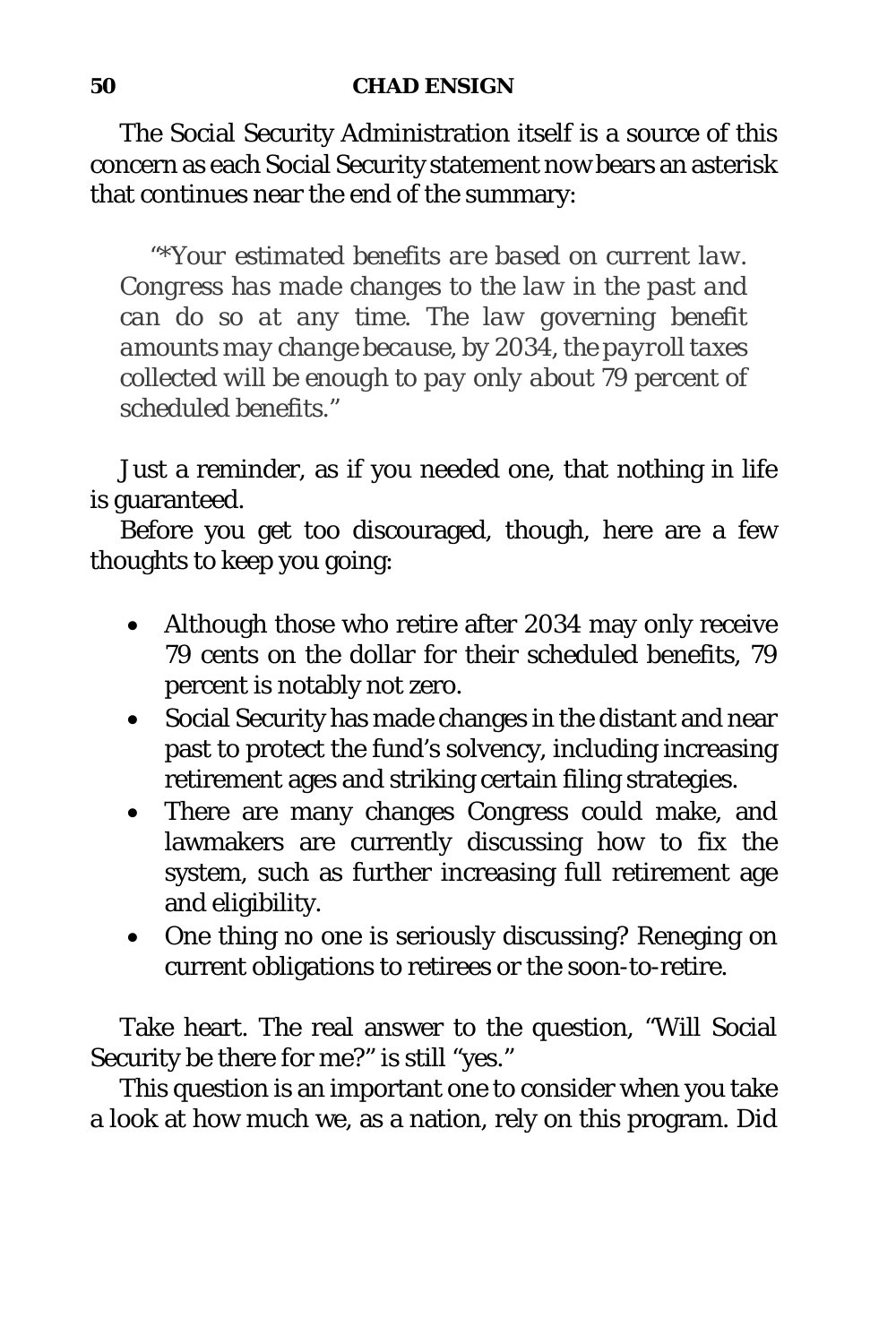The Social Security Administration itself is a source of this concern as each Social Security statement now bears an asterisk that continues near the end of the summary:

> *"*Your estimated benefits are based on current law. Congress has made changes to the law in the past and can do so at any time. The law governing benefit amounts may change because, by 2034, the payroll taxes collected will be enough to pay only about 79 percent of scheduled benefits."*

Just a reminder, as if you needed one, that nothing in life is guaranteed.

Before you get too discouraged, though, here are a few thoughts to keep you going:

- Although those who retire after 2034 may only receive 79 cents on the dollar for their scheduled benefits, 79 percent is notably not zero.
- Social Security has made changes in the distant and near past to protect the fund's solvency, including increasing retirement ages and striking certain filing strategies.
- There are many changes Congress could make, and lawmakers are currently discussing how to fix the system, such as further increasing full retirement age and eligibility.
- One thing no one is seriously discussing? Reneging on current obligations to retirees or the soon-to-retire.

Take heart. The real answer to the question, "Will Social Security be there for me?" is still "yes."

This question is an important one to consider when you take a look at how much we, as a nation, rely on this program. Did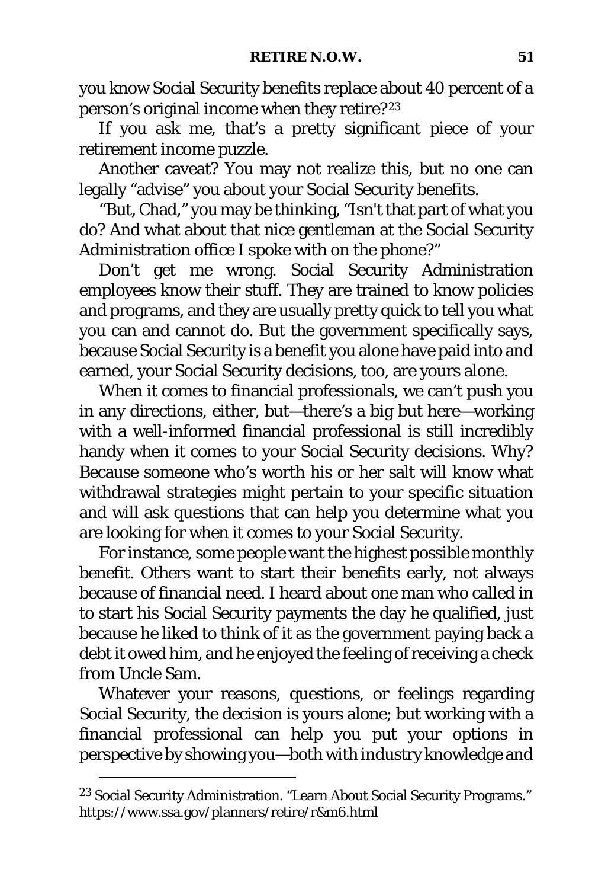you know Social Security benefits replace about 40 percent of a person's original income when they retire?[23]

If you ask me, that's a pretty significant piece of your retirement income puzzle.

Another caveat? You may not realize this, but no one can legally "advise" you about your Social Security benefits.

"But, Chad," you may be thinking, "Isn't that part of what you do? And what about that nice gentleman at the Social Security Administration office I spoke with on the phone?"

Don't get me wrong. Social Security Administration employees know their stuff. They are trained to know policies and programs, and they are usually pretty quick to tell you what you can and cannot do. But the government specifically says, because Social Security is a benefit you alone have paid into and earned, your Social Security decisions, too, are yours alone.

When it comes to financial professionals, we can't push you in any directions, either, but—there's a big but here—working with a well-informed financial professional is still incredibly handy when it comes to your Social Security decisions. Why? Because someone who's worth his or her salt will know what withdrawal strategies might pertain to your specific situation and will ask questions that can help you determine what you are looking for when it comes to your Social Security.

For instance, some people want the highest possible monthly benefit. Others want to start their benefits early, not always because of financial need. I heard about one man who called in to start his Social Security payments the day he qualified, just because he liked to think of it as the government paying back a debt it owed him, and he enjoyed the feeling of receiving a check from Uncle Sam.

Whatever your reasons, questions, or feelings regarding Social Security, the decision is yours alone; but working with a financial professional can help you put your options in perspective by showing you—both with industry knowledge and

---

[23] Social Security Administration. "Learn About Social Security Programs." https://www.ssa.gov/planners/retire/r&m6.html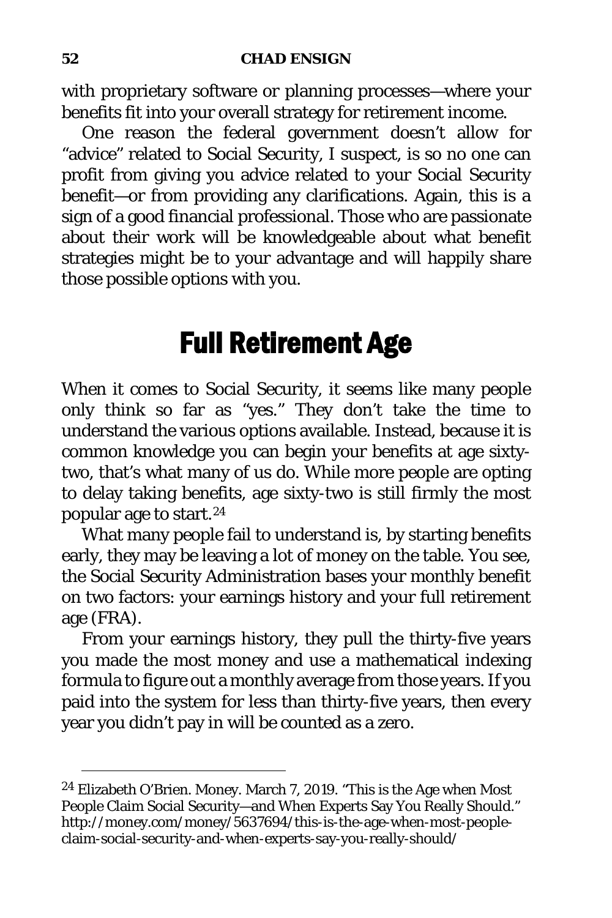with proprietary software or planning processes—where your benefits fit into your overall strategy for retirement income.

One reason the federal government doesn't allow for "advice" related to Social Security, I suspect, is so no one can profit from giving you advice related to your Social Security benefit—or from providing any clarifications. Again, this is a sign of a good financial professional. Those who are passionate about their work will be knowledgeable about what benefit strategies might be to your advantage and will happily share those possible options with you.

## Full Retirement Age

When it comes to Social Security, it seems like many people only think so far as "yes." They don't take the time to understand the various options available. Instead, because it is common knowledge you can begin your benefits at age sixty-two, that's what many of us do. While more people are opting to delay taking benefits, age sixty-two is still firmly the most popular age to start.[24]

What many people fail to understand is, by starting benefits early, they may be leaving a lot of money on the table. You see, the Social Security Administration bases your monthly benefit on two factors: your earnings history and your full retirement age (FRA).

From your earnings history, they pull the thirty-five years you made the most money and use a mathematical indexing formula to figure out a monthly average from those years. If you paid into the system for less than thirty-five years, then every year you didn't pay in will be counted as a zero.

---

[24] Elizabeth O'Brien. Money. March 7, 2019. "This is the Age when Most People Claim Social Security—and When Experts Say You Really Should." http://money.com/money/5637694/this-is-the-age-when-most-people-claim-social-security-and-when-experts-say-you-really-should/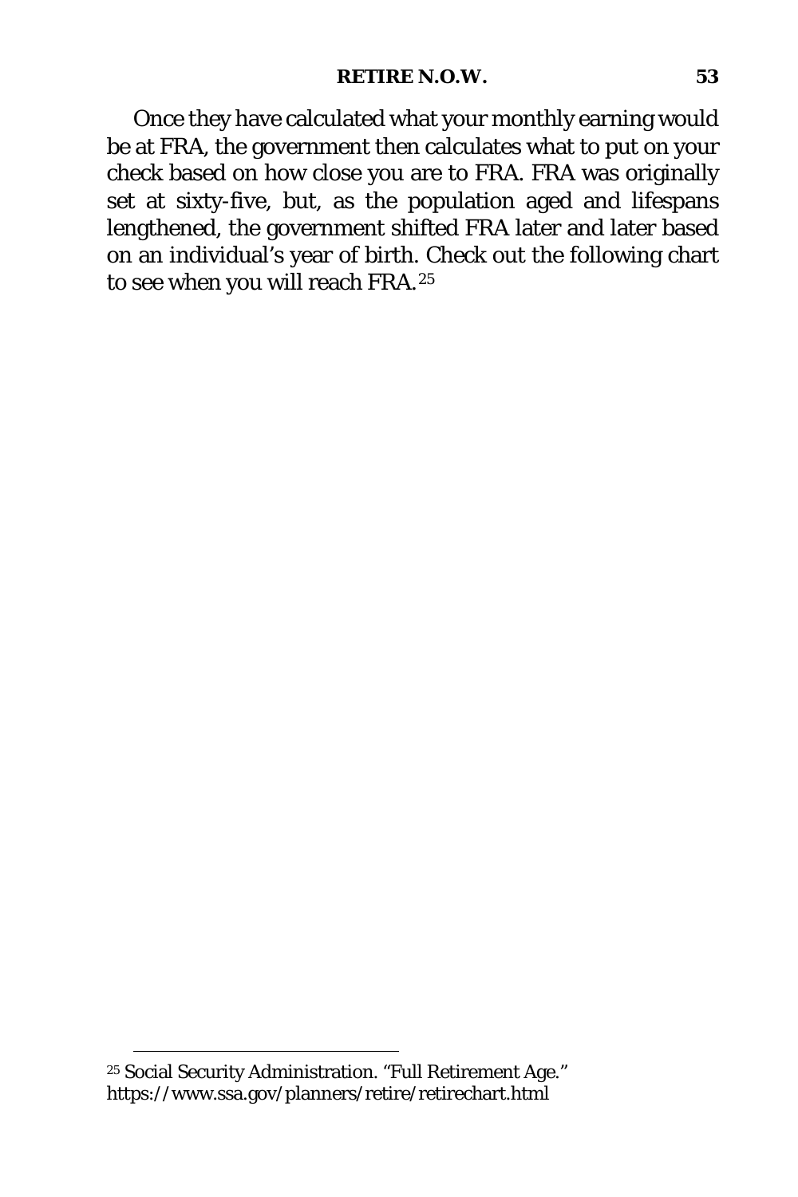Once they have calculated what your monthly earning would be at FRA, the government then calculates what to put on your check based on how close you are to FRA. FRA was originally set at sixty-five, but, as the population aged and lifespans lengthened, the government shifted FRA later and later based on an individual's year of birth. Check out the following chart to see when you will reach FRA.[25]

---

[25] Social Security Administration. "Full Retirement Age." https://www.ssa.gov/planners/retire/retirechart.html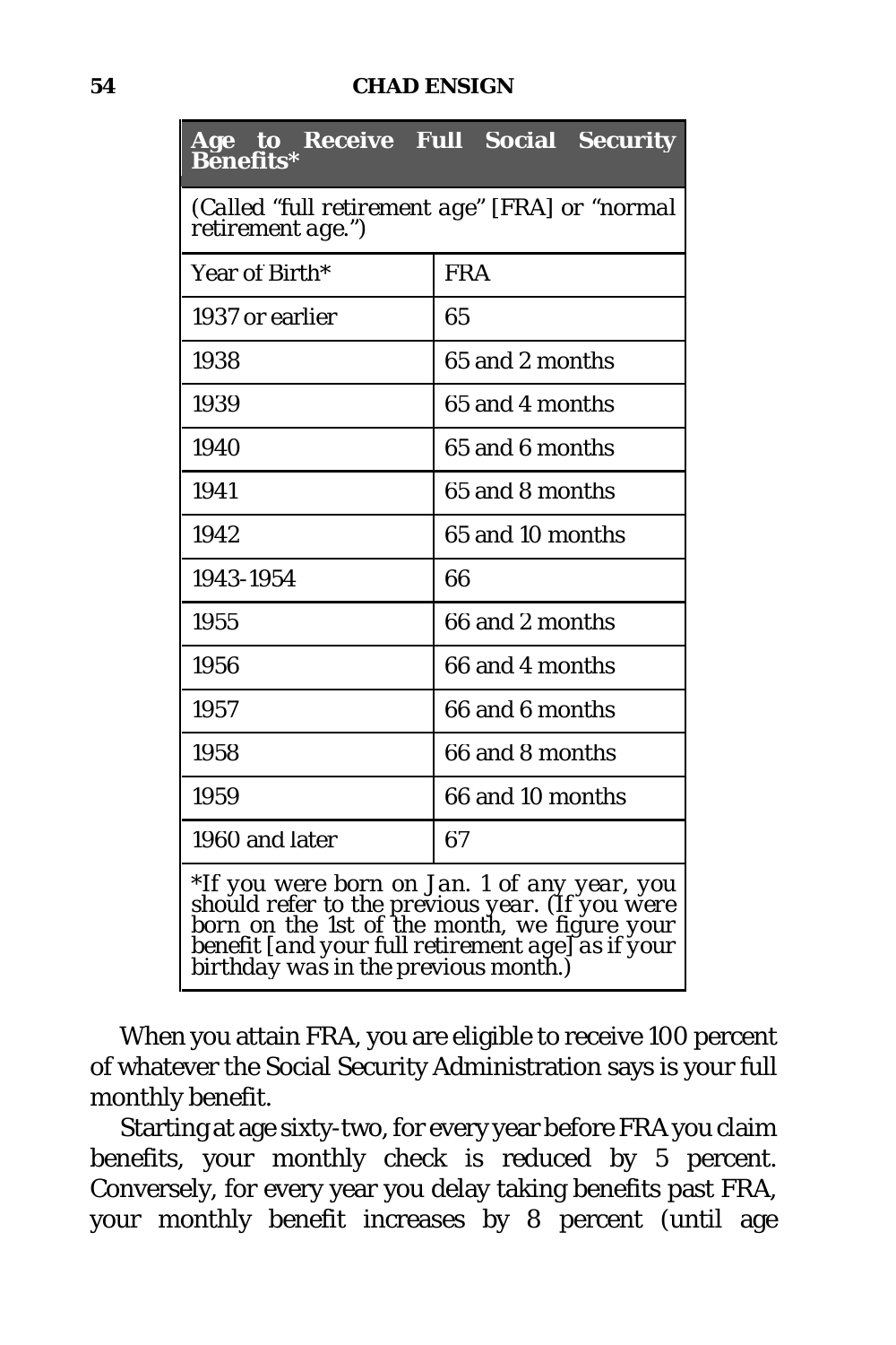| **Age to Receive Full Social Security Benefits*** | |
|---|---|
| *(Called "full retirement age" [FRA] or "normal retirement age.")* | |
| Year of Birth* | FRA |
| 1937 or earlier | 65 |
| 1938 | 65 and 2 months |
| 1939 | 65 and 4 months |
| 1940 | 65 and 6 months |
| 1941 | 65 and 8 months |
| 1942 | 65 and 10 months |
| 1943-1954 | 66 |
| 1955 | 66 and 2 months |
| 1956 | 66 and 4 months |
| 1957 | 66 and 6 months |
| 1958 | 66 and 8 months |
| 1959 | 66 and 10 months |
| 1960 and later | 67 |
| *\*If you were born on Jan. 1 of any year, you should refer to the previous year. (If you were born on the 1st of the month, we figure your benefit [and your full retirement age] as if your birthday was in the previous month.)* | |

When you attain FRA, you are eligible to receive 100 percent of whatever the Social Security Administration says is your full monthly benefit.

Starting at age sixty-two, for every year before FRA you claim benefits, your monthly check is reduced by 5 percent. Conversely, for every year you delay taking benefits past FRA, your monthly benefit increases by 8 percent (until age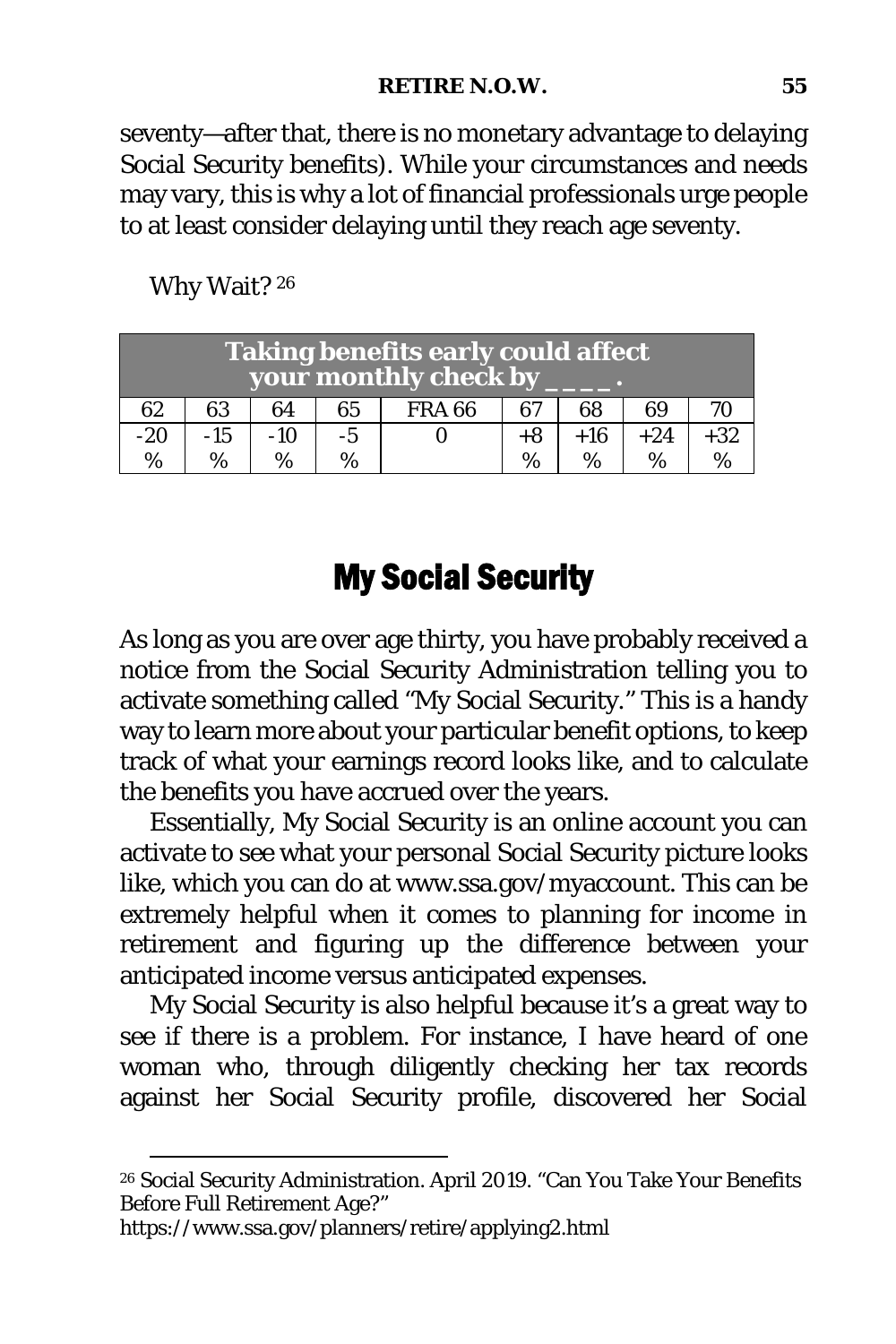seventy—after that, there is no monetary advantage to delaying Social Security benefits). While your circumstances and needs may vary, this is why a lot of financial professionals urge people to at least consider delaying until they reach age seventy.

Why Wait? [26]

| Taking benefits early could affect your monthly check by ____. | | | | | | | | |
|---|---|---|---|---|---|---|---|---|
| 62 | 63 | 64 | 65 | FRA 66 | 67 | 68 | 69 | 70 |
| -20% | -15% | -10% | -5% | 0 | +8% | +16% | +24% | +32% |

## My Social Security

As long as you are over age thirty, you have probably received a notice from the Social Security Administration telling you to activate something called "My Social Security." This is a handy way to learn more about your particular benefit options, to keep track of what your earnings record looks like, and to calculate the benefits you have accrued over the years.

Essentially, My Social Security is an online account you can activate to see what your personal Social Security picture looks like, which you can do at www.ssa.gov/myaccount. This can be extremely helpful when it comes to planning for income in retirement and figuring up the difference between your anticipated income versus anticipated expenses.

My Social Security is also helpful because it's a great way to see if there is a problem. For instance, I have heard of one woman who, through diligently checking her tax records against her Social Security profile, discovered her Social

---

[26] Social Security Administration. April 2019. "Can You Take Your Benefits Before Full Retirement Age?" https://www.ssa.gov/planners/retire/applying2.html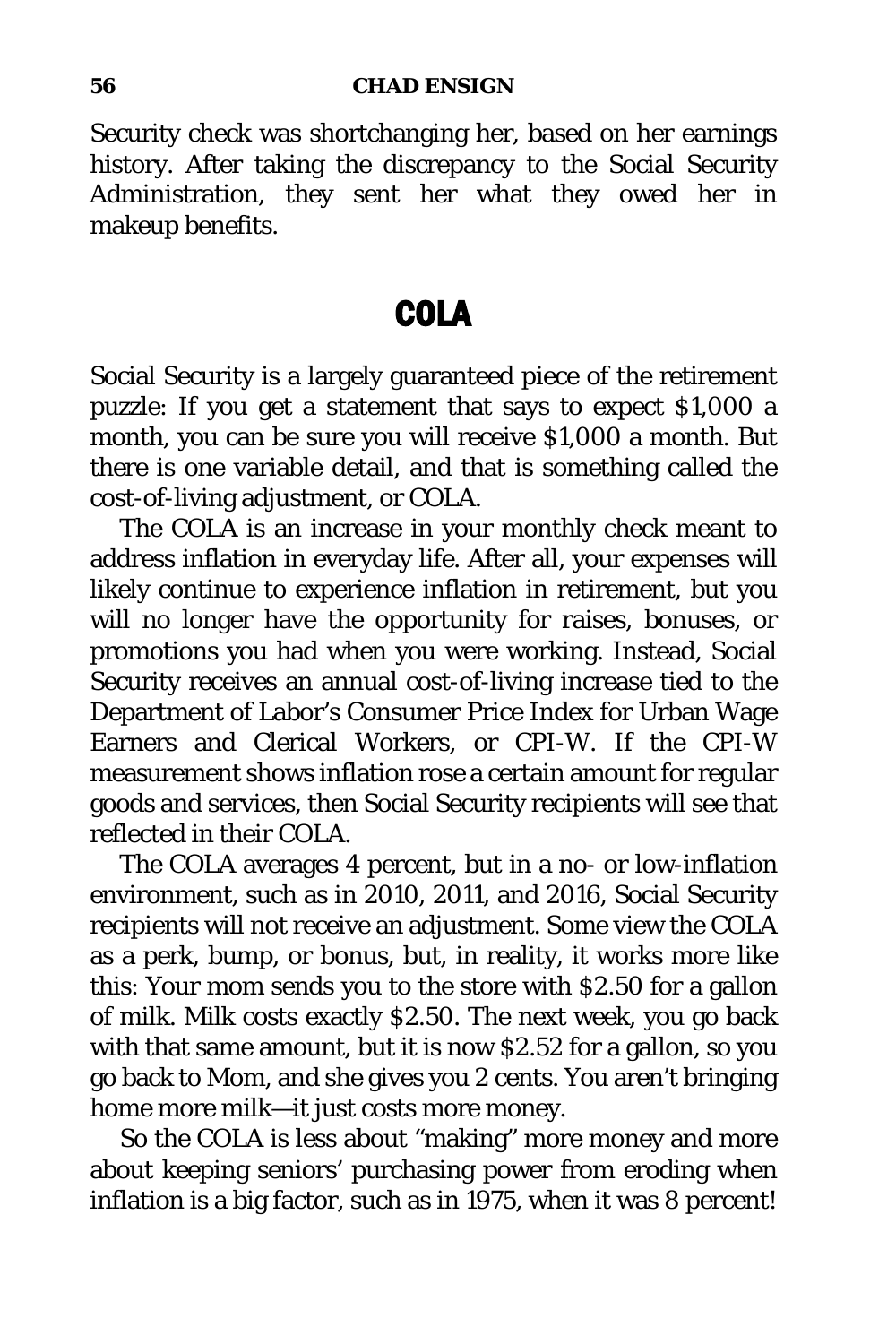Security check was shortchanging her, based on her earnings history. After taking the discrepancy to the Social Security Administration, they sent her what they owed her in makeup benefits.

## COLA

Social Security is a largely guaranteed piece of the retirement puzzle: If you get a statement that says to expect $1,000 a month, you can be sure you will receive $1,000 a month. But there is one variable detail, and that is something called the cost-of-living adjustment, or COLA.

The COLA is an increase in your monthly check meant to address inflation in everyday life. After all, your expenses will likely continue to experience inflation in retirement, but you will no longer have the opportunity for raises, bonuses, or promotions you had when you were working. Instead, Social Security receives an annual cost-of-living increase tied to the Department of Labor's Consumer Price Index for Urban Wage Earners and Clerical Workers, or CPI-W. If the CPI-W measurement shows inflation rose a certain amount for regular goods and services, then Social Security recipients will see that reflected in their COLA.

The COLA averages 4 percent, but in a no- or low-inflation environment, such as in 2010, 2011, and 2016, Social Security recipients will not receive an adjustment. Some view the COLA as a perk, bump, or bonus, but, in reality, it works more like this: Your mom sends you to the store with $2.50 for a gallon of milk. Milk costs exactly $2.50. The next week, you go back with that same amount, but it is now $2.52 for a gallon, so you go back to Mom, and she gives you 2 cents. You aren't bringing home more milk—it just costs more money.

So the COLA is less about "making" more money and more about keeping seniors' purchasing power from eroding when inflation is a big factor, such as in 1975, when it was 8 percent!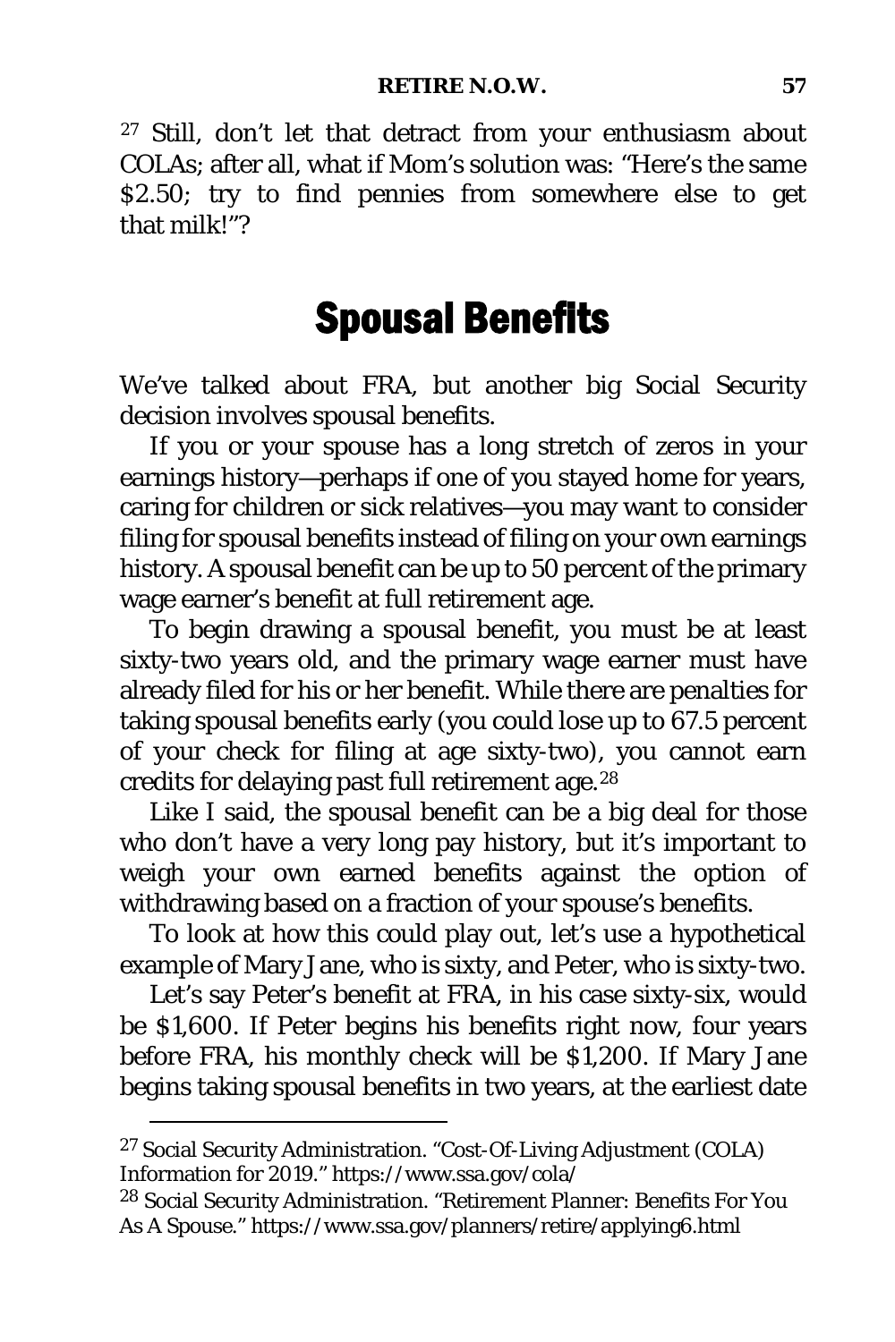[27] Still, don't let that detract from your enthusiasm about COLAs; after all, what if Mom's solution was: "Here's the same $2.50; try to find pennies from somewhere else to get that milk!"?

## Spousal Benefits

We've talked about FRA, but another big Social Security decision involves spousal benefits.

If you or your spouse has a long stretch of zeros in your earnings history—perhaps if one of you stayed home for years, caring for children or sick relatives—you may want to consider filing for spousal benefits instead of filing on your own earnings history. A spousal benefit can be up to 50 percent of the primary wage earner's benefit at full retirement age.

To begin drawing a spousal benefit, you must be at least sixty-two years old, and the primary wage earner must have already filed for his or her benefit. While there are penalties for taking spousal benefits early (you could lose up to 67.5 percent of your check for filing at age sixty-two), you cannot earn credits for delaying past full retirement age.[28]

Like I said, the spousal benefit can be a big deal for those who don't have a very long pay history, but it's important to weigh your own earned benefits against the option of withdrawing based on a fraction of your spouse's benefits.

To look at how this could play out, let's use a hypothetical example of Mary Jane, who is sixty, and Peter, who is sixty-two.

Let's say Peter's benefit at FRA, in his case sixty-six, would be $1,600. If Peter begins his benefits right now, four years before FRA, his monthly check will be $1,200. If Mary Jane begins taking spousal benefits in two years, at the earliest date

---

[27] Social Security Administration. "Cost-Of-Living Adjustment (COLA) Information for 2019." https://www.ssa.gov/cola/

[28] Social Security Administration. "Retirement Planner: Benefits For You As A Spouse." https://www.ssa.gov/planners/retire/applying6.html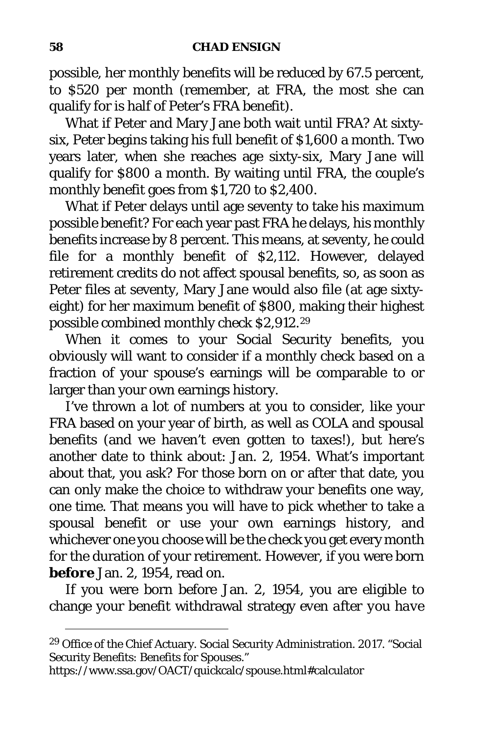possible, her monthly benefits will be reduced by 67.5 percent, to $520 per month (remember, at FRA, the most she can qualify for is half of Peter's FRA benefit).

What if Peter and Mary Jane both wait until FRA? At sixty-six, Peter begins taking his full benefit of $1,600 a month. Two years later, when she reaches age sixty-six, Mary Jane will qualify for $800 a month. By waiting until FRA, the couple's monthly benefit goes from $1,720 to $2,400.

What if Peter delays until age seventy to take his maximum possible benefit? For each year past FRA he delays, his monthly benefits increase by 8 percent. This means, at seventy, he could file for a monthly benefit of $2,112. However, delayed retirement credits do not affect spousal benefits, so, as soon as Peter files at seventy, Mary Jane would also file (at age sixty-eight) for her maximum benefit of $800, making their highest possible combined monthly check $2,912.[29]

When it comes to your Social Security benefits, you obviously will want to consider if a monthly check based on a fraction of your spouse's earnings will be comparable to or larger than your own earnings history.

I've thrown a lot of numbers at you to consider, like your FRA based on your year of birth, as well as COLA and spousal benefits (and we haven't even gotten to taxes!), but here's another date to think about: Jan. 2, 1954. What's important about that, you ask? For those born on or after that date, you can only make the choice to withdraw your benefits one way, one time. That means you will have to pick whether to take a spousal benefit or use your own earnings history, and whichever one you choose will be the check you get every month for the duration of your retirement. However, if you were born **before** Jan. 2, 1954, read on.

If you were born before Jan. 2, 1954, you are eligible to change your benefit withdrawal strategy *even after you have*

---

[29] Office of the Chief Actuary. Social Security Administration. 2017. "Social Security Benefits: Benefits for Spouses." https://www.ssa.gov/OACT/quickcalc/spouse.html#calculator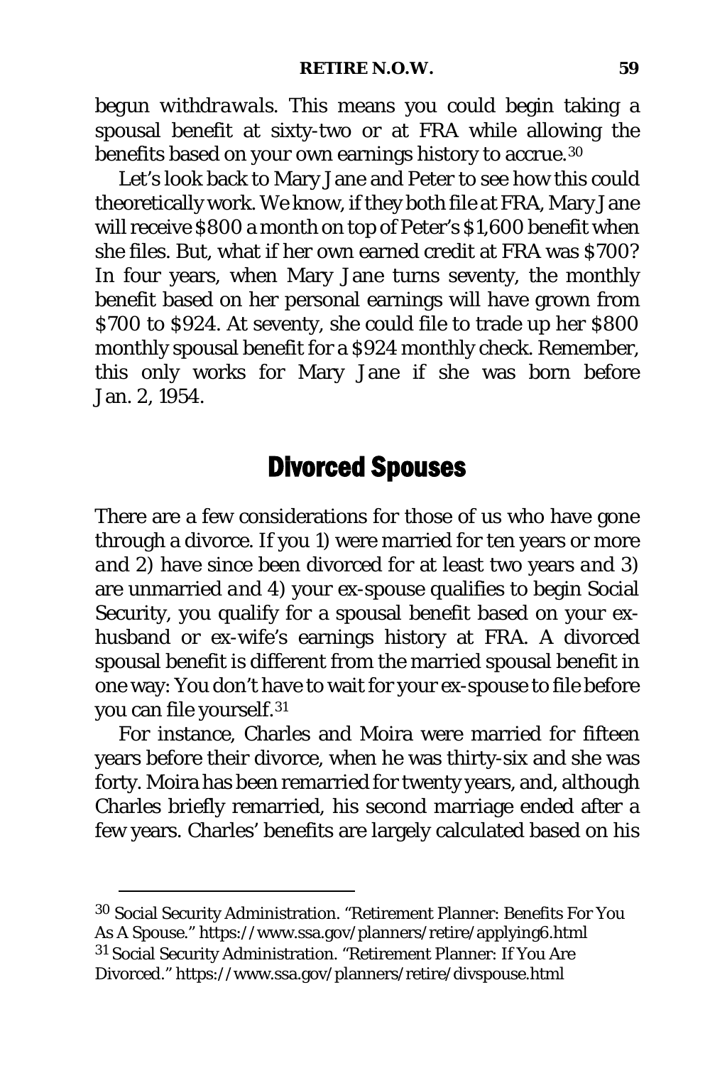*begun withdrawals*. This means you could begin taking a spousal benefit at sixty-two or at FRA while allowing the benefits based on your own earnings history to accrue.[30]

Let's look back to Mary Jane and Peter to see how this could theoretically work. We know, if they both file at FRA, Mary Jane will receive $800 a month on top of Peter's $1,600 benefit when she files. But, what if her own earned credit at FRA was $700? In four years, when Mary Jane turns seventy, the monthly benefit based on her personal earnings will have grown from $700 to $924. At seventy, she could file to trade up her $800 monthly spousal benefit for a $924 monthly check. Remember, this only works for Mary Jane if she was born before Jan. 2, 1954.

## Divorced Spouses

There are a few considerations for those of us who have gone through a divorce. If you 1) were married for ten years or more *and* 2) have since been divorced for at least two years *and* 3) are unmarried *and* 4) your ex-spouse qualifies to begin Social Security, you qualify for a spousal benefit based on your ex-husband or ex-wife's earnings history at FRA. A divorced spousal benefit is different from the married spousal benefit in one way: You don't have to wait for your ex-spouse to file before you can file yourself.[31]

For instance, Charles and Moira were married for fifteen years before their divorce, when he was thirty-six and she was forty. Moira has been remarried for twenty years, and, although Charles briefly remarried, his second marriage ended after a few years. Charles' benefits are largely calculated based on his

---

[30] Social Security Administration. "Retirement Planner: Benefits For You As A Spouse." https://www.ssa.gov/planners/retire/applying6.html

[31] Social Security Administration. "Retirement Planner: If You Are Divorced." https://www.ssa.gov/planners/retire/divspouse.html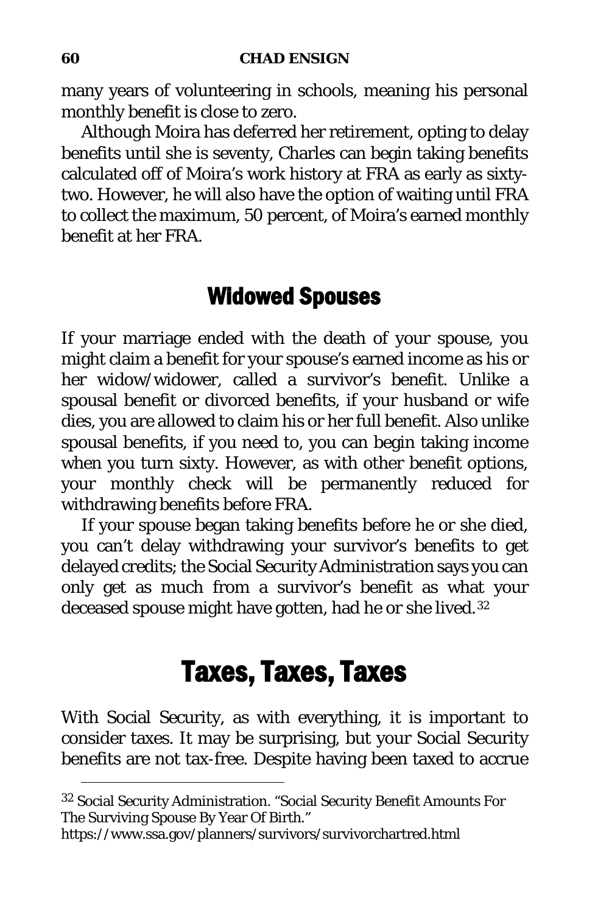many years of volunteering in schools, meaning his personal monthly benefit is close to zero.

Although Moira has deferred her retirement, opting to delay benefits until she is seventy, Charles can begin taking benefits calculated off of Moira's work history at FRA as early as sixty-two. However, he will also have the option of waiting until FRA to collect the maximum, 50 percent, of Moira's earned monthly benefit at her FRA.

## Widowed Spouses

If your marriage ended with the death of your spouse, you might claim a benefit for your spouse's earned income as his or her widow/widower, called a survivor's benefit. Unlike a spousal benefit or divorced benefits, if your husband or wife dies, you are allowed to claim his or her full benefit. Also unlike spousal benefits, if you need to, you can begin taking income when you turn sixty. However, as with other benefit options, your monthly check will be permanently reduced for withdrawing benefits before FRA.

If your spouse began taking benefits before he or she died, you can't delay withdrawing your survivor's benefits to get delayed credits; the Social Security Administration says you can only get as much from a survivor's benefit as what your deceased spouse might have gotten, had he or she lived.[32]

# Taxes, Taxes, Taxes

With Social Security, as with everything, it is important to consider taxes. It may be surprising, but your Social Security benefits are not tax-free. Despite having been taxed to accrue

---

[32] Social Security Administration. "Social Security Benefit Amounts For The Surviving Spouse By Year Of Birth." https://www.ssa.gov/planners/survivors/survivorchartred.html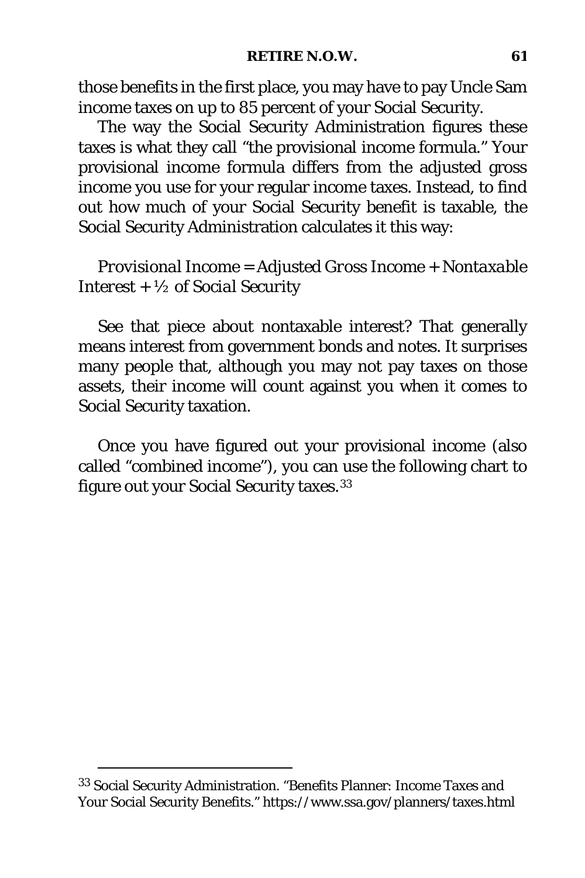those benefits in the first place, you may have to pay Uncle Sam income taxes on up to 85 percent of your Social Security.

The way the Social Security Administration figures these taxes is what they call "the provisional income formula." Your provisional income formula differs from the adjusted gross income you use for your regular income taxes. Instead, to find out how much of your Social Security benefit is taxable, the Social Security Administration calculates it this way:

*Provisional Income = Adjusted Gross Income + Nontaxable Interest + ½ of Social Security*

See that piece about nontaxable interest? That generally means interest from government bonds and notes. It surprises many people that, although you may not pay taxes on those assets, their income will count against you when it comes to Social Security taxation.

Once you have figured out your provisional income (also called "combined income"), you can use the following chart to figure out your Social Security taxes.[33]

---

[33] Social Security Administration. "Benefits Planner: Income Taxes and Your Social Security Benefits." https://www.ssa.gov/planners/taxes.html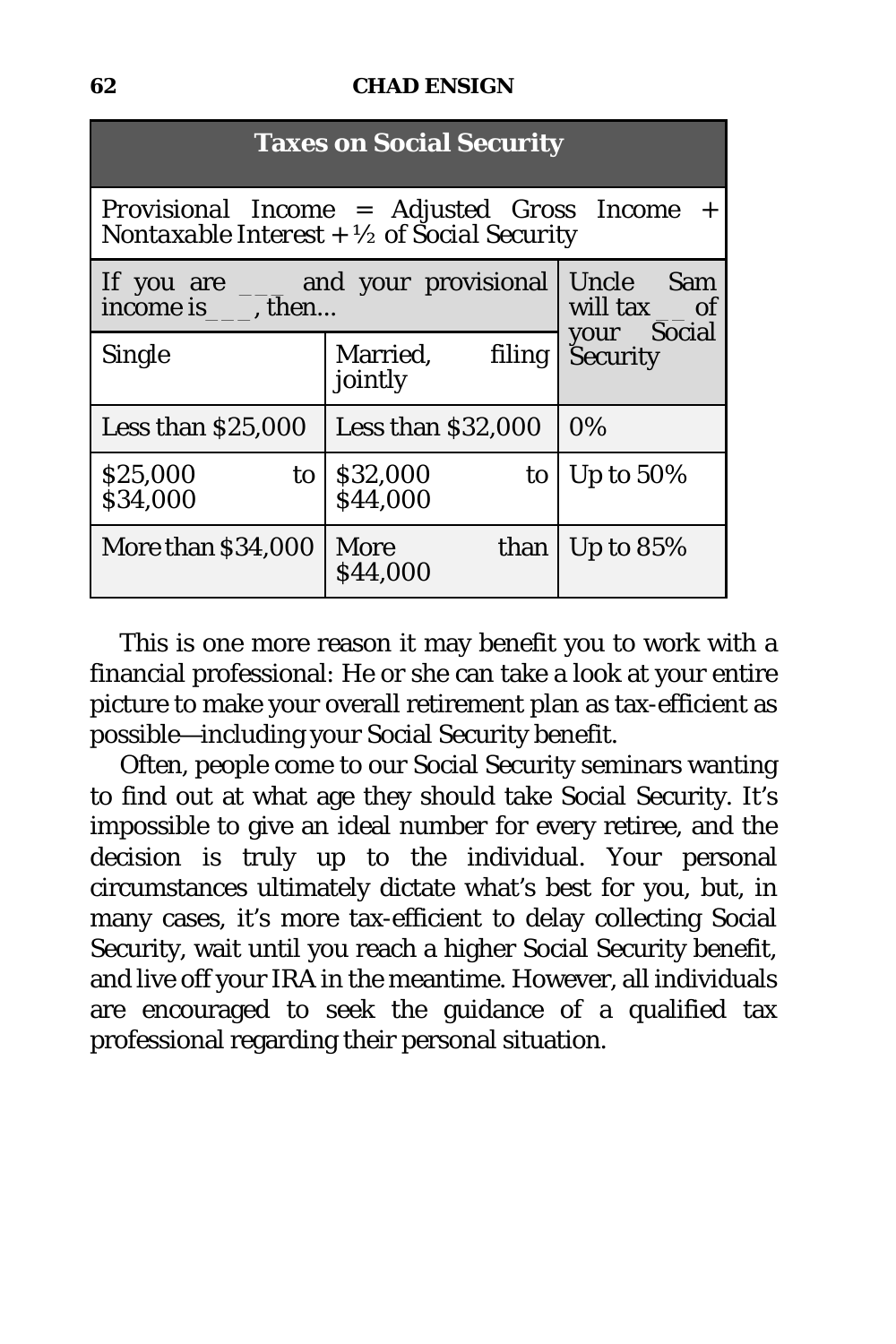| Taxes on Social Security | | |
|---|---|---|
| Provisional Income = Adjusted Gross Income + Nontaxable Interest + ½ of Social Security | | |
| If you are ___ and your provisional income is___, then... | | Uncle Sam will tax __ of your Social Security |
| Single | Married, filing jointly | |
| Less than $25,000 | Less than $32,000 | 0% |
| $25,000 to $34,000 | $32,000 to $44,000 | Up to 50% |
| More than $34,000 | More than $44,000 | Up to 85% |

This is one more reason it may benefit you to work with a financial professional: He or she can take a look at your entire picture to make your overall retirement plan as tax-efficient as possible—including your Social Security benefit.

Often, people come to our Social Security seminars wanting to find out at what age they should take Social Security. It's impossible to give an ideal number for every retiree, and the decision is truly up to the individual. Your personal circumstances ultimately dictate what's best for you, but, in many cases, it's more tax-efficient to delay collecting Social Security, wait until you reach a higher Social Security benefit, and live off your IRA in the meantime. However, all individuals are encouraged to seek the guidance of a qualified tax professional regarding their personal situation.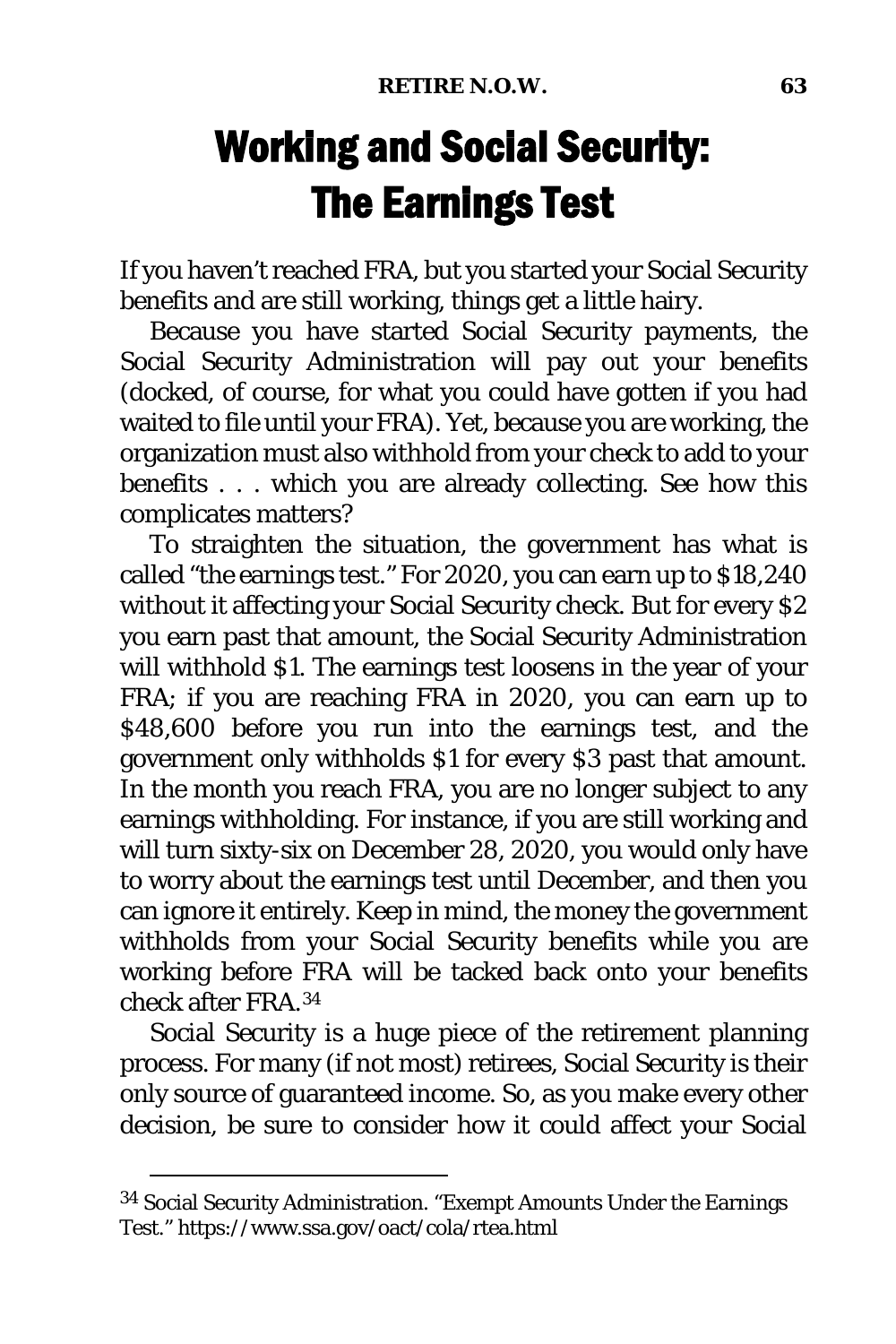# Working and Social Security: The Earnings Test

If you haven't reached FRA, but you started your Social Security benefits and are still working, things get a little hairy.

Because you have started Social Security payments, the Social Security Administration will pay out your benefits (docked, of course, for what you could have gotten if you had waited to file until your FRA). Yet, because you are working, the organization must also withhold from your check to add to your benefits . . . which you are already collecting. See how this complicates matters?

To straighten the situation, the government has what is called "the earnings test." For 2020, you can earn up to $18,240 without it affecting your Social Security check. But for every $2 you earn past that amount, the Social Security Administration will withhold $1. The earnings test loosens in the year of your FRA; if you are reaching FRA in 2020, you can earn up to $48,600 before you run into the earnings test, and the government only withholds $1 for every $3 past that amount. In the month you reach FRA, you are no longer subject to any earnings withholding. For instance, if you are still working and will turn sixty-six on December 28, 2020, you would only have to worry about the earnings test until December, and then you can ignore it entirely. Keep in mind, the money the government withholds from your Social Security benefits while you are working before FRA will be tacked back onto your benefits check after FRA.[34]

Social Security is a huge piece of the retirement planning process. For many (if not most) retirees, Social Security is their only source of guaranteed income. So, as you make every other decision, be sure to consider how it could affect your Social

---

[34] Social Security Administration. "Exempt Amounts Under the Earnings Test." https://www.ssa.gov/oact/cola/rtea.html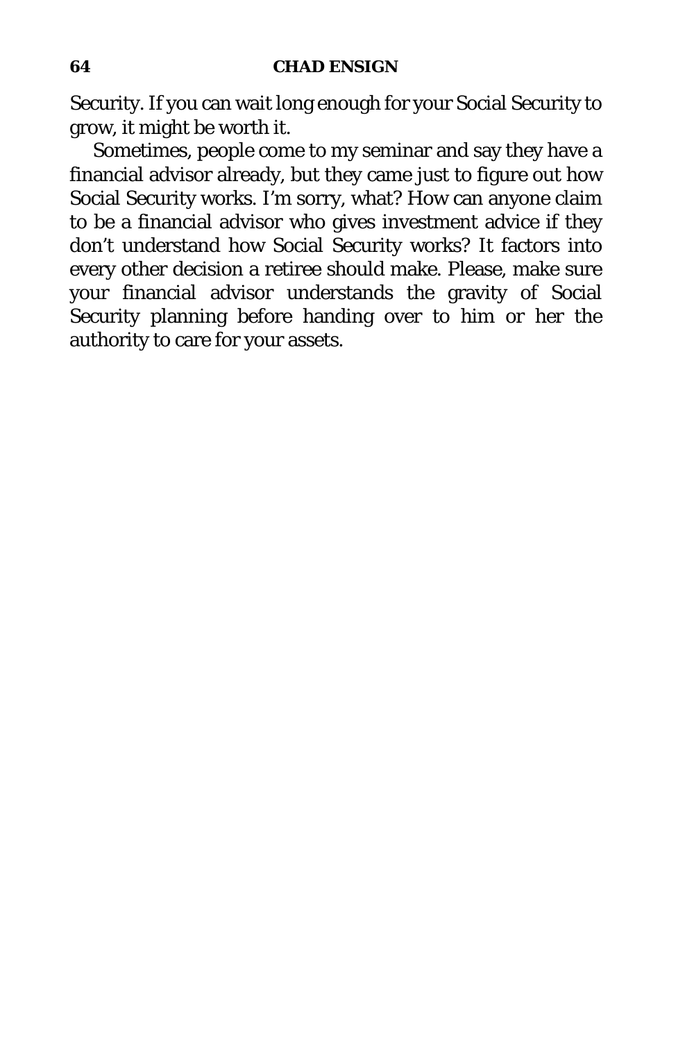Security. If you can wait long enough for your Social Security to grow, it might be worth it.

Sometimes, people come to my seminar and say they have a financial advisor already, but they came just to figure out how Social Security works. I'm sorry, what? How can anyone claim to be a financial advisor who gives investment advice if they don't understand how Social Security works? It factors into every other decision a retiree should make. Please, make sure your financial advisor understands the gravity of Social Security planning before handing over to him or her the authority to care for your assets.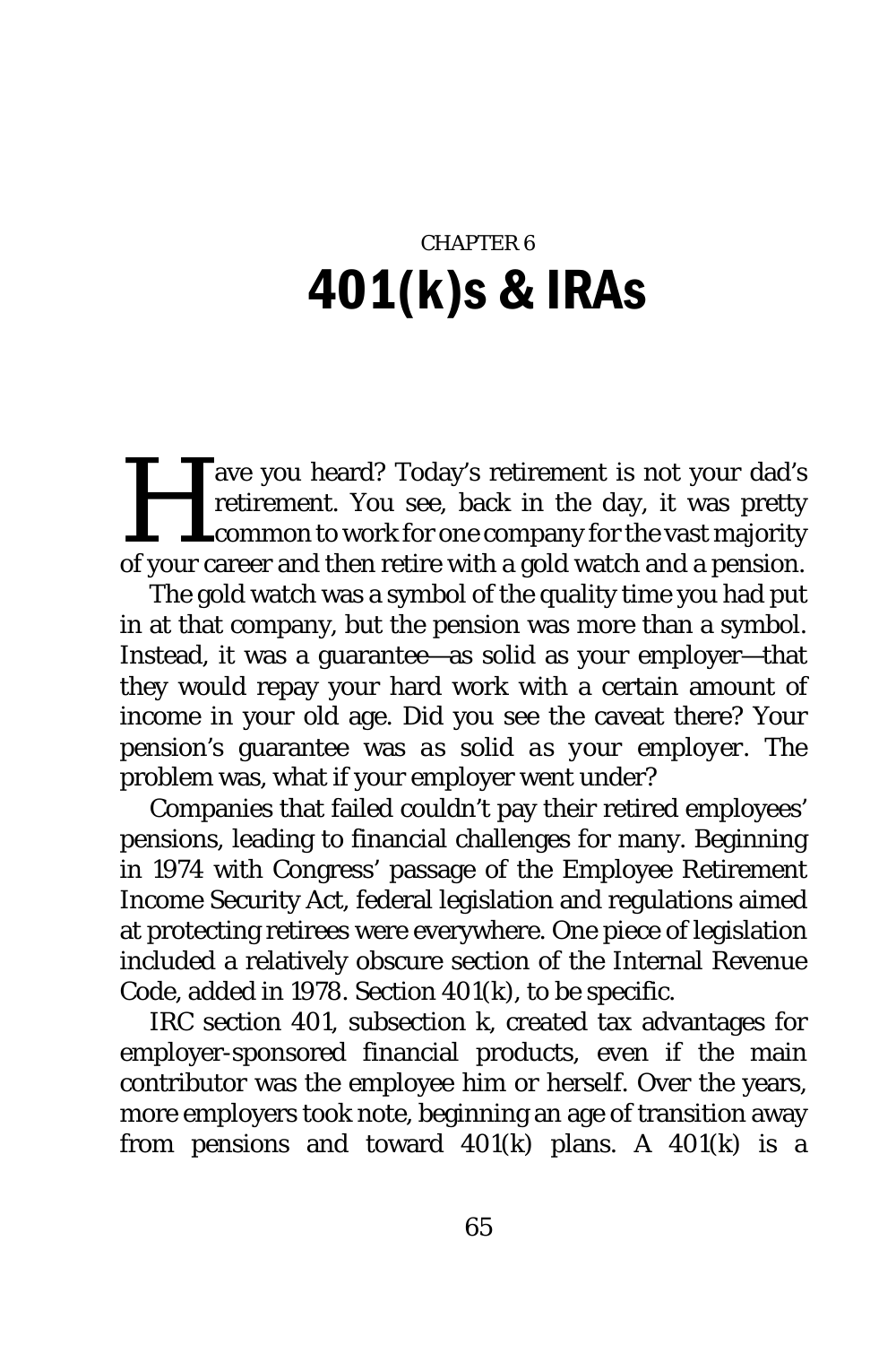CHAPTER 6

# 401(k)s & IRAs

Have you heard? Today's retirement is not your dad's retirement. You see, back in the day, it was pretty common to work for one company for the vast majority of your career and then retire with a gold watch and a pension.

The gold watch was a symbol of the quality time you had put in at that company, but the pension was more than a symbol. Instead, it was a guarantee—as solid as your employer—that they would repay your hard work with a certain amount of income in your old age. Did you see the caveat there? Your pension's guarantee was *as solid as your employer*. The problem was, what if your employer went under?

Companies that failed couldn't pay their retired employees' pensions, leading to financial challenges for many. Beginning in 1974 with Congress' passage of the Employee Retirement Income Security Act, federal legislation and regulations aimed at protecting retirees were everywhere. One piece of legislation included a relatively obscure section of the Internal Revenue Code, added in 1978. Section 401(k), to be specific.

IRC section 401, subsection k, created tax advantages for employer-sponsored financial products, even if the main contributor was the employee him or herself. Over the years, more employers took note, beginning an age of transition away from pensions and toward 401(k) plans. A 401(k) is a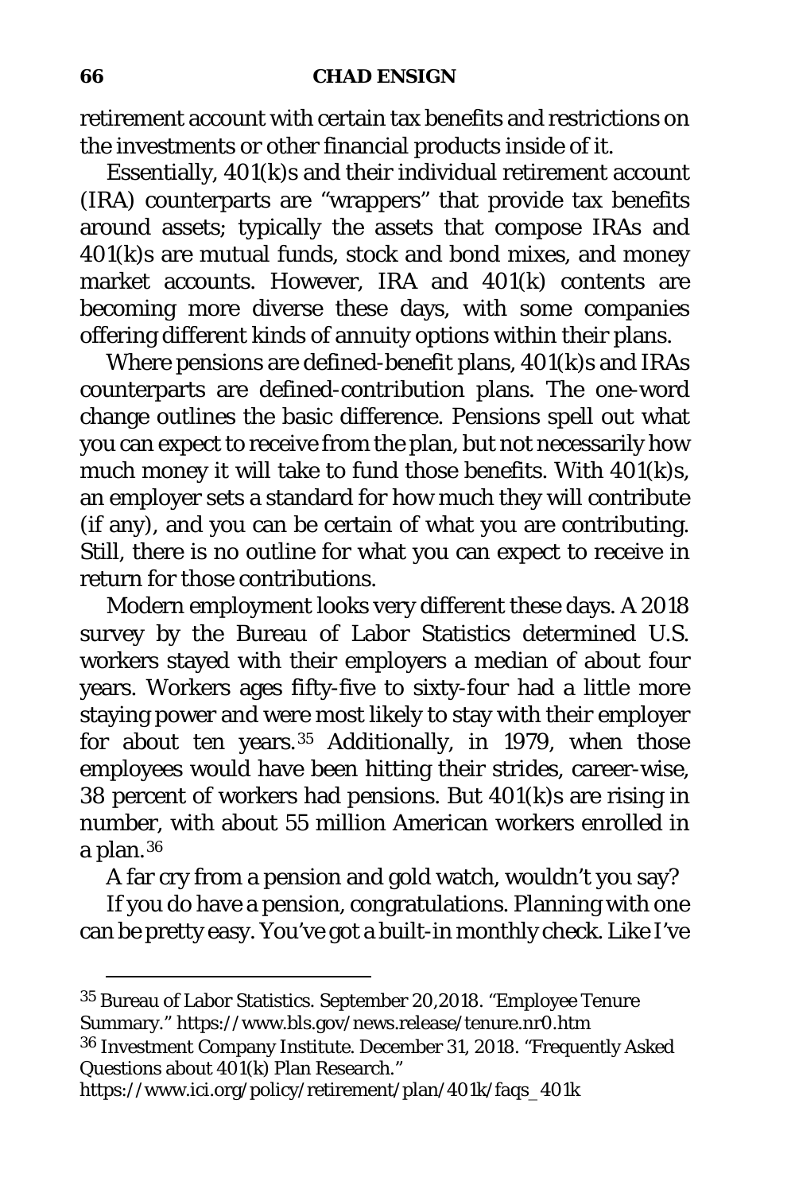retirement account with certain tax benefits and restrictions on the investments or other financial products inside of it.

Essentially, 401(k)s and their individual retirement account (IRA) counterparts are "wrappers" that provide tax benefits around assets; typically the assets that compose IRAs and 401(k)s are mutual funds, stock and bond mixes, and money market accounts. However, IRA and 401(k) contents are becoming more diverse these days, with some companies offering different kinds of annuity options within their plans.

Where pensions are defined-benefit plans, 401(k)s and IRAs counterparts are defined-contribution plans. The one-word change outlines the basic difference. Pensions spell out what you can expect to receive from the plan, but not necessarily how much money it will take to fund those benefits. With 401(k)s, an employer sets a standard for how much they will contribute (if any), and you can be certain of what you are contributing. Still, there is no outline for what you can expect to receive in return for those contributions.

Modern employment looks very different these days. A 2018 survey by the Bureau of Labor Statistics determined U.S. workers stayed with their employers a median of about four years. Workers ages fifty-five to sixty-four had a little more staying power and were most likely to stay with their employer for about ten years.[35] Additionally, in 1979, when those employees would have been hitting their strides, career-wise, 38 percent of workers had pensions. But 401(k)s are rising in number, with about 55 million American workers enrolled in a plan.[36]

A far cry from a pension and gold watch, wouldn't you say?

If you do have a pension, congratulations. Planning with one can be pretty easy. You've got a built-in monthly check. Like I've

---

[35] Bureau of Labor Statistics. September 20,2018. "Employee Tenure Summary." https://www.bls.gov/news.release/tenure.nr0.htm

[36] Investment Company Institute. December 31, 2018. "Frequently Asked Questions about 401(k) Plan Research." https://www.ici.org/policy/retirement/plan/401k/faqs_401k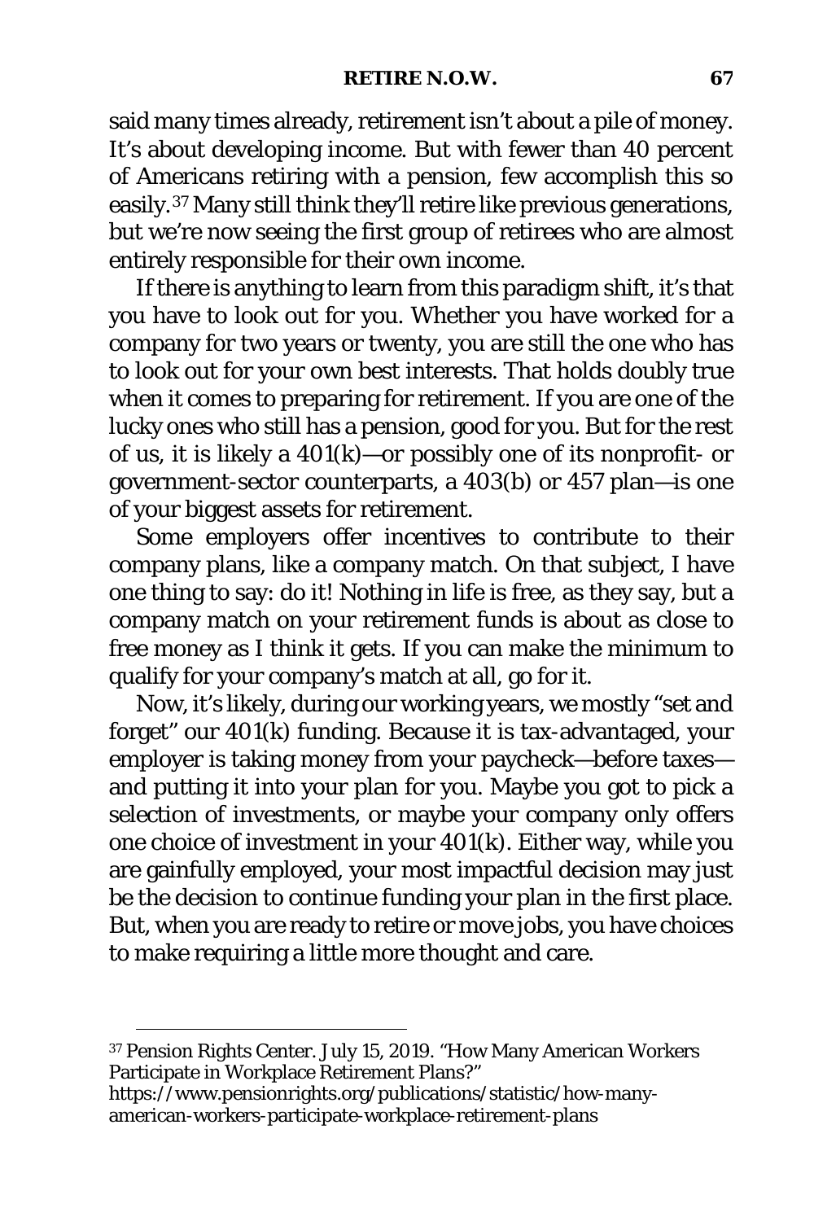said many times already, retirement isn't about a pile of money. It's about developing income. But with fewer than 40 percent of Americans retiring with a pension, few accomplish this so easily.[37] Many still think they'll retire like previous generations, but we're now seeing the first group of retirees who are almost entirely responsible for their own income.

If there is anything to learn from this paradigm shift, it's that you have to look out for you. Whether you have worked for a company for two years or twenty, you are still the one who has to look out for your own best interests. That holds doubly true when it comes to preparing for retirement. If you are one of the lucky ones who still has a pension, good for you. But for the rest of us, it is likely a 401(k)—or possibly one of its nonprofit- or government-sector counterparts, a 403(b) or 457 plan—is one of your biggest assets for retirement.

Some employers offer incentives to contribute to their company plans, like a company match. On that subject, I have one thing to say: do it! Nothing in life is free, as they say, but a company match on your retirement funds is about as close to free money as I think it gets. If you can make the minimum to qualify for your company's match at all, go for it.

Now, it's likely, during our working years, we mostly "set and forget" our 401(k) funding. Because it is tax-advantaged, your employer is taking money from your paycheck—before taxes—and putting it into your plan for you. Maybe you got to pick a selection of investments, or maybe your company only offers one choice of investment in your 401(k). Either way, while you are gainfully employed, your most impactful decision may just be the decision to continue funding your plan in the first place. But, when you are ready to retire or move jobs, you have choices to make requiring a little more thought and care.

---

[37] Pension Rights Center. July 15, 2019. "How Many American Workers Participate in Workplace Retirement Plans?" https://www.pensionrights.org/publications/statistic/how-many-american-workers-participate-workplace-retirement-plans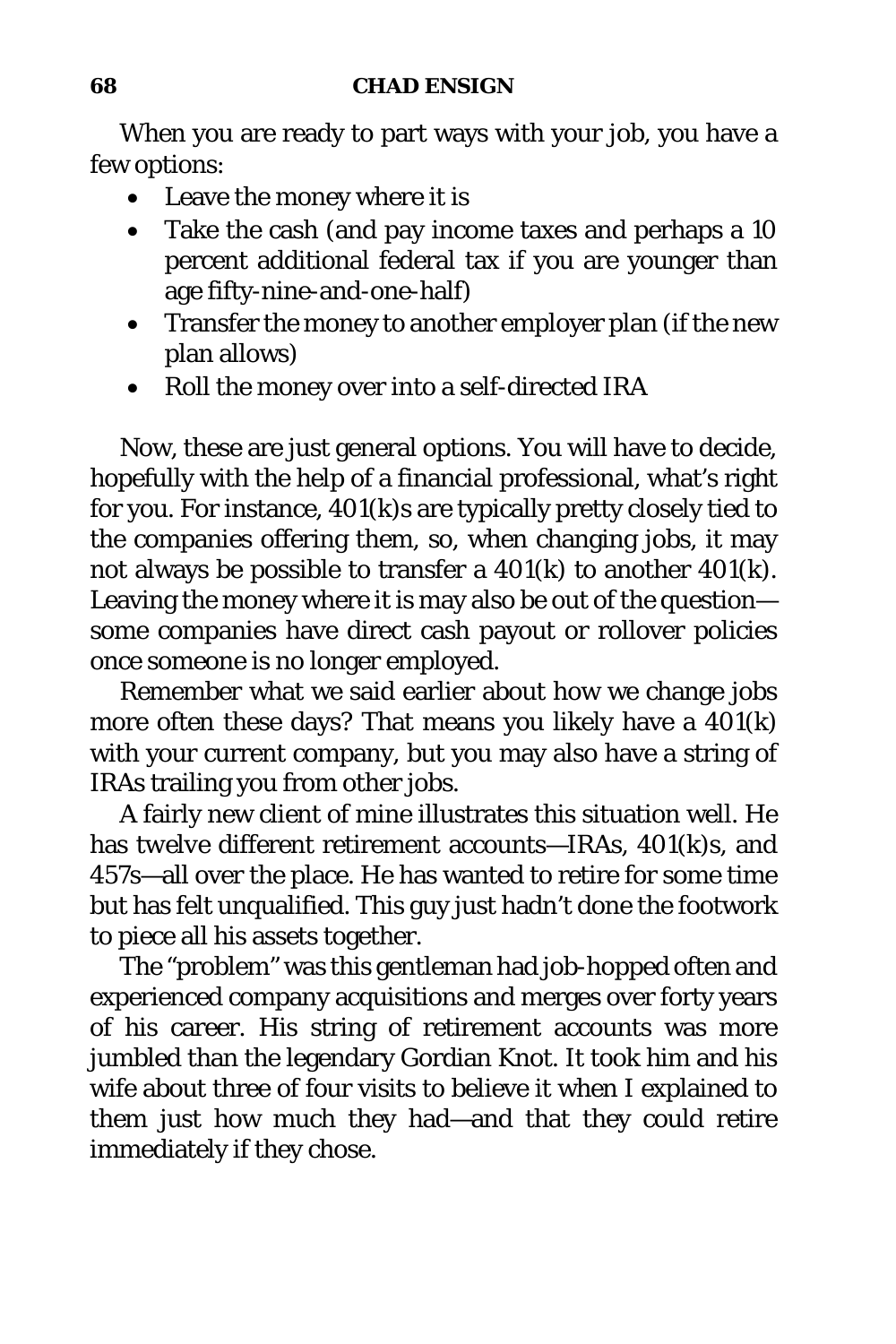When you are ready to part ways with your job, you have a few options:

- Leave the money where it is
- Take the cash (and pay income taxes and perhaps a 10 percent additional federal tax if you are younger than age fifty-nine-and-one-half)
- Transfer the money to another employer plan (if the new plan allows)
- Roll the money over into a self-directed IRA

Now, these are just general options. You will have to decide, hopefully with the help of a financial professional, what's right for you. For instance, 401(k)s are typically pretty closely tied to the companies offering them, so, when changing jobs, it may not always be possible to transfer a 401(k) to another 401(k). Leaving the money where it is may also be out of the question—some companies have direct cash payout or rollover policies once someone is no longer employed.

Remember what we said earlier about how we change jobs more often these days? That means you likely have a 401(k) with your current company, but you may also have a string of IRAs trailing you from other jobs.

A fairly new client of mine illustrates this situation well. He has twelve different retirement accounts—IRAs, 401(k)s, and 457s—all over the place. He has wanted to retire for some time but has felt unqualified. This guy just hadn't done the footwork to piece all his assets together.

The "problem" was this gentleman had job-hopped often and experienced company acquisitions and merges over forty years of his career. His string of retirement accounts was more jumbled than the legendary Gordian Knot. It took him and his wife about three of four visits to believe it when I explained to them just how much they had—and that they could retire immediately if they chose.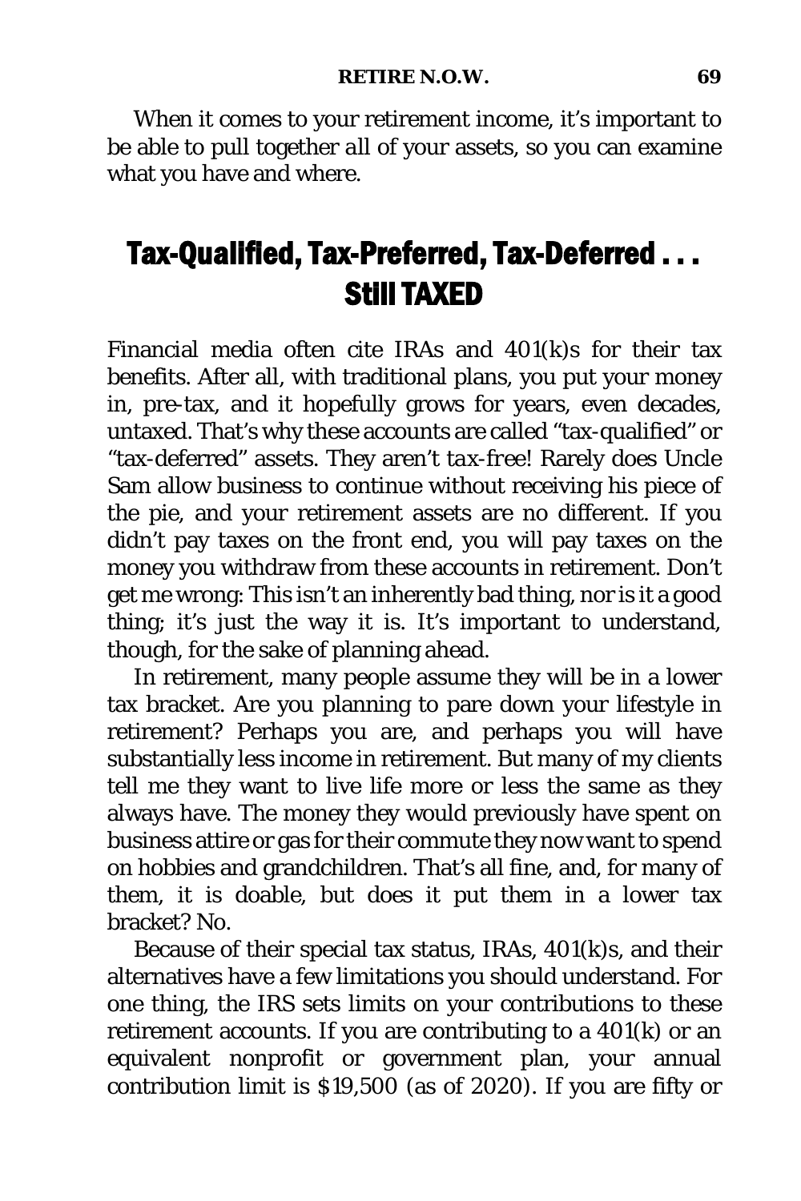When it comes to your retirement income, it's important to be able to pull together *all* of your assets, so you can examine what you have and where.

## Tax-Qualified, Tax-Preferred, Tax-Deferred . . . Still TAXED

Financial media often cite IRAs and 401(k)s for their tax benefits. After all, with traditional plans, you put your money in, pre-tax, and it hopefully grows for years, even decades, untaxed. That's why these accounts are called "tax-qualified" or "tax-deferred" assets. They aren't *tax-free*! Rarely does Uncle Sam allow business to continue without receiving his piece of the pie, and your retirement assets are no different. If you didn't pay taxes on the front end, you will pay taxes on the money you withdraw from these accounts in retirement. Don't get me wrong: This isn't an inherently bad thing, nor is it a good thing; it's just the way it is. It's important to understand, though, for the sake of planning ahead.

In retirement, many people assume they will be in a lower tax bracket. Are you planning to pare down your lifestyle in retirement? Perhaps you are, and perhaps you will have substantially less income in retirement. But many of my clients tell me they want to live life more or less the same as they always have. The money they would previously have spent on business attire or gas for their commute they now want to spend on hobbies and grandchildren. That's all fine, and, for many of them, it is doable, but does it put them in a lower tax bracket? No.

Because of their special tax status, IRAs, 401(k)s, and their alternatives have a few limitations you should understand. For one thing, the IRS sets limits on your contributions to these retirement accounts. If you are contributing to a 401(k) or an equivalent nonprofit or government plan, your annual contribution limit is $19,500 (as of 2020). If you are fifty or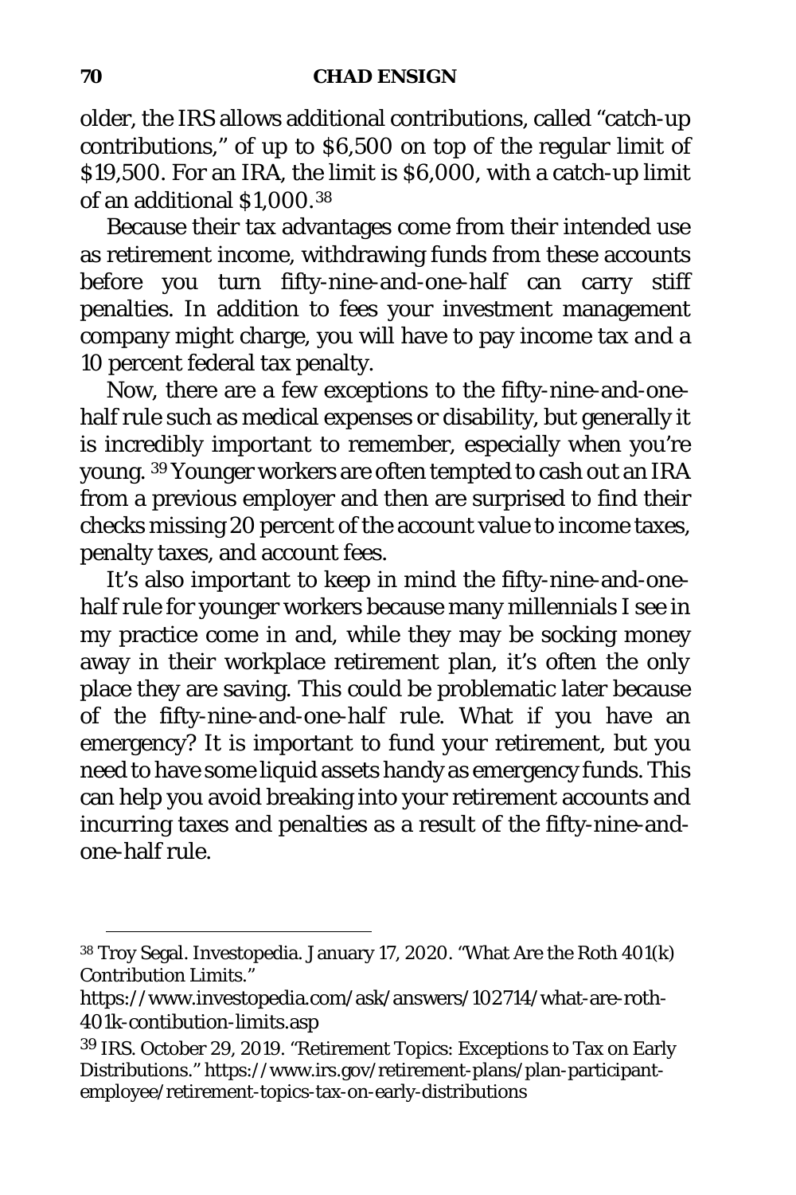older, the IRS allows additional contributions, called “catch-up contributions,” of up to $6,500 on top of the regular limit of $19,500. For an IRA, the limit is $6,000, with a catch-up limit of an additional $1,000.[38]

Because their tax advantages come from their intended use as retirement income, withdrawing funds from these accounts before you turn fifty-nine-and-one-half can carry stiff penalties. In addition to fees your investment management company might charge, you will have to pay income tax *and* a 10 percent federal tax penalty.

Now, there are a few exceptions to the fifty-nine-and-one-half rule such as medical expenses or disability, but generally it is incredibly important to remember, especially when you’re young.[39] Younger workers are often tempted to cash out an IRA from a previous employer and then are surprised to find their checks missing 20 percent of the account value to income taxes, penalty taxes, and account fees.

It’s also important to keep in mind the fifty-nine-and-one-half rule for younger workers because many millennials I see in my practice come in and, while they may be socking money away in their workplace retirement plan, it’s often the only place they are saving. This could be problematic later because of the fifty-nine-and-one-half rule. What if you have an emergency? It is important to fund your retirement, but you need to have some liquid assets handy as emergency funds. This can help you avoid breaking into your retirement accounts and incurring taxes and penalties as a result of the fifty-nine-and-one-half rule.

---

[38] Troy Segal. Investopedia. January 17, 2020. “What Are the Roth 401(k) Contribution Limits.” https://www.investopedia.com/ask/answers/102714/what-are-roth-401k-contibution-limits.asp

[39] IRS. October 29, 2019. “Retirement Topics: Exceptions to Tax on Early Distributions.” https://www.irs.gov/retirement-plans/plan-participant-employee/retirement-topics-tax-on-early-distributions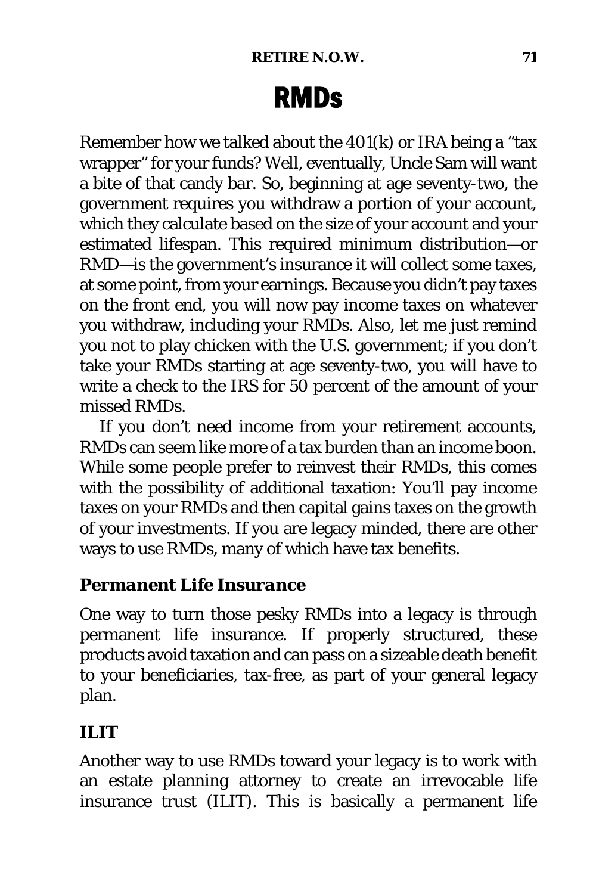# RMDs

Remember how we talked about the 401(k) or IRA being a "tax wrapper" for your funds? Well, eventually, Uncle Sam will want a bite of that candy bar. So, beginning at age seventy-two, the government requires you withdraw a portion of your account, which they calculate based on the size of your account and your estimated lifespan. This required minimum distribution—or RMD—is the government's insurance it will collect some taxes, at some point, from your earnings. Because you didn't pay taxes on the front end, you will now pay income taxes on whatever you withdraw, including your RMDs. Also, let me just remind you not to play chicken with the U.S. government; if you don't take your RMDs starting at age seventy-two, you will have to write a check to the IRS for 50 percent of the amount of your missed RMDs.

If you don't need income from your retirement accounts, RMDs can seem like more of a tax burden than an income boon. While some people prefer to reinvest their RMDs, this comes with the possibility of additional taxation: You'll pay income taxes on your RMDs and then capital gains taxes on the growth of your investments. If you are legacy minded, there are other ways to use RMDs, many of which have tax benefits.

### *Permanent Life Insurance*

One way to turn those pesky RMDs into a legacy is through permanent life insurance. If properly structured, these products avoid taxation and can pass on a sizeable death benefit to your beneficiaries, tax-free, as part of your general legacy plan.

### *ILIT*

Another way to use RMDs toward your legacy is to work with an estate planning attorney to create an irrevocable life insurance trust (ILIT). This is basically a permanent life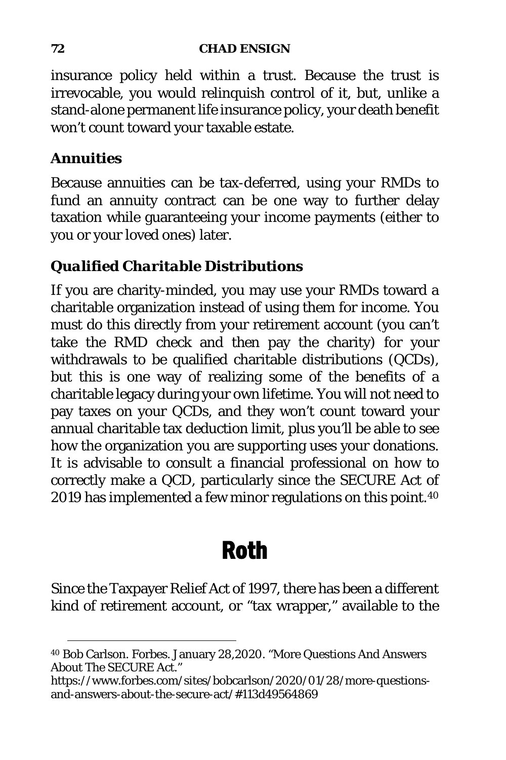insurance policy held within a trust. Because the trust is irrevocable, you would relinquish control of it, but, unlike a stand-alone permanent life insurance policy, your death benefit won't count toward your taxable estate.

### Annuities

Because annuities can be tax-deferred, using your RMDs to fund an annuity contract can be one way to further delay taxation while guaranteeing your income payments (either to you or your loved ones) later.

### *Qualified Charitable Distributions*

If you are charity-minded, you may use your RMDs toward a charitable organization instead of using them for income. You must do this directly from your retirement account (you can't take the RMD check and then pay the charity) for your withdrawals to be qualified charitable distributions (QCDs), but this is one way of realizing some of the benefits of a charitable legacy during your own lifetime. You will not need to pay taxes on your QCDs, and they won't count toward your annual charitable tax deduction limit, plus you'll be able to see how the organization you are supporting uses your donations. It is advisable to consult a financial professional on how to correctly make a QCD, particularly since the SECURE Act of 2019 has implemented a few minor regulations on this point.[40]

## Roth

Since the Taxpayer Relief Act of 1997, there has been a different kind of retirement account, or "tax wrapper," available to the

---

[40] Bob Carlson. Forbes. January 28,2020. "More Questions And Answers About The SECURE Act." https://www.forbes.com/sites/bobcarlson/2020/01/28/more-questions-and-answers-about-the-secure-act/#113d49564869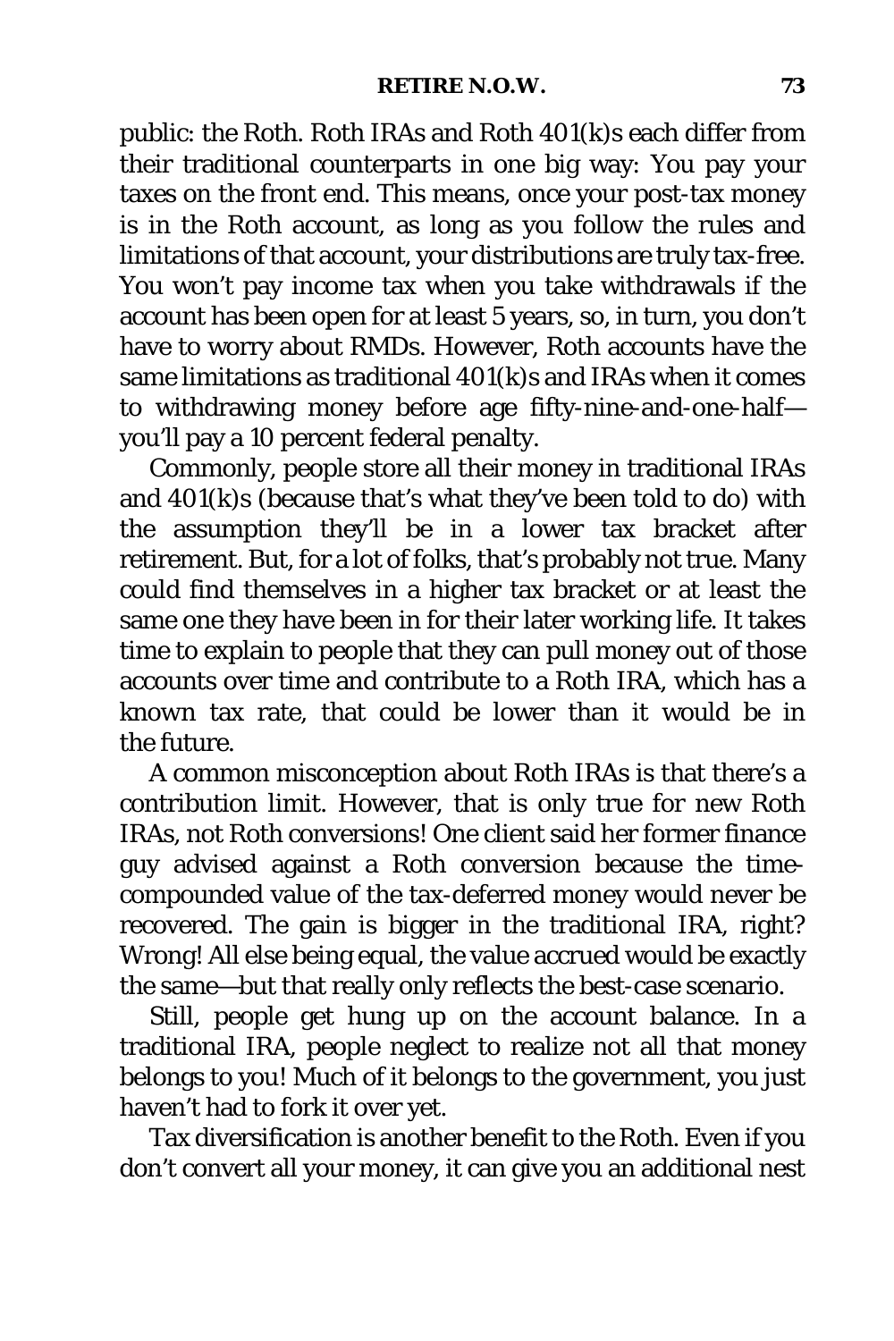public: the Roth. Roth IRAs and Roth 401(k)s each differ from their traditional counterparts in one big way: You pay your taxes on the front end. This means, once your post-tax money is in the Roth account, as long as you follow the rules and limitations of that account, your distributions are truly tax-free. You won't pay income tax when you take withdrawals if the account has been open for at least 5 years, so, in turn, you don't have to worry about RMDs. However, Roth accounts have the same limitations as traditional 401(k)s and IRAs when it comes to withdrawing money before age fifty-nine-and-one-half—you'll pay a 10 percent federal penalty.

Commonly, people store all their money in traditional IRAs and 401(k)s (because that's what they've been told to do) with the assumption they'll be in a lower tax bracket after retirement. But, for a lot of folks, that's probably not true. Many could find themselves in a higher tax bracket or at least the same one they have been in for their later working life. It takes time to explain to people that they can pull money out of those accounts over time and contribute to a Roth IRA, which has a known tax rate, that could be lower than it would be in the future.

A common misconception about Roth IRAs is that there's a contribution limit. However, that is only true for new Roth IRAs, not Roth conversions! One client said her former finance guy advised against a Roth conversion because the time-compounded value of the tax-deferred money would never be recovered. The gain is bigger in the traditional IRA, right? Wrong! All else being equal, the value accrued would be exactly the same—but that really only reflects the best-case scenario.

Still, people get hung up on the account balance. In a traditional IRA, people neglect to realize not all that money belongs to you! Much of it belongs to the government, you just haven't had to fork it over yet.

Tax diversification is another benefit to the Roth. Even if you don't convert all your money, it can give you an additional nest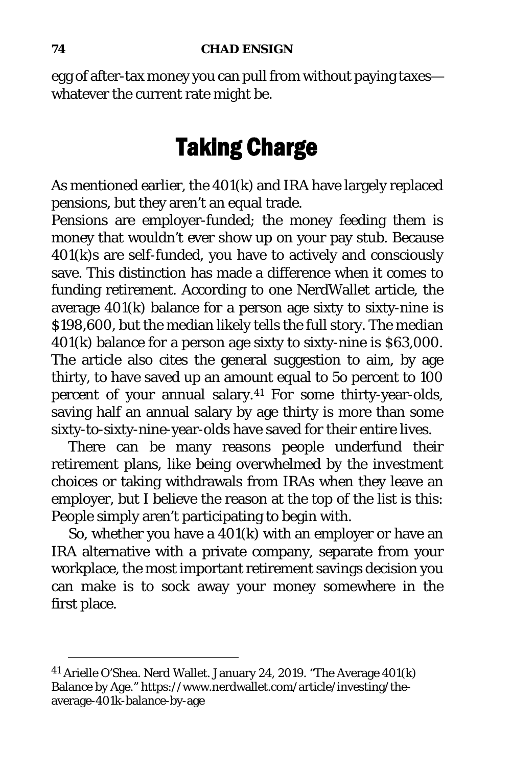egg of after-tax money you can pull from without paying taxes—whatever the current rate might be.

# Taking Charge

As mentioned earlier, the 401(k) and IRA have largely replaced pensions, but they aren't an equal trade.

Pensions are employer-funded; the money feeding them is money that wouldn't ever show up on your pay stub. Because 401(k)s are self-funded, you have to actively and consciously save. This distinction has made a difference when it comes to funding retirement. According to one NerdWallet article, the average 401(k) balance for a person age sixty to sixty-nine is $198,600, but the median likely tells the full story. The median 401(k) balance for a person age sixty to sixty-nine is $63,000. The article also cites the general suggestion to aim, by age thirty, to have saved up an amount equal to 5o percent to 100 percent of your annual salary.[41] For some thirty-year-olds, saving half an annual salary by age thirty is more than some sixty-to-sixty-nine-year-olds have saved for their entire lives.

There can be many reasons people underfund their retirement plans, like being overwhelmed by the investment choices or taking withdrawals from IRAs when they leave an employer, but I believe the reason at the top of the list is this: People simply aren't participating to begin with.

So, whether you have a 401(k) with an employer or have an IRA alternative with a private company, separate from your workplace, the most important retirement savings decision you can make is to sock away your money somewhere in the first place.

---

[41] Arielle O'Shea. Nerd Wallet. January 24, 2019. "The Average 401(k) Balance by Age." https://www.nerdwallet.com/article/investing/the-average-401k-balance-by-age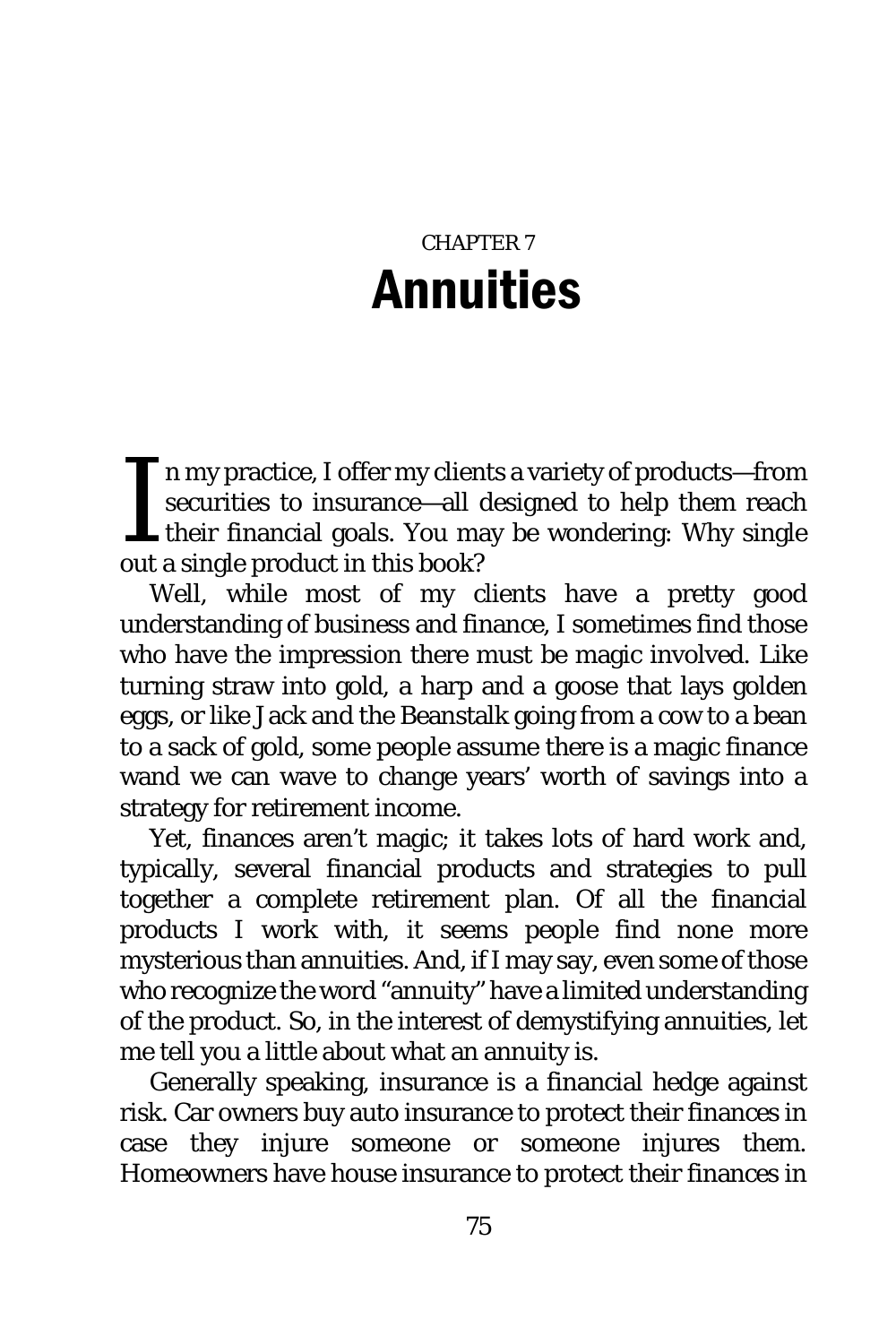CHAPTER 7

# Annuities

In my practice, I offer my clients a variety of products—from securities to insurance—all designed to help them reach their financial goals. You may be wondering: Why single out a single product in this book?

Well, while most of my clients have a pretty good understanding of business and finance, I sometimes find those who have the impression there must be magic involved. Like turning straw into gold, a harp and a goose that lays golden eggs, or like Jack and the Beanstalk going from a cow to a bean to a sack of gold, some people assume there is a magic finance wand we can wave to change years' worth of savings into a strategy for retirement income.

Yet, finances aren't magic; it takes lots of hard work and, typically, several financial products and strategies to pull together a complete retirement plan. Of all the financial products I work with, it seems people find none more mysterious than annuities. And, if I may say, even some of those who recognize the word "annuity" have a limited understanding of the product. So, in the interest of demystifying annuities, let me tell you a little about what an annuity is.

Generally speaking, insurance is a financial hedge against risk. Car owners buy auto insurance to protect their finances in case they injure someone or someone injures them. Homeowners have house insurance to protect their finances in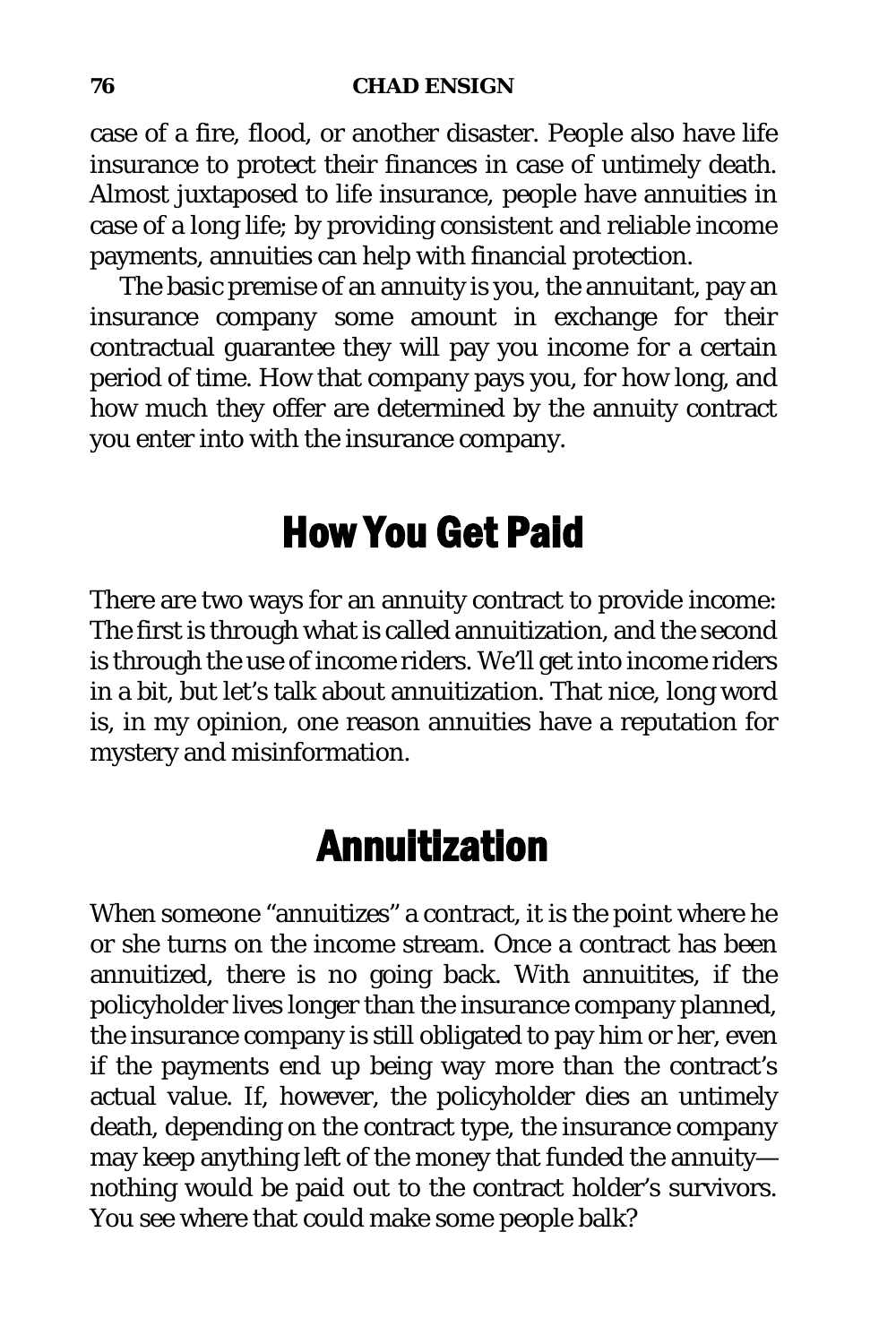case of a fire, flood, or another disaster. People also have life insurance to protect their finances in case of untimely death. Almost juxtaposed to life insurance, people have annuities in case of a long life; by providing consistent and reliable income payments, annuities can help with financial protection.

The basic premise of an annuity is you, the annuitant, pay an insurance company some amount in exchange for their contractual guarantee they will pay you income for a certain period of time. How that company pays you, for how long, and how much they offer are determined by the annuity contract you enter into with the insurance company.

## How You Get Paid

There are two ways for an annuity contract to provide income: The first is through what is called annuitization, and the second is through the use of income riders. We'll get into income riders in a bit, but let's talk about annuitization. That nice, long word is, in my opinion, one reason annuities have a reputation for mystery and misinformation.

## Annuitization

When someone "annuitizes" a contract, it is the point where he or she turns on the income stream. Once a contract has been annuitized, there is no going back. With annuitites, if the policyholder lives longer than the insurance company planned, the insurance company is still obligated to pay him or her, even if the payments end up being way more than the contract's actual value. If, however, the policyholder dies an untimely death, depending on the contract type, the insurance company may keep anything left of the money that funded the annuity—nothing would be paid out to the contract holder's survivors. You see where that could make some people balk?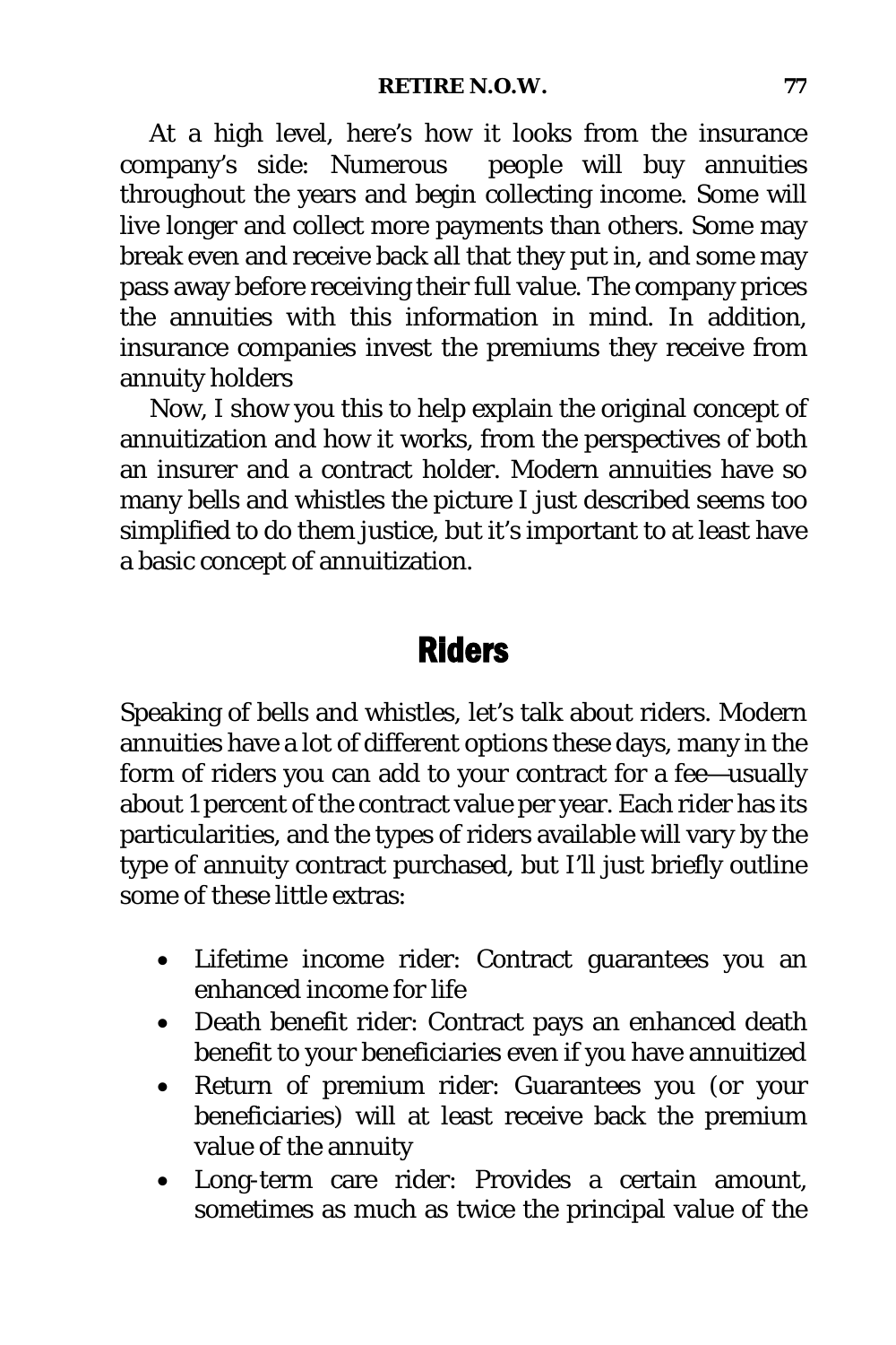At a high level, here's how it looks from the insurance company's side: Numerous people will buy annuities throughout the years and begin collecting income. Some will live longer and collect more payments than others. Some may break even and receive back all that they put in, and some may pass away before receiving their full value. The company prices the annuities with this information in mind. In addition, insurance companies invest the premiums they receive from annuity holders

Now, I show you this to help explain the original concept of annuitization and how it works, from the perspectives of both an insurer and a contract holder. Modern annuities have so many bells and whistles the picture I just described seems too simplified to do them justice, but it's important to at least have a basic concept of annuitization.

## Riders

Speaking of bells and whistles, let's talk about riders. Modern annuities have a lot of different options these days, many in the form of riders you can add to your contract for a fee—usually about 1 percent of the contract value per year. Each rider has its particularities, and the types of riders available will vary by the type of annuity contract purchased, but I'll just briefly outline some of these little extras:

- Lifetime income rider: Contract guarantees you an enhanced income for life
- Death benefit rider: Contract pays an enhanced death benefit to your beneficiaries even if you have annuitized
- Return of premium rider: Guarantees you (or your beneficiaries) will at least receive back the premium value of the annuity
- Long-term care rider: Provides a certain amount, sometimes as much as twice the principal value of the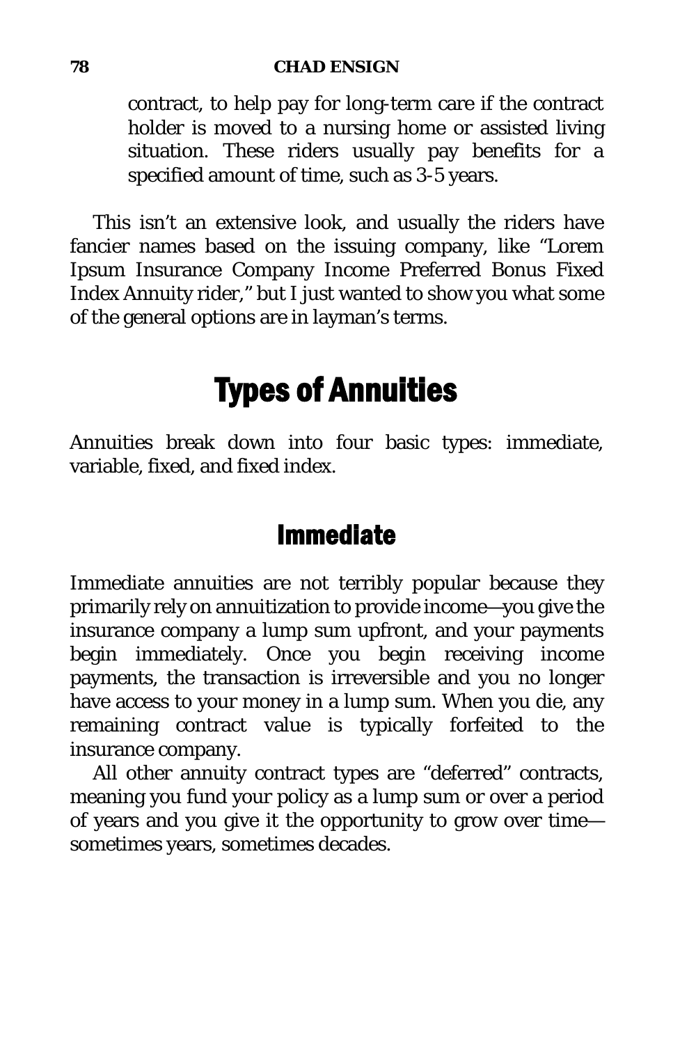contract, to help pay for long-term care if the contract holder is moved to a nursing home or assisted living situation. These riders usually pay benefits for a specified amount of time, such as 3-5 years.

This isn't an extensive look, and usually the riders have fancier names based on the issuing company, like "Lorem Ipsum Insurance Company Income Preferred Bonus Fixed Index Annuity rider," but I just wanted to show you what some of the general options are in layman's terms.

# Types of Annuities

Annuities break down into four basic types: immediate, variable, fixed, and fixed index.

## Immediate

Immediate annuities are not terribly popular because they primarily rely on annuitization to provide income—you give the insurance company a lump sum upfront, and your payments begin immediately. Once you begin receiving income payments, the transaction is irreversible and you no longer have access to your money in a lump sum. When you die, any remaining contract value is typically forfeited to the insurance company.

All other annuity contract types are "deferred" contracts, meaning you fund your policy as a lump sum or over a period of years and you give it the opportunity to grow over time—sometimes years, sometimes decades.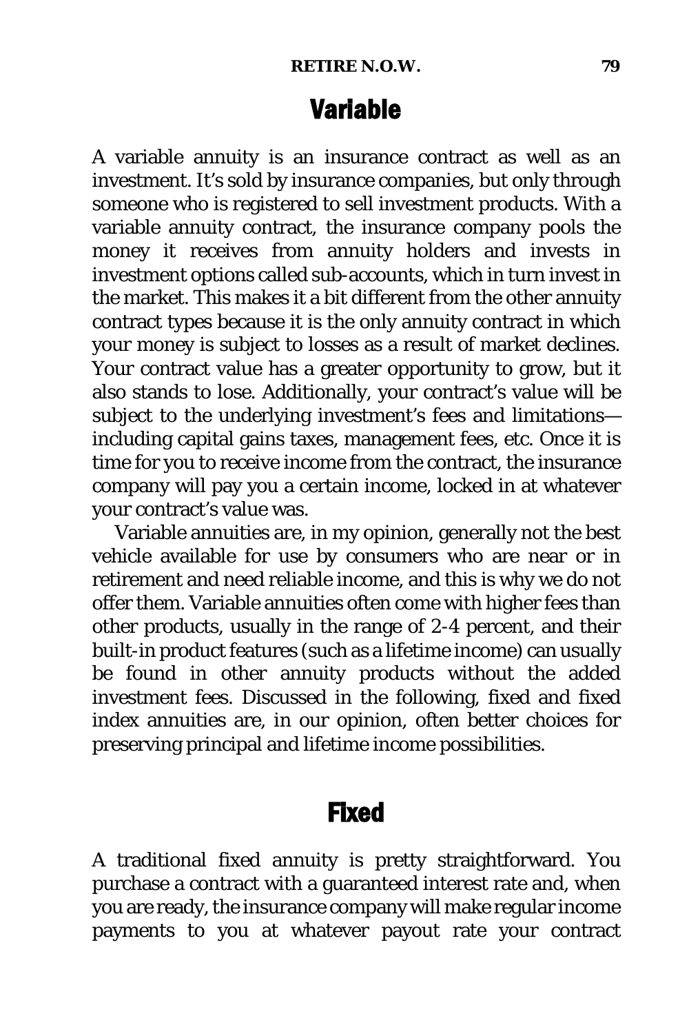## Variable

A variable annuity is an insurance contract as well as an investment. It's sold by insurance companies, but only through someone who is registered to sell investment products. With a variable annuity contract, the insurance company pools the money it receives from annuity holders and invests in investment options called sub-accounts, which in turn invest in the market. This makes it a bit different from the other annuity contract types because it is the only annuity contract in which your money is subject to losses as a result of market declines. Your contract value has a greater opportunity to grow, but it also stands to lose. Additionally, your contract's value will be subject to the underlying investment's fees and limitations—including capital gains taxes, management fees, etc. Once it is time for you to receive income from the contract, the insurance company will pay you a certain income, locked in at whatever your contract's value was.

Variable annuities are, in my opinion, generally not the best vehicle available for use by consumers who are near or in retirement and need reliable income, and this is why we do not offer them. Variable annuities often come with higher fees than other products, usually in the range of 2-4 percent, and their built-in product features (such as a lifetime income) can usually be found in other annuity products without the added investment fees. Discussed in the following, fixed and fixed index annuities are, in our opinion, often better choices for preserving principal and lifetime income possibilities.

## Fixed

A traditional fixed annuity is pretty straightforward. You purchase a contract with a guaranteed interest rate and, when you are ready, the insurance company will make regular income payments to you at whatever payout rate your contract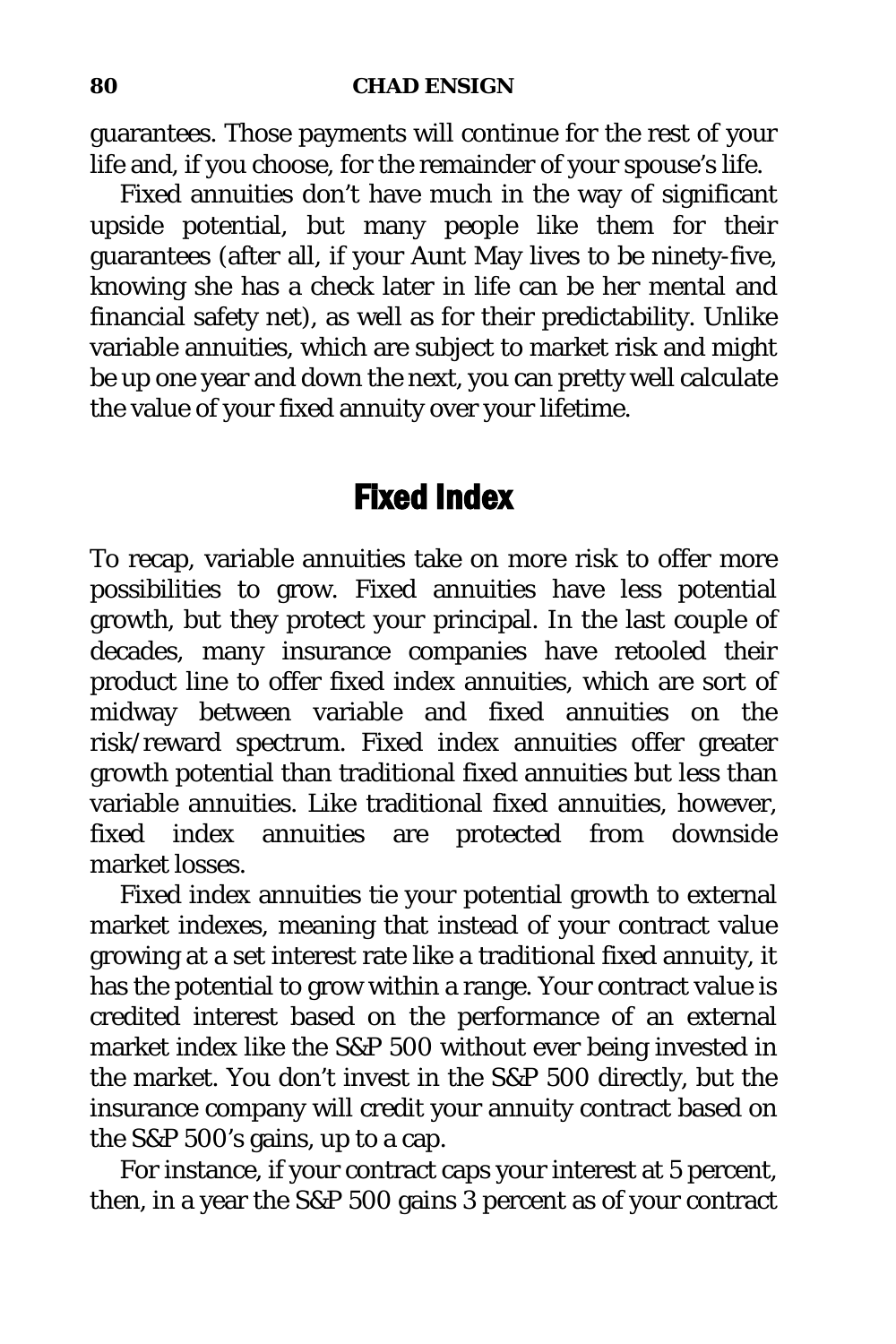guarantees. Those payments will continue for the rest of your life and, if you choose, for the remainder of your spouse's life.

Fixed annuities don't have much in the way of significant upside potential, but many people like them for their guarantees (after all, if your Aunt May lives to be ninety-five, knowing she has a check later in life can be her mental and financial safety net), as well as for their predictability. Unlike variable annuities, which are subject to market risk and might be up one year and down the next, you can pretty well calculate the value of your fixed annuity over your lifetime.

## Fixed Index

To recap, variable annuities take on more risk to offer more possibilities to grow. Fixed annuities have less potential growth, but they protect your principal. In the last couple of decades, many insurance companies have retooled their product line to offer fixed index annuities, which are sort of midway between variable and fixed annuities on the risk/reward spectrum. Fixed index annuities offer greater growth potential than traditional fixed annuities but less than variable annuities. Like traditional fixed annuities, however, fixed index annuities are protected from downside market losses.

Fixed index annuities tie your potential growth to external market indexes, meaning that instead of your contract value growing at a set interest rate like a traditional fixed annuity, it has the potential to grow within a range. Your contract value is credited interest based on the performance of an external market index like the S&P 500 without ever being invested in the market. You don't invest in the S&P 500 directly, but the insurance company will credit your annuity contract based on the S&P 500's gains, up to a cap.

For instance, if your contract caps your interest at 5 percent, then, in a year the S&P 500 gains 3 percent as of your contract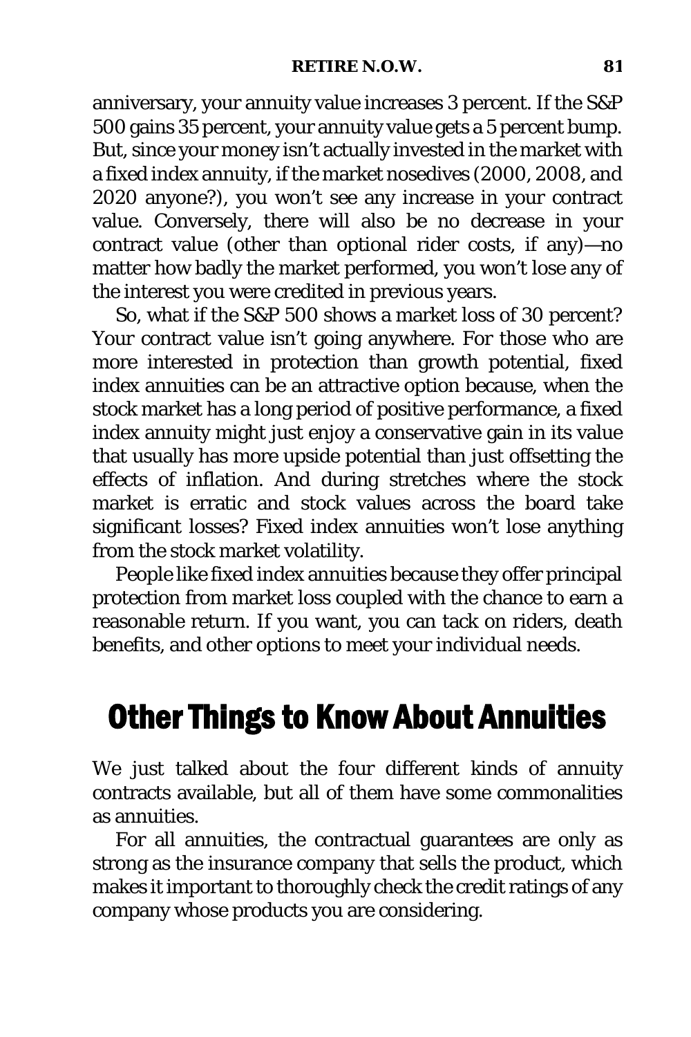anniversary, your annuity value increases 3 percent. If the S&P 500 gains 35 percent, your annuity value gets a 5 percent bump. But, since your money isn't actually invested in the market with a fixed index annuity, if the market nosedives (2000, 2008, and 2020 anyone?), you won't see any increase in your contract value. Conversely, there will also be no decrease in your contract value (other than optional rider costs, if any)—no matter how badly the market performed, you won't lose any of the interest you were credited in previous years.

So, what if the S&P 500 shows a market loss of 30 percent? Your contract value isn't going anywhere. For those who are more interested in protection than growth potential, fixed index annuities can be an attractive option because, when the stock market has a long period of positive performance, a fixed index annuity might just enjoy a conservative gain in its value that usually has more upside potential than just offsetting the effects of inflation. And during stretches where the stock market is erratic and stock values across the board take significant losses? Fixed index annuities won't lose anything from the stock market volatility.

People like fixed index annuities because they offer principal protection from market loss coupled with the chance to earn a reasonable return. If you want, you can tack on riders, death benefits, and other options to meet your individual needs.

## Other Things to Know About Annuities

We just talked about the four different kinds of annuity contracts available, but all of them have some commonalities as annuities.

For all annuities, the contractual guarantees are only as strong as the insurance company that sells the product, which makes it important to thoroughly check the credit ratings of any company whose products you are considering.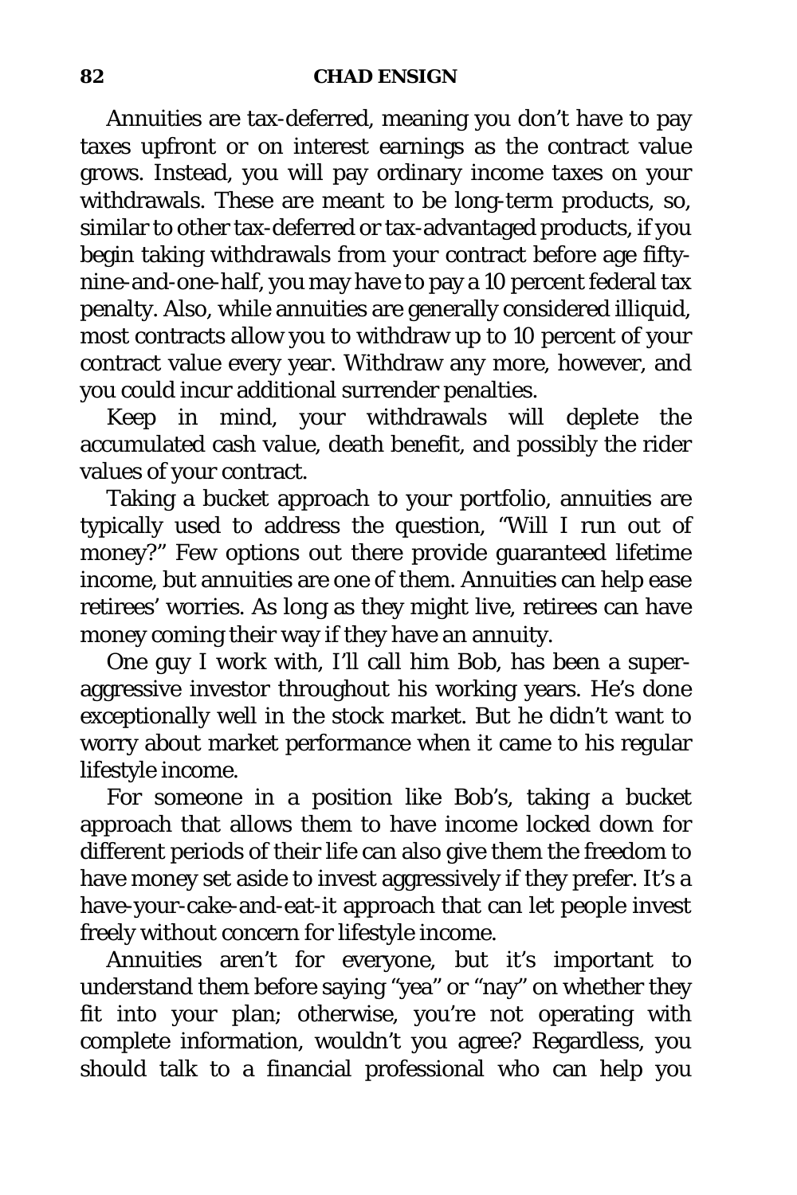Annuities are tax-deferred, meaning you don't have to pay taxes upfront or on interest earnings as the contract value grows. Instead, you will pay ordinary income taxes on your withdrawals. These are meant to be long-term products, so, similar to other tax-deferred or tax-advantaged products, if you begin taking withdrawals from your contract before age fifty-nine-and-one-half, you may have to pay a 10 percent federal tax penalty. Also, while annuities are generally considered illiquid, most contracts allow you to withdraw up to 10 percent of your contract value every year. Withdraw any more, however, and you could incur additional surrender penalties.

Keep in mind, your withdrawals will deplete the accumulated cash value, death benefit, and possibly the rider values of your contract.

Taking a bucket approach to your portfolio, annuities are typically used to address the question, "Will I run out of money?" Few options out there provide guaranteed lifetime income, but annuities are one of them. Annuities can help ease retirees' worries. As long as they might live, retirees can have money coming their way if they have an annuity.

One guy I work with, I'll call him Bob, has been a super-aggressive investor throughout his working years. He's done exceptionally well in the stock market. But he didn't want to worry about market performance when it came to his regular lifestyle income.

For someone in a position like Bob's, taking a bucket approach that allows them to have income locked down for different periods of their life can also give them the freedom to have money set aside to invest aggressively if they prefer. It's a have-your-cake-and-eat-it approach that can let people invest freely without concern for lifestyle income.

Annuities aren't for everyone, but it's important to understand them before saying "yea" or "nay" on whether they fit into your plan; otherwise, you're not operating with complete information, wouldn't you agree? Regardless, you should talk to a financial professional who can help you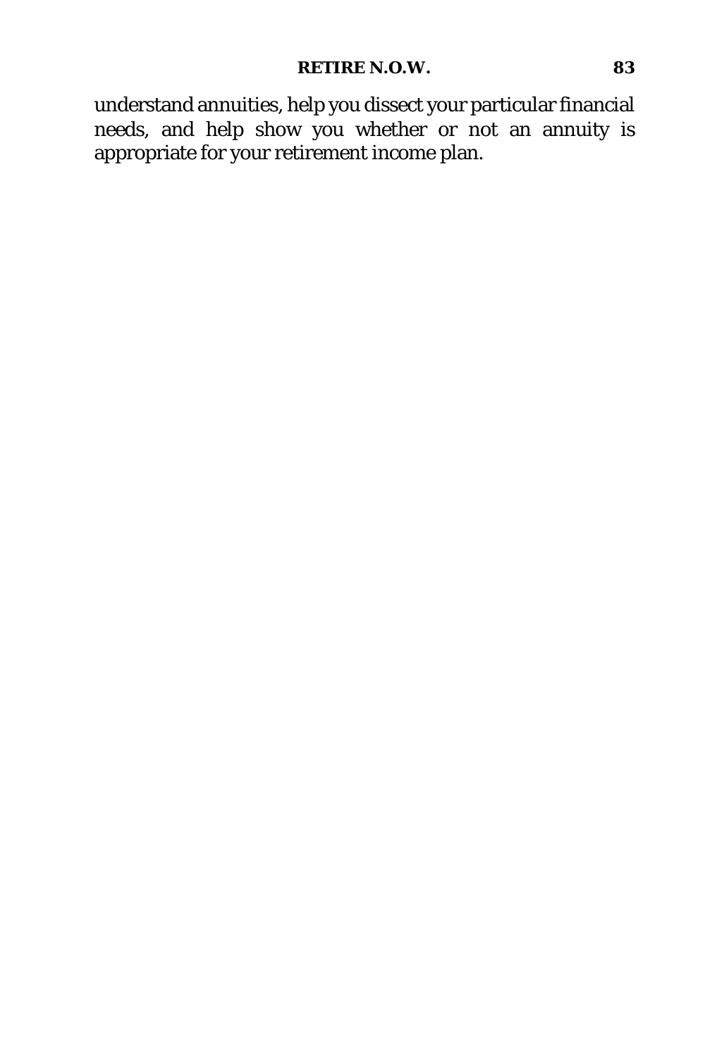understand annuities, help you dissect your particular financial needs, and help show you whether or not an annuity is appropriate for your retirement income plan.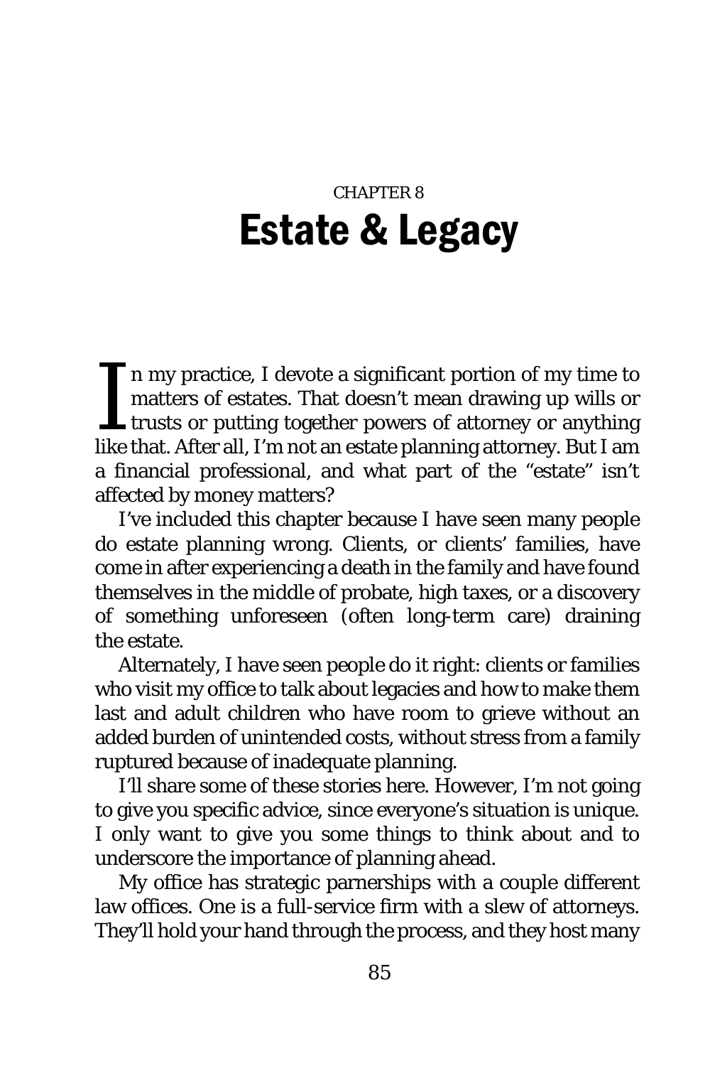CHAPTER 8

# Estate & Legacy

In my practice, I devote a significant portion of my time to matters of estates. That doesn't mean drawing up wills or trusts or putting together powers of attorney or anything like that. After all, I'm not an estate planning attorney. But I am a financial professional, and what part of the "estate" isn't affected by money matters?

I've included this chapter because I have seen many people do estate planning wrong. Clients, or clients' families, have come in after experiencing a death in the family and have found themselves in the middle of probate, high taxes, or a discovery of something unforeseen (often long-term care) draining the estate.

Alternately, I have seen people do it right: clients or families who visit my office to talk about legacies and how to make them last and adult children who have room to grieve without an added burden of unintended costs, without stress from a family ruptured because of inadequate planning.

I'll share some of these stories here. However, I'm not going to give you specific advice, since everyone's situation is unique. I only want to give you some things to think about and to underscore the importance of planning ahead.

My office has strategic parnerships with a couple different law offices. One is a full-service firm with a slew of attorneys. They'll hold your hand through the process, and they host many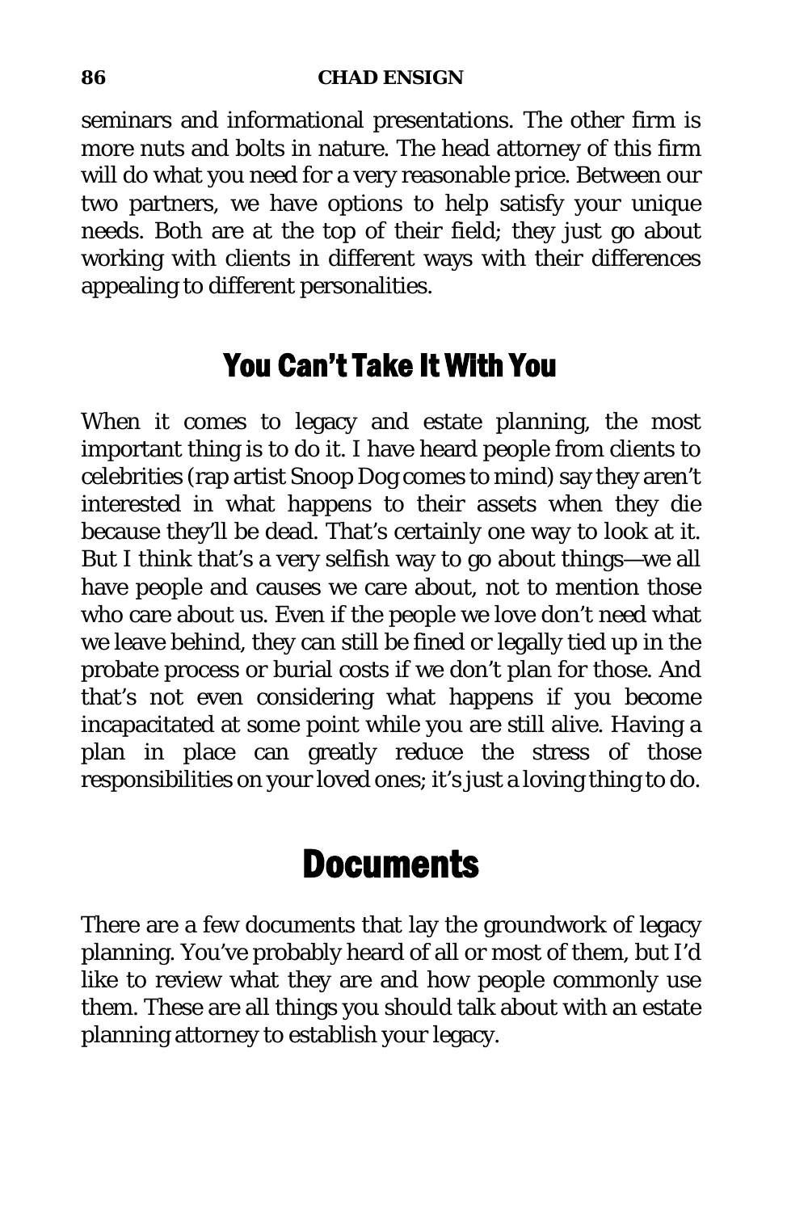seminars and informational presentations. The other firm is more nuts and bolts in nature. The head attorney of this firm will do what you need for a very reasonable price. Between our two partners, we have options to help satisfy your unique needs. Both are at the top of their field; they just go about working with clients in different ways with their differences appealing to different personalities.

## You Can't Take It With You

When it comes to legacy and estate planning, the most important thing is to do it. I have heard people from clients to celebrities (rap artist Snoop Dog comes to mind) say they aren't interested in what happens to their assets when they die because they'll be dead. That's certainly one way to look at it. But I think that's a very selfish way to go about things—we all have people and causes we care about, not to mention those who care about us. Even if the people we love don't need what we leave behind, they can still be fined or legally tied up in the probate process or burial costs if we don't plan for those. And that's not even considering what happens if you become incapacitated at some point while you are still alive. Having a plan in place can greatly reduce the stress of those responsibilities on your loved ones; it's just a loving thing to do.

# Documents

There are a few documents that lay the groundwork of legacy planning. You've probably heard of all or most of them, but I'd like to review what they are and how people commonly use them. These are all things you should talk about with an estate planning attorney to establish your legacy.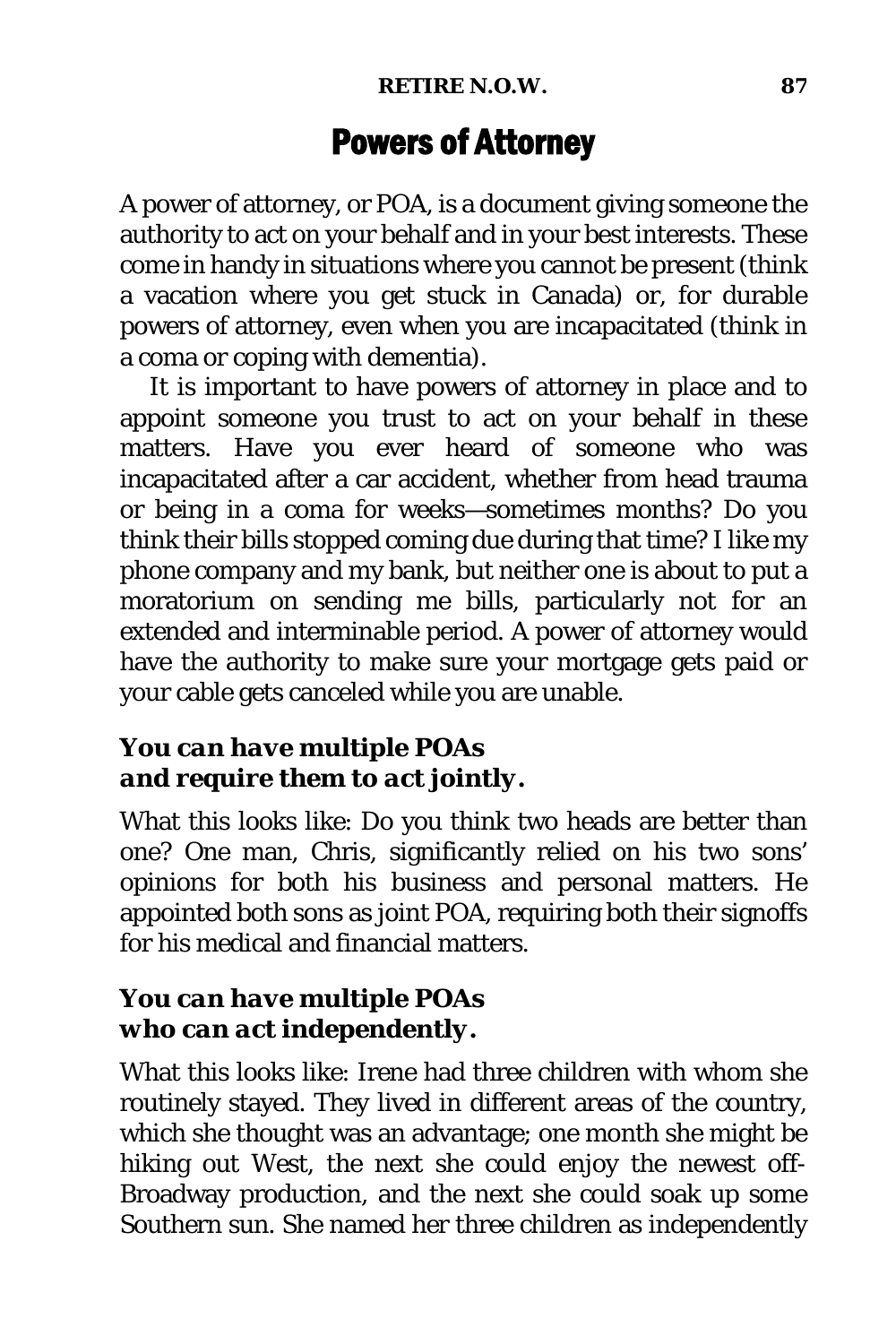## Powers of Attorney

A power of attorney, or POA, is a document giving someone the authority to act on your behalf and in your best interests. These come in handy in situations where you cannot be present (think a vacation where you get stuck in Canada) or, for durable powers of attorney, even when you are incapacitated (think in a coma or coping with dementia).

It is important to have powers of attorney in place and to appoint someone you trust to act on your behalf in these matters. Have you ever heard of someone who was incapacitated after a car accident, whether from head trauma or being in a coma for weeks—sometimes months? Do you think their bills stopped coming due during that time? I like my phone company and my bank, but neither one is about to put a moratorium on sending me bills, particularly not for an extended and interminable period. A power of attorney would have the authority to make sure your mortgage gets paid or your cable gets canceled while you are unable.

### *You can have multiple POAs and require them to act jointly.*

What this looks like: Do you think two heads are better than one? One man, Chris, significantly relied on his two sons' opinions for both his business and personal matters. He appointed both sons as joint POA, requiring both their signoffs for his medical and financial matters.

### *You can have multiple POAs who can act independently.*

What this looks like: Irene had three children with whom she routinely stayed. They lived in different areas of the country, which she thought was an advantage; one month she might be hiking out West, the next she could enjoy the newest off-Broadway production, and the next she could soak up some Southern sun. She named her three children as independently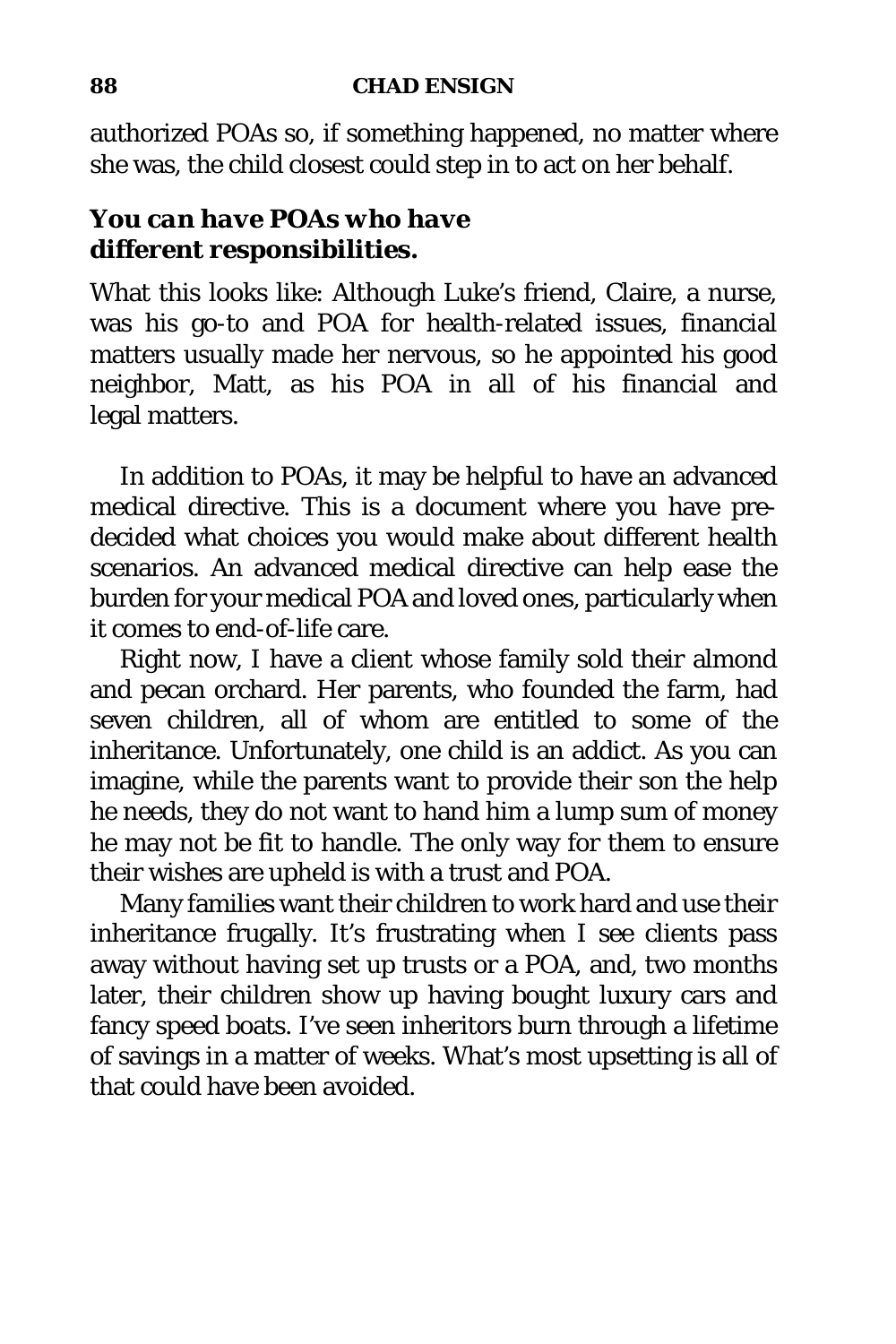authorized POAs so, if something happened, no matter where she was, the child closest could step in to act on her behalf.

### *You can have POAs who have different responsibilities.*

What this looks like: Although Luke's friend, Claire, a nurse, was his go-to and POA for health-related issues, financial matters usually made her nervous, so he appointed his good neighbor, Matt, as his POA in all of his financial and legal matters.

In addition to POAs, it may be helpful to have an advanced medical directive. This is a document where you have pre-decided what choices you would make about different health scenarios. An advanced medical directive can help ease the burden for your medical POA and loved ones, particularly when it comes to end-of-life care.

Right now, I have a client whose family sold their almond and pecan orchard. Her parents, who founded the farm, had seven children, all of whom are entitled to some of the inheritance. Unfortunately, one child is an addict. As you can imagine, while the parents want to provide their son the help he needs, they do not want to hand him a lump sum of money he may not be fit to handle. The only way for them to ensure their wishes are upheld is with a trust and POA.

Many families want their children to work hard and use their inheritance frugally. It's frustrating when I see clients pass away without having set up trusts or a POA, and, two months later, their children show up having bought luxury cars and fancy speed boats. I've seen inheritors burn through a lifetime of savings in a matter of weeks. What's most upsetting is all of that could have been avoided.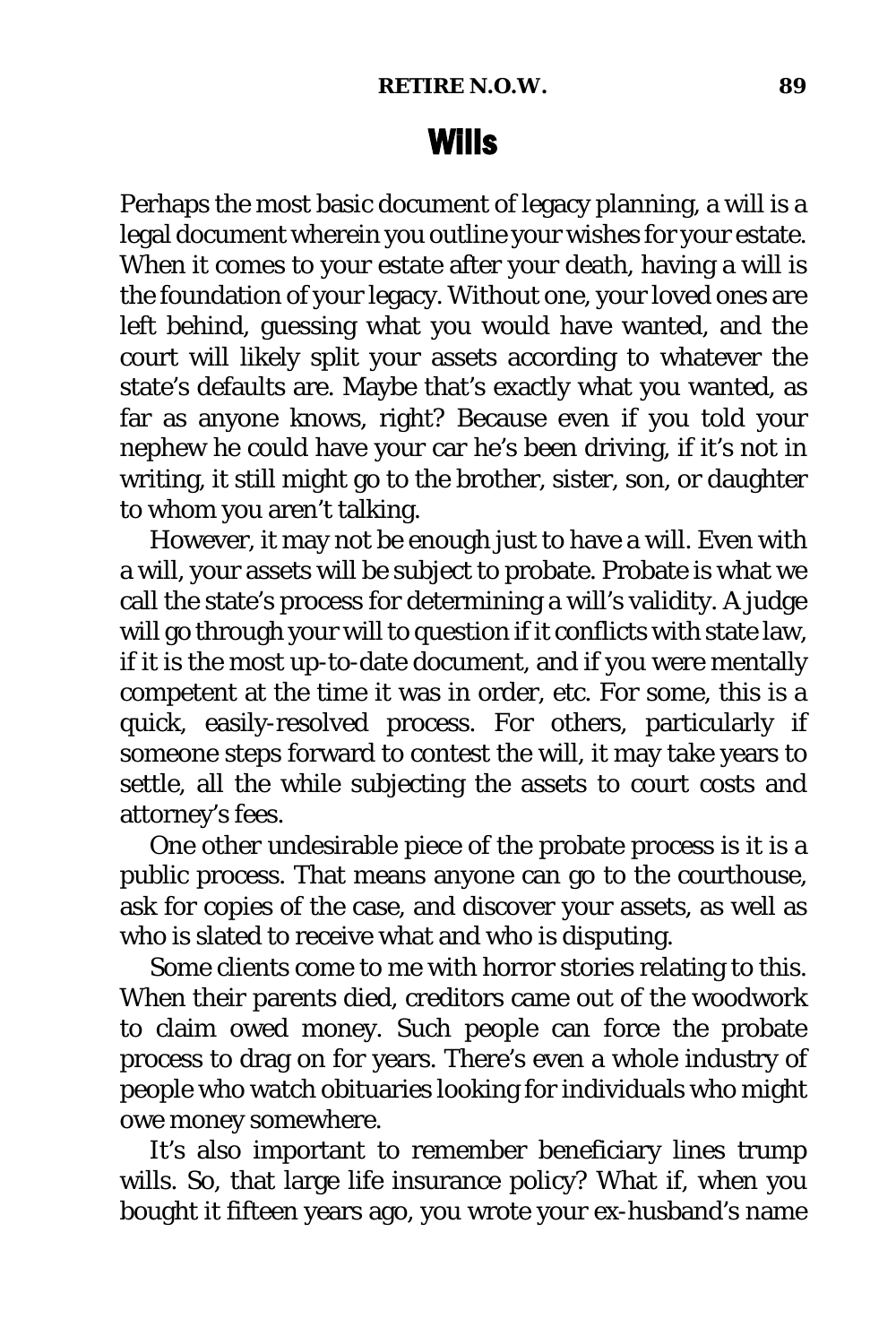## Wills

Perhaps the most basic document of legacy planning, a will is a legal document wherein you outline your wishes for your estate. When it comes to your estate after your death, having a will is the foundation of your legacy. Without one, your loved ones are left behind, guessing what you would have wanted, and the court will likely split your assets according to whatever the state's defaults are. Maybe that's exactly what you wanted, as far as anyone knows, right? Because even if you told your nephew he could have your car he's been driving, if it's not in writing, it still might go to the brother, sister, son, or daughter to whom you aren't talking.

However, it may not be enough just to have a will. Even with a will, your assets will be subject to probate. Probate is what we call the state's process for determining a will's validity. A judge will go through your will to question if it conflicts with state law, if it is the most up-to-date document, and if you were mentally competent at the time it was in order, etc. For some, this is a quick, easily-resolved process. For others, particularly if someone steps forward to contest the will, it may take years to settle, all the while subjecting the assets to court costs and attorney's fees.

One other undesirable piece of the probate process is it is a public process. That means anyone can go to the courthouse, ask for copies of the case, and discover your assets, as well as who is slated to receive what and who is disputing.

Some clients come to me with horror stories relating to this. When their parents died, creditors came out of the woodwork to claim owed money. Such people can force the probate process to drag on for years. There's even a whole industry of people who watch obituaries looking for individuals who might owe money somewhere.

It's also important to remember beneficiary lines trump wills. So, that large life insurance policy? What if, when you bought it fifteen years ago, you wrote your ex-husband's name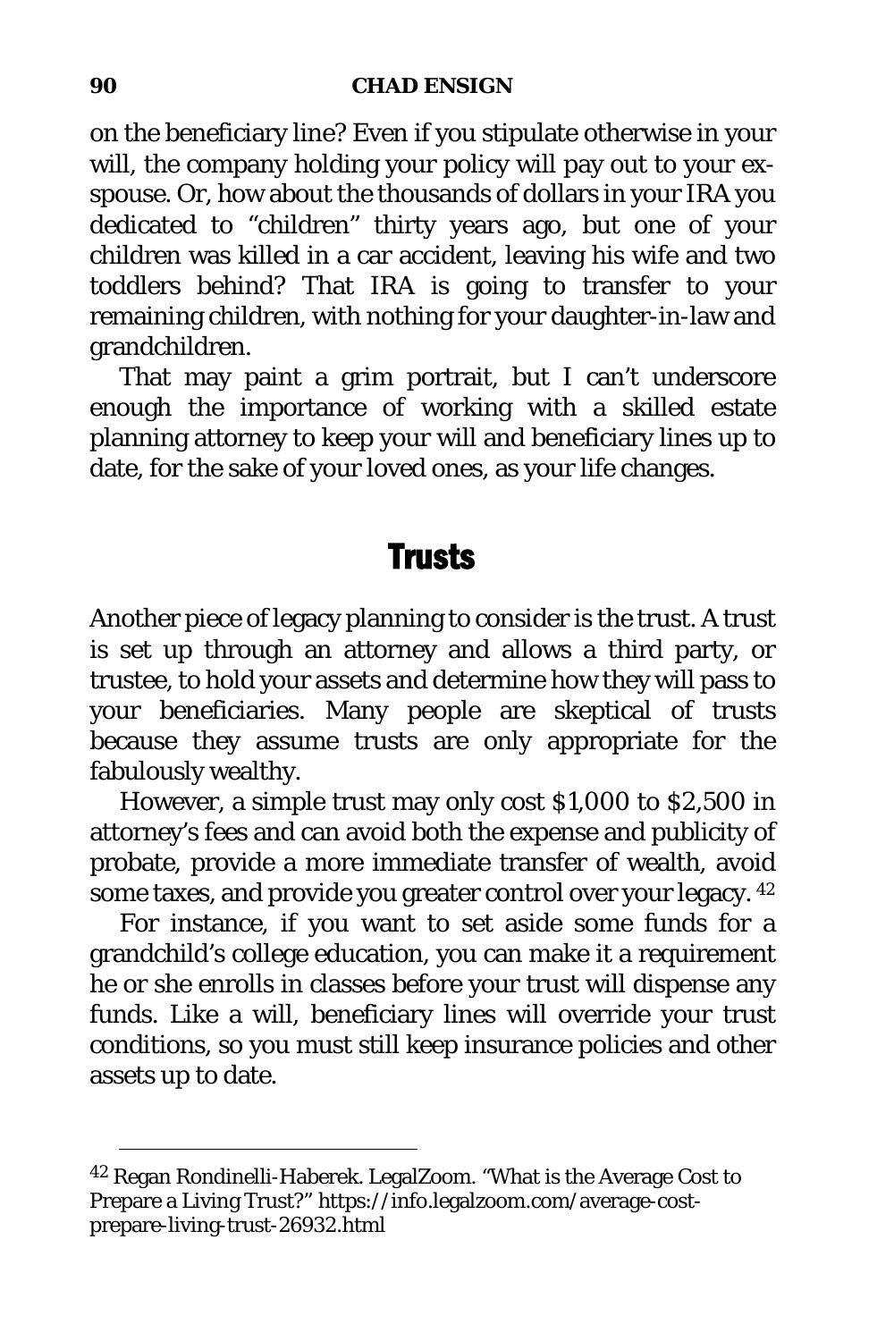on the beneficiary line? Even if you stipulate otherwise in your will, the company holding your policy will pay out to your ex-spouse. Or, how about the thousands of dollars in your IRA you dedicated to "children" thirty years ago, but one of your children was killed in a car accident, leaving his wife and two toddlers behind? That IRA is going to transfer to your remaining children, with nothing for your daughter-in-law and grandchildren.

That may paint a grim portrait, but I can't underscore enough the importance of working with a skilled estate planning attorney to keep your will and beneficiary lines up to date, for the sake of your loved ones, as your life changes.

## Trusts

Another piece of legacy planning to consider is the trust. A trust is set up through an attorney and allows a third party, or trustee, to hold your assets and determine how they will pass to your beneficiaries. Many people are skeptical of trusts because they assume trusts are only appropriate for the fabulously wealthy.

However, a simple trust may only cost $1,000 to $2,500 in attorney's fees and can avoid both the expense and publicity of probate, provide a more immediate transfer of wealth, avoid some taxes, and provide you greater control over your legacy. [42]

For instance, if you want to set aside some funds for a grandchild's college education, you can make it a requirement he or she enrolls in classes before your trust will dispense any funds. Like a will, beneficiary lines will override your trust conditions, so you must still keep insurance policies and other assets up to date.

---

[42] Regan Rondinelli-Haberek. LegalZoom. "What is the Average Cost to Prepare a Living Trust?" https://info.legalzoom.com/average-cost-prepare-living-trust-26932.html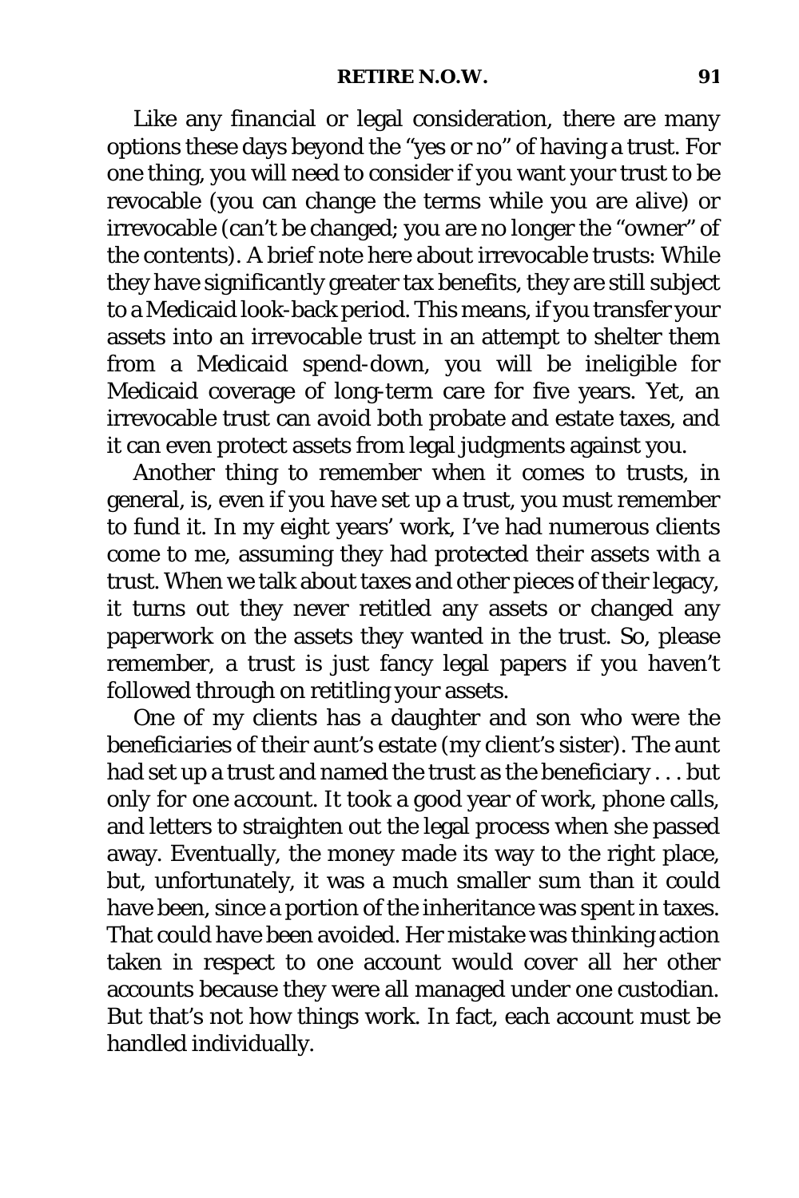Like any financial or legal consideration, there are many options these days beyond the "yes or no" of having a trust. For one thing, you will need to consider if you want your trust to be revocable (you can change the terms while you are alive) or irrevocable (can't be changed; you are no longer the "owner" of the contents). A brief note here about irrevocable trusts: While they have significantly greater tax benefits, they are still subject to a Medicaid look-back period. This means, if you transfer your assets into an irrevocable trust in an attempt to shelter them from a Medicaid spend-down, you will be ineligible for Medicaid coverage of long-term care for five years. Yet, an irrevocable trust can avoid both probate and estate taxes, and it can even protect assets from legal judgments against you.

Another thing to remember when it comes to trusts, in general, is, even if you have set up a trust, you must remember to fund it. In my eight years' work, I've had numerous clients come to me, assuming they had protected their assets with a trust. When we talk about taxes and other pieces of their legacy, it turns out they never retitled any assets or changed any paperwork on the assets they wanted in the trust. So, please remember, a trust is just fancy legal papers if you haven't followed through on retitling your assets.

One of my clients has a daughter and son who were the beneficiaries of their aunt's estate (my client's sister). The aunt had set up a trust and named the trust as the beneficiary . . . but only for *one account*. It took a good year of work, phone calls, and letters to straighten out the legal process when she passed away. Eventually, the money made its way to the right place, but, unfortunately, it was a much smaller sum than it could have been, since a portion of the inheritance was spent in taxes. That could have been avoided. Her mistake was thinking action taken in respect to one account would cover all her other accounts because they were all managed under one custodian. But that's not how things work. In fact, each account must be handled individually.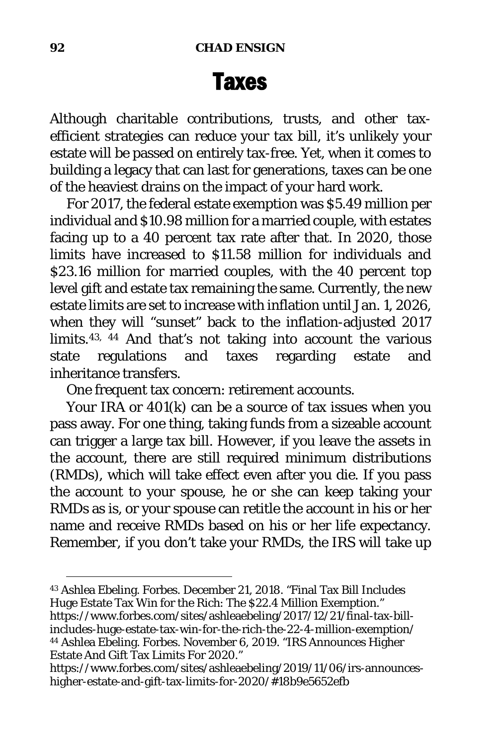# Taxes

Although charitable contributions, trusts, and other tax-efficient strategies can reduce your tax bill, it's unlikely your estate will be passed on entirely tax-free. Yet, when it comes to building a legacy that can last for generations, taxes can be one of the heaviest drains on the impact of your hard work.

For 2017, the federal estate exemption was $5.49 million per individual and $10.98 million for a married couple, with estates facing up to a 40 percent tax rate after that. In 2020, those limits have increased to $11.58 million for individuals and $23.16 million for married couples, with the 40 percent top level gift and estate tax remaining the same. Currently, the new estate limits are set to increase with inflation until Jan. 1, 2026, when they will "sunset" back to the inflation-adjusted 2017 limits.[43, 44] And that's not taking into account the various state regulations and taxes regarding estate and inheritance transfers.

One frequent tax concern: retirement accounts.

Your IRA or 401(k) can be a source of tax issues when you pass away. For one thing, taking funds from a sizeable account can trigger a large tax bill. However, if you leave the assets in the account, there are still required minimum distributions (RMDs), which will take effect even after you die. If you pass the account to your spouse, he or she can keep taking your RMDs as is, or your spouse can retitle the account in his or her name and receive RMDs based on his or her life expectancy. Remember, if you don't take your RMDs, the IRS will take up

---

[43] Ashlea Ebeling. Forbes. December 21, 2018. "Final Tax Bill Includes Huge Estate Tax Win for the Rich: The $22.4 Million Exemption." https://www.forbes.com/sites/ashleaebeling/2017/12/21/final-tax-bill-includes-huge-estate-tax-win-for-the-rich-the-22-4-million-exemption/

[44] Ashlea Ebeling. Forbes. November 6, 2019. "IRS Announces Higher Estate And Gift Tax Limits For 2020." https://www.forbes.com/sites/ashleaebeling/2019/11/06/irs-announces-higher-estate-and-gift-tax-limits-for-2020/#18b9e5652efb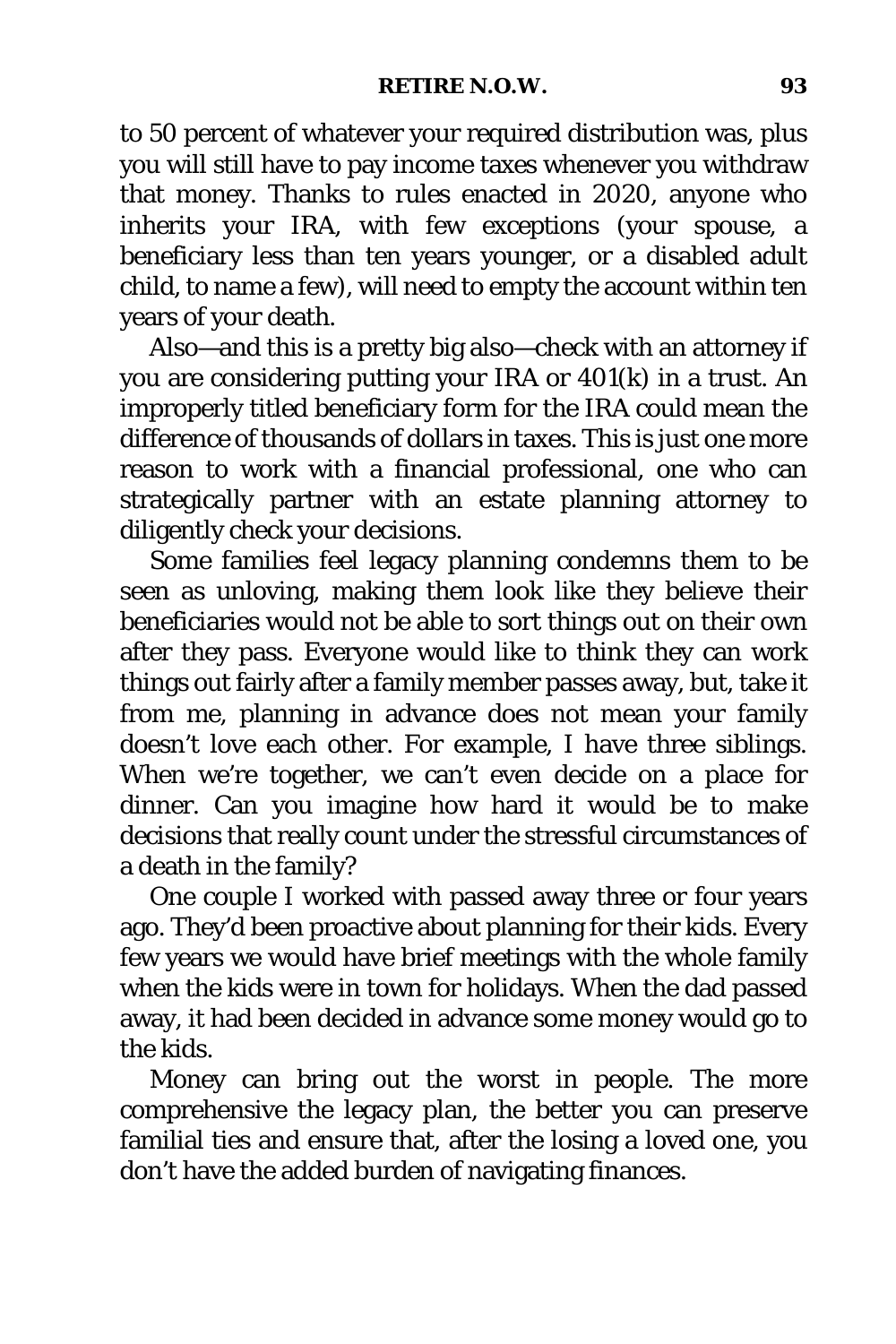to 50 percent of whatever your required distribution was, plus you will still have to pay income taxes whenever you withdraw that money. Thanks to rules enacted in 2020, anyone who inherits your IRA, with few exceptions (your spouse, a beneficiary less than ten years younger, or a disabled adult child, to name a few), will need to empty the account within ten years of your death.

Also—and this is a pretty big also—check with an attorney if you are considering putting your IRA or 401(k) in a trust. An improperly titled beneficiary form for the IRA could mean the difference of thousands of dollars in taxes. This is just one more reason to work with a financial professional, one who can strategically partner with an estate planning attorney to diligently check your decisions.

Some families feel legacy planning condemns them to be seen as unloving, making them look like they believe their beneficiaries would not be able to sort things out on their own after they pass. Everyone would like to think they can work things out fairly after a family member passes away, but, take it from me, planning in advance does not mean your family doesn't love each other. For example, I have three siblings. When we're together, we can't even decide on a place for dinner. Can you imagine how hard it would be to make decisions that really count under the stressful circumstances of a death in the family?

One couple I worked with passed away three or four years ago. They'd been proactive about planning for their kids. Every few years we would have brief meetings with the whole family when the kids were in town for holidays. When the dad passed away, it had been decided in advance some money would go to the kids.

Money can bring out the worst in people. The more comprehensive the legacy plan, the better you can preserve familial ties and ensure that, after the losing a loved one, you don't have the added burden of navigating finances.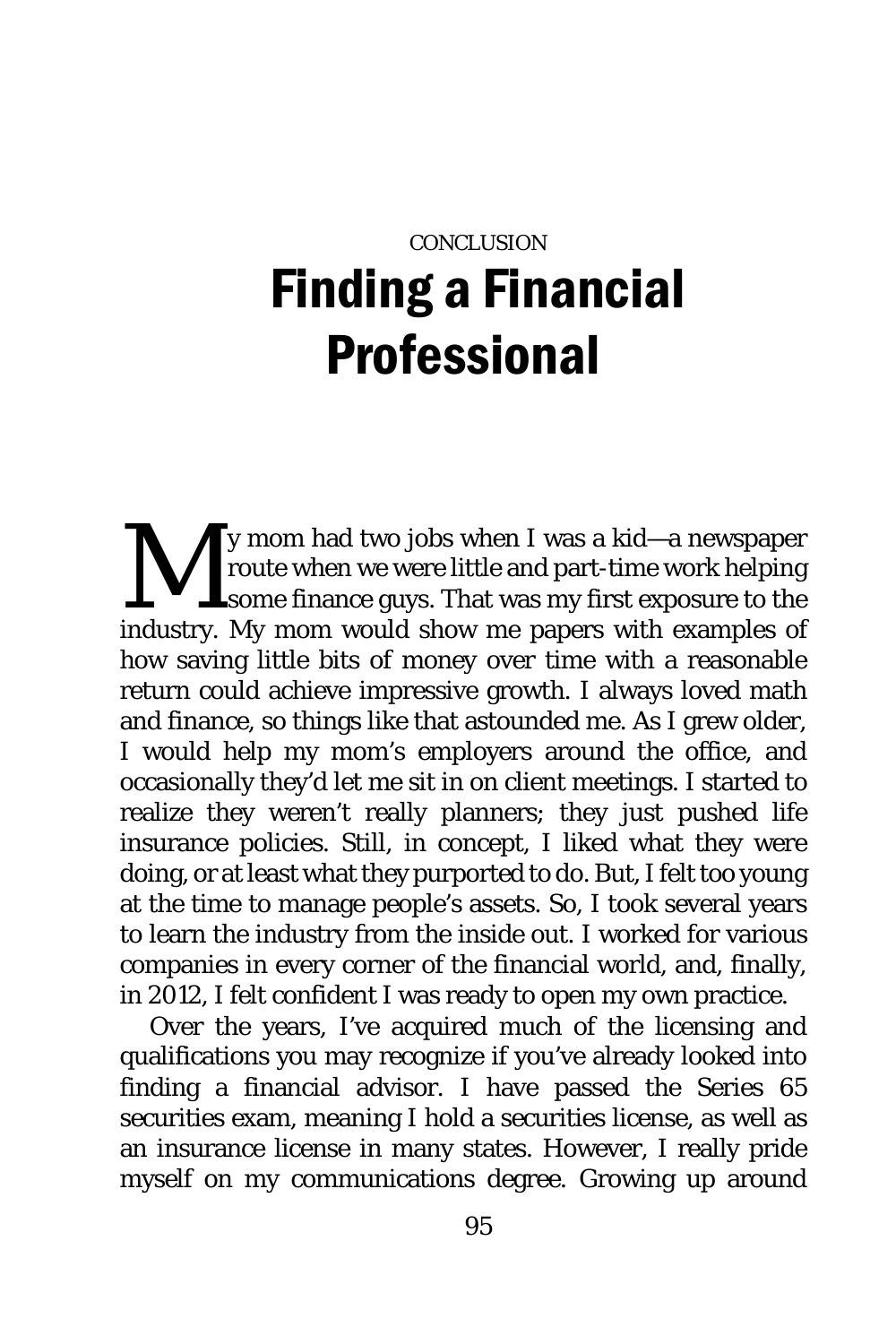CONCLUSION

# Finding a Financial Professional

My mom had two jobs when I was a kid—a newspaper route when we were little and part-time work helping some finance guys. That was my first exposure to the industry. My mom would show me papers with examples of how saving little bits of money over time with a reasonable return could achieve impressive growth. I always loved math and finance, so things like that astounded me. As I grew older, I would help my mom's employers around the office, and occasionally they'd let me sit in on client meetings. I started to realize they weren't really planners; they just pushed life insurance policies. Still, in concept, I liked what they were doing, or at least what they purported to do. But, I felt too young at the time to manage people's assets. So, I took several years to learn the industry from the inside out. I worked for various companies in every corner of the financial world, and, finally, in 2012, I felt confident I was ready to open my own practice.

Over the years, I've acquired much of the licensing and qualifications you may recognize if you've already looked into finding a financial advisor. I have passed the Series 65 securities exam, meaning I hold a securities license, as well as an insurance license in many states. However, I really pride myself on my communications degree. Growing up around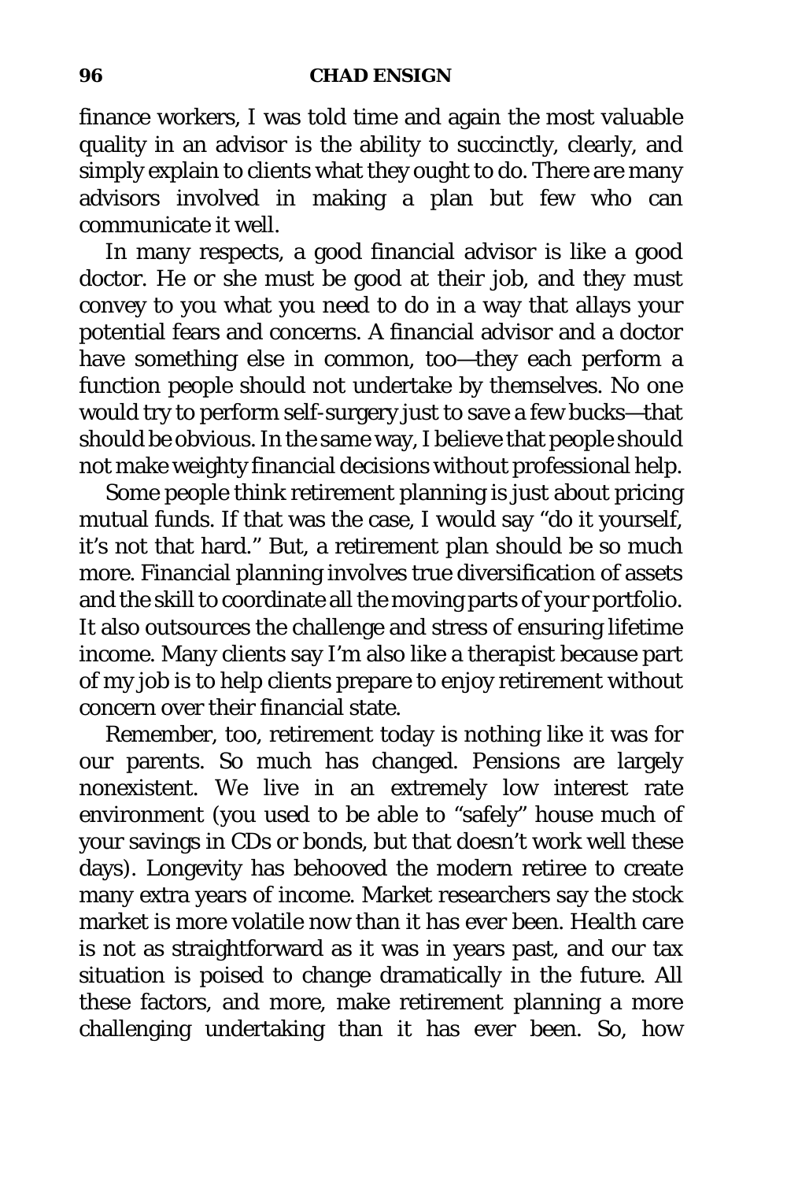finance workers, I was told time and again the most valuable quality in an advisor is the ability to succinctly, clearly, and simply explain to clients what they ought to do. There are many advisors involved in making a plan but few who can communicate it well.

In many respects, a good financial advisor is like a good doctor. He or she must be good at their job, and they must convey to you what you need to do in a way that allays your potential fears and concerns. A financial advisor and a doctor have something else in common, too—they each perform a function people should not undertake by themselves. No one would try to perform self-surgery just to save a few bucks—that should be obvious. In the same way, I believe that people should not make weighty financial decisions without professional help.

Some people think retirement planning is just about pricing mutual funds. If that was the case, I would say "do it yourself, it's not that hard." But, a retirement plan should be so much more. Financial planning involves true diversification of assets and the skill to coordinate all the moving parts of your portfolio. It also outsources the challenge and stress of ensuring lifetime income. Many clients say I'm also like a therapist because part of my job is to help clients prepare to enjoy retirement without concern over their financial state.

Remember, too, retirement today is nothing like it was for our parents. So much has changed. Pensions are largely nonexistent. We live in an extremely low interest rate environment (you used to be able to "safely" house much of your savings in CDs or bonds, but that doesn't work well these days). Longevity has behooved the modern retiree to create many extra years of income. Market researchers say the stock market is more volatile now than it has ever been. Health care is not as straightforward as it was in years past, and our tax situation is poised to change dramatically in the future. All these factors, and more, make retirement planning a more challenging undertaking than it has ever been. So, how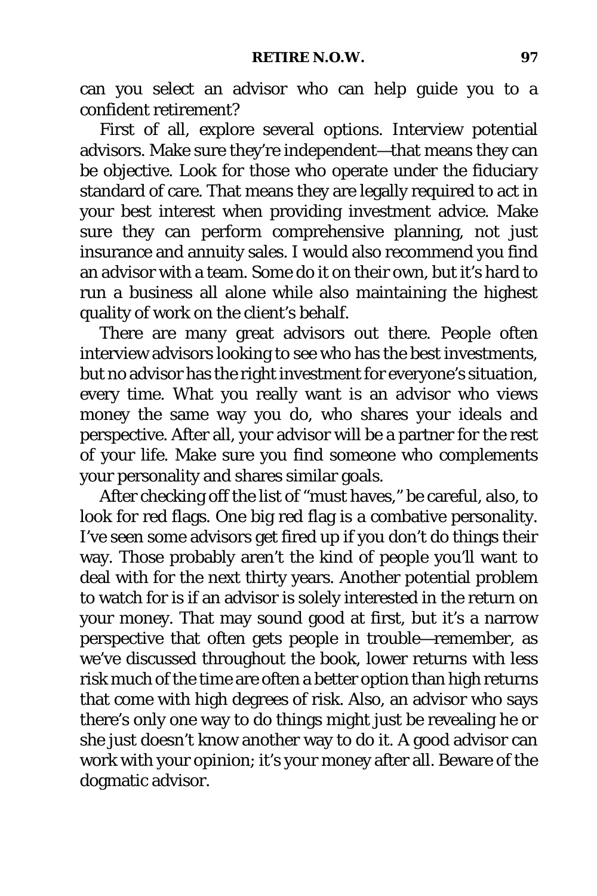can you select an advisor who can help guide you to a confident retirement?

First of all, explore several options. Interview potential advisors. Make sure they're independent—that means they can be objective. Look for those who operate under the fiduciary standard of care. That means they are legally required to act in your best interest when providing investment advice. Make sure they can perform comprehensive planning, not just insurance and annuity sales. I would also recommend you find an advisor with a team. Some do it on their own, but it's hard to run a business all alone while also maintaining the highest quality of work on the client's behalf.

There are many great advisors out there. People often interview advisors looking to see who has the best investments, but no advisor has the right investment for everyone's situation, every time. What you really want is an advisor who views money the same way you do, who shares your ideals and perspective. After all, your advisor will be a partner for the rest of your life. Make sure you find someone who complements your personality and shares similar goals.

After checking off the list of "must haves," be careful, also, to look for red flags. One big red flag is a combative personality. I've seen some advisors get fired up if you don't do things their way. Those probably aren't the kind of people you'll want to deal with for the next thirty years. Another potential problem to watch for is if an advisor is solely interested in the return on your money. That may sound good at first, but it's a narrow perspective that often gets people in trouble—remember, as we've discussed throughout the book, lower returns with less risk much of the time are often a better option than high returns that come with high degrees of risk. Also, an advisor who says there's only one way to do things might just be revealing he or she just doesn't know another way to do it. A good advisor can work with your opinion; it's your money after all. Beware of the dogmatic advisor.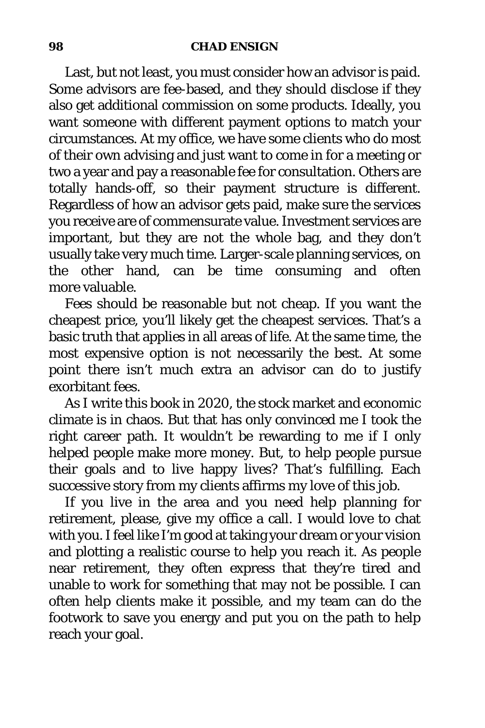Last, but not least, you must consider how an advisor is paid. Some advisors are fee-based, and they should disclose if they also get additional commission on some products. Ideally, you want someone with different payment options to match your circumstances. At my office, we have some clients who do most of their own advising and just want to come in for a meeting or two a year and pay a reasonable fee for consultation. Others are totally hands-off, so their payment structure is different. Regardless of how an advisor gets paid, make sure the services you receive are of commensurate value. Investment services are important, but they are not the whole bag, and they don't usually take very much time. Larger-scale planning services, on the other hand, can be time consuming and often more valuable.

Fees should be reasonable but not cheap. If you want the cheapest price, you'll likely get the cheapest services. That's a basic truth that applies in all areas of life. At the same time, the most expensive option is not necessarily the best. At some point there isn't much extra an advisor can do to justify exorbitant fees.

As I write this book in 2020, the stock market and economic climate is in chaos. But that has only convinced me I took the right career path. It wouldn't be rewarding to me if I only helped people make more money. But, to help people pursue their goals and to live happy lives? That's fulfilling. Each successive story from my clients affirms my love of this job.

If you live in the area and you need help planning for retirement, please, give my office a call. I would love to chat with you. I feel like I'm good at taking your dream or your vision and plotting a realistic course to help you reach it. As people near retirement, they often express that they're tired and unable to work for something that may not be possible. I can often help clients make it possible, and my team can do the footwork to save you energy and put you on the path to help reach your goal.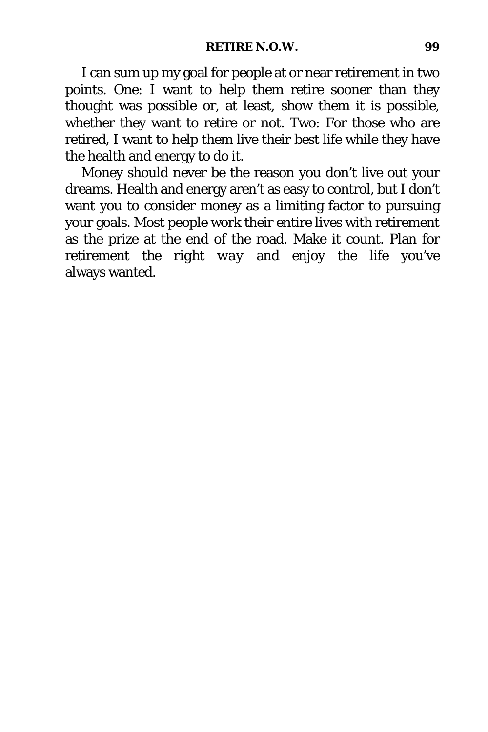I can sum up my goal for people at or near retirement in two points. One: I want to help them retire sooner than they thought was possible or, at least, show them it is possible, whether they want to retire or not. Two: For those who are retired, I want to help them live their best life while they have the health and energy to do it.

Money should never be the reason you don't live out your dreams. Health and energy aren't as easy to control, but I don't want you to consider money as a limiting factor to pursuing your goals. Most people work their entire lives with retirement as the prize at the end of the road. Make it count. Plan for retirement the right way and enjoy the life you've always wanted.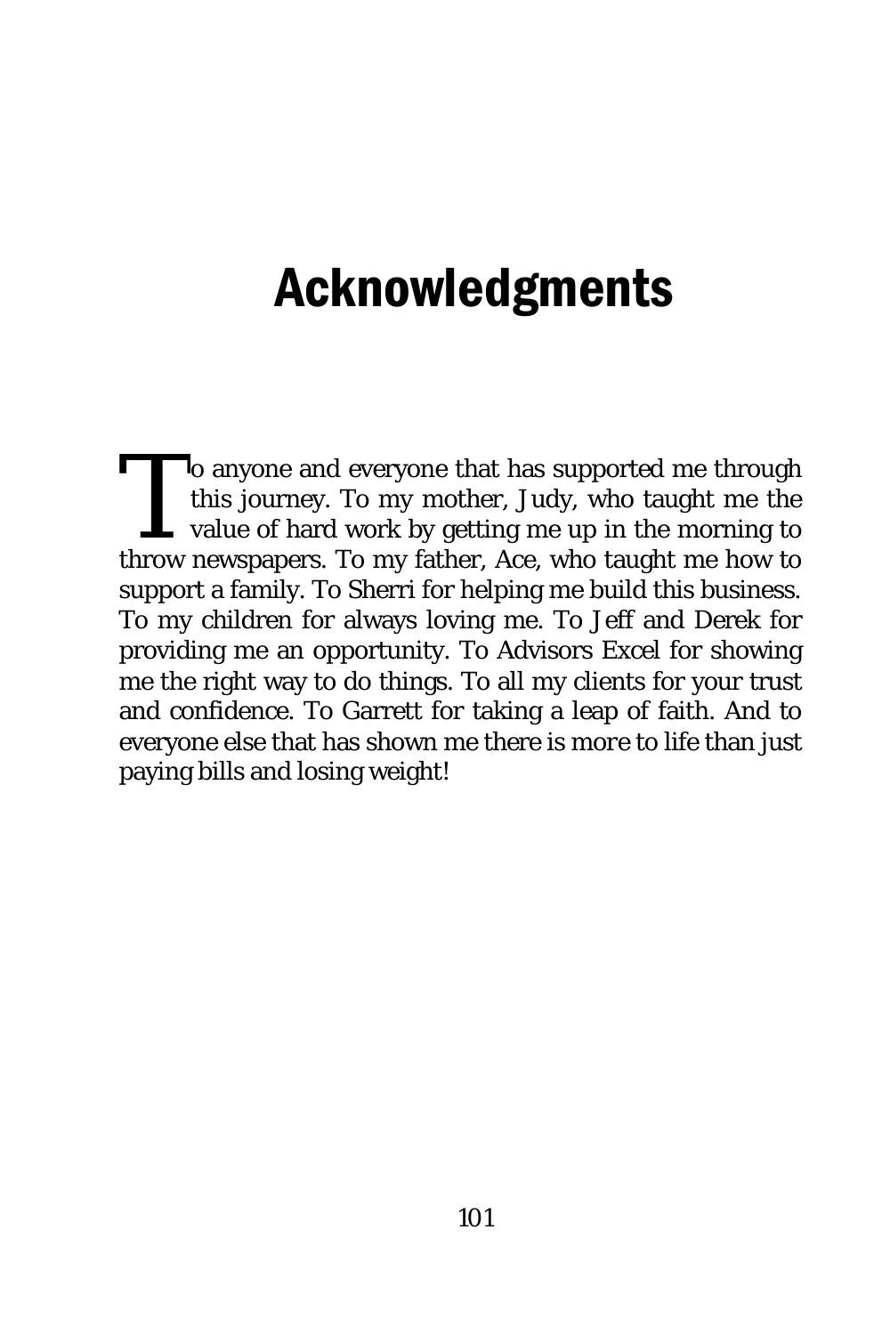# Acknowledgments

To anyone and everyone that has supported me through this journey. To my mother, Judy, who taught me the value of hard work by getting me up in the morning to throw newspapers. To my father, Ace, who taught me how to support a family. To Sherri for helping me build this business. To my children for always loving me. To Jeff and Derek for providing me an opportunity. To Advisors Excel for showing me the right way to do things. To all my clients for your trust and confidence. To Garrett for taking a leap of faith. And to everyone else that has shown me there is more to life than just paying bills and losing weight!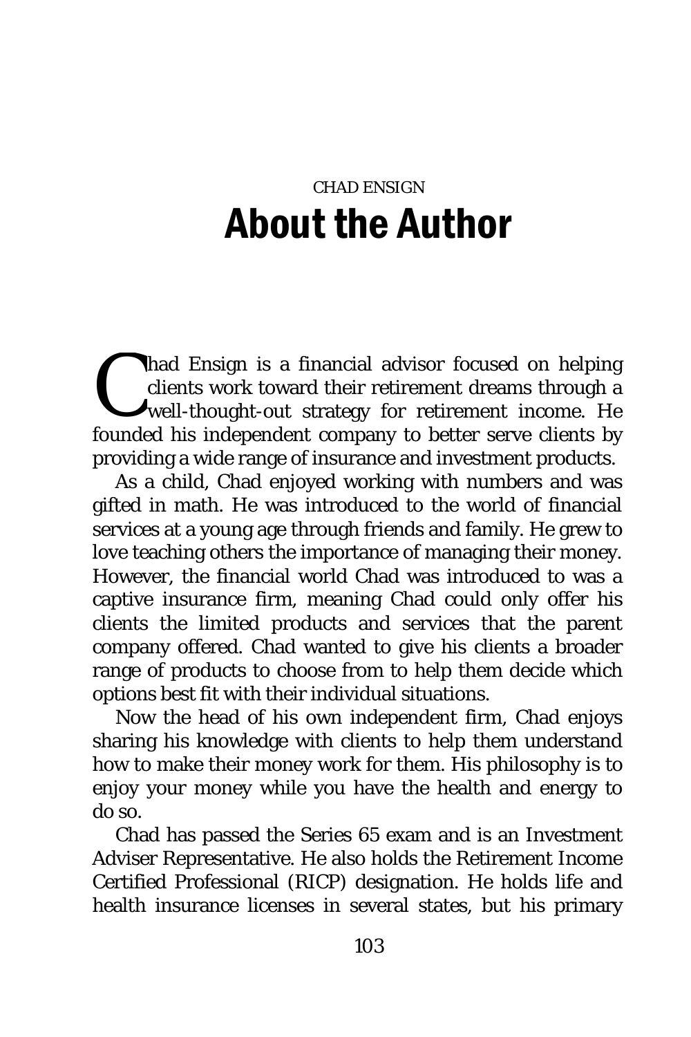CHAD ENSIGN

# About the Author

Chad Ensign is a financial advisor focused on helping clients work toward their retirement dreams through a well-thought-out strategy for retirement income. He founded his independent company to better serve clients by providing a wide range of insurance and investment products.

As a child, Chad enjoyed working with numbers and was gifted in math. He was introduced to the world of financial services at a young age through friends and family. He grew to love teaching others the importance of managing their money. However, the financial world Chad was introduced to was a captive insurance firm, meaning Chad could only offer his clients the limited products and services that the parent company offered. Chad wanted to give his clients a broader range of products to choose from to help them decide which options best fit with their individual situations.

Now the head of his own independent firm, Chad enjoys sharing his knowledge with clients to help them understand how to make their money work for them. His philosophy is to enjoy your money while you have the health and energy to do so.

Chad has passed the Series 65 exam and is an Investment Adviser Representative. He also holds the Retirement Income Certified Professional (RICP) designation. He holds life and health insurance licenses in several states, but his primary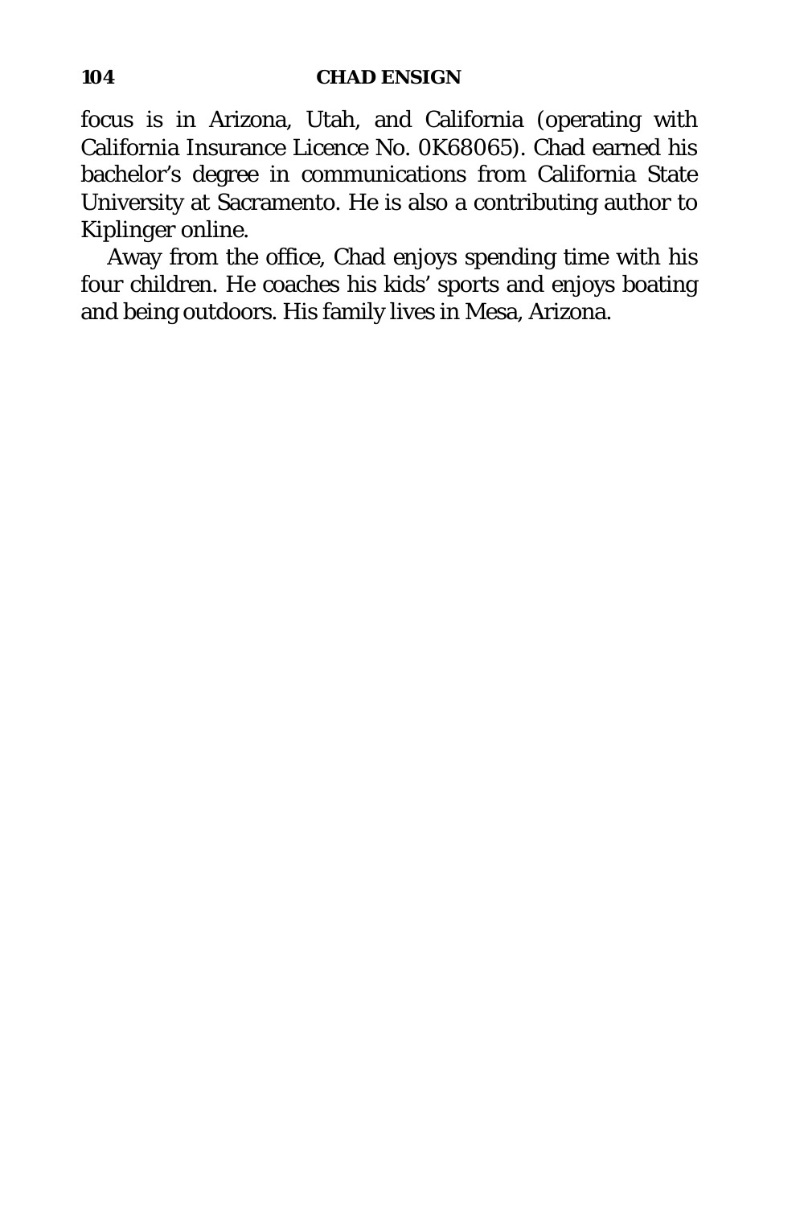focus is in Arizona, Utah, and California (operating with California Insurance Licence No. 0K68065). Chad earned his bachelor's degree in communications from California State University at Sacramento. He is also a contributing author to Kiplinger online.

Away from the office, Chad enjoys spending time with his four children. He coaches his kids' sports and enjoys boating and being outdoors. His family lives in Mesa, Arizona.